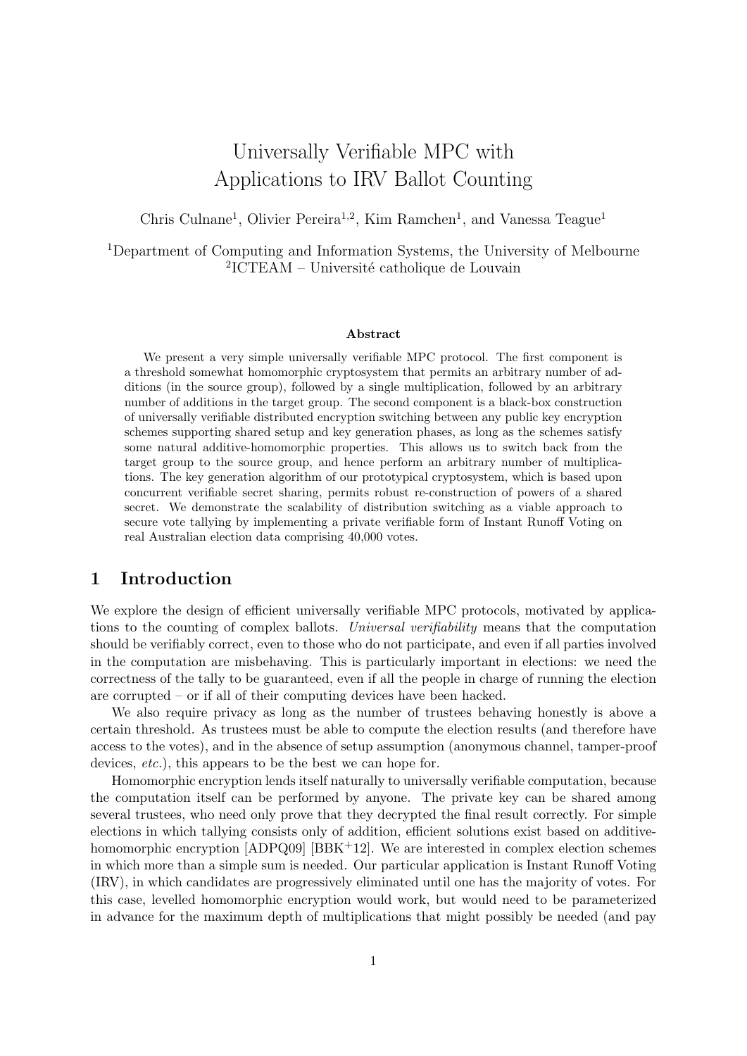# Universally Verifiable MPC with Applications to IRV Ballot Counting

Chris Culnane[1], Olivier Pereira[1,2], Kim Ramchen[1], and Vanessa Teague[1]

[1]Department of Computing and Information Systems, the University of Melbourne
[2]ICTEAM – Université catholique de Louvain

**Abstract**

We present a very simple universally verifiable MPC protocol. The first component is a threshold somewhat homomorphic cryptosystem that permits an arbitrary number of additions (in the source group), followed by a single multiplication, followed by an arbitrary number of additions in the target group. The second component is a black-box construction of universally verifiable distributed encryption switching between any public key encryption schemes supporting shared setup and key generation phases, as long as the schemes satisfy some natural additive-homomorphic properties. This allows us to switch back from the target group to the source group, and hence perform an arbitrary number of multiplications. The key generation algorithm of our prototypical cryptosystem, which is based upon concurrent verifiable secret sharing, permits robust re-construction of powers of a shared secret. We demonstrate the scalability of distribution switching as a viable approach to secure vote tallying by implementing a private verifiable form of Instant Runoff Voting on real Australian election data comprising 40,000 votes.

## 1 Introduction

We explore the design of efficient universally verifiable MPC protocols, motivated by applications to the counting of complex ballots. *Universal verifiability* means that the computation should be verifiably correct, even to those who do not participate, and even if all parties involved in the computation are misbehaving. This is particularly important in elections: we need the correctness of the tally to be guaranteed, even if all the people in charge of running the election are corrupted – or if all of their computing devices have been hacked.

We also require privacy as long as the number of trustees behaving honestly is above a certain threshold. As trustees must be able to compute the election results (and therefore have access to the votes), and in the absence of setup assumption (anonymous channel, tamper-proof devices, *etc.*), this appears to be the best we can hope for.

Homomorphic encryption lends itself naturally to universally verifiable computation, because the computation itself can be performed by anyone. The private key can be shared among several trustees, who need only prove that they decrypted the final result correctly. For simple elections in which tallying consists only of addition, efficient solutions exist based on additive-homomorphic encryption [ADPQ09] [BBK+12]. We are interested in complex election schemes in which more than a simple sum is needed. Our particular application is Instant Runoff Voting (IRV), in which candidates are progressively eliminated until one has the majority of votes. For this case, levelled homomorphic encryption would work, but would need to be parameterized in advance for the maximum depth of multiplications that might possibly be needed (and pay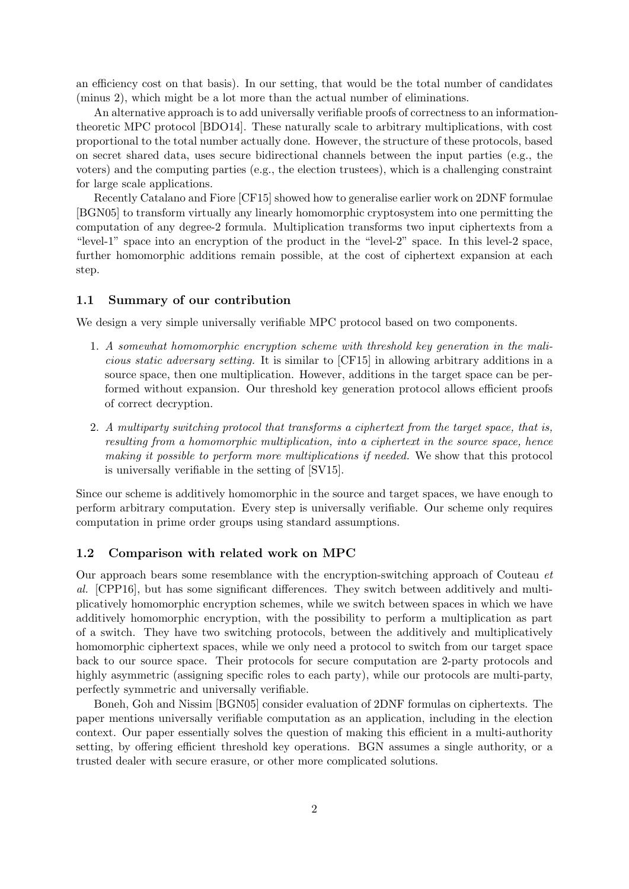an efficiency cost on that basis). In our setting, that would be the total number of candidates (minus 2), which might be a lot more than the actual number of eliminations.

An alternative approach is to add universally verifiable proofs of correctness to an information-theoretic MPC protocol [BDO14]. These naturally scale to arbitrary multiplications, with cost proportional to the total number actually done. However, the structure of these protocols, based on secret shared data, uses secure bidirectional channels between the input parties (e.g., the voters) and the computing parties (e.g., the election trustees), which is a challenging constraint for large scale applications.

Recently Catalano and Fiore [CF15] showed how to generalise earlier work on 2DNF formulae [BGN05] to transform virtually any linearly homomorphic cryptosystem into one permitting the computation of any degree-2 formula. Multiplication transforms two input ciphertexts from a "level-1" space into an encryption of the product in the "level-2" space. In this level-2 space, further homomorphic additions remain possible, at the cost of ciphertext expansion at each step.

### 1.1 Summary of our contribution

We design a very simple universally verifiable MPC protocol based on two components.

1. *A somewhat homomorphic encryption scheme with threshold key generation in the malicious static adversary setting.* It is similar to [CF15] in allowing arbitrary additions in a source space, then one multiplication. However, additions in the target space can be performed without expansion. Our threshold key generation protocol allows efficient proofs of correct decryption.
2. *A multiparty switching protocol that transforms a ciphertext from the target space, that is, resulting from a homomorphic multiplication, into a ciphertext in the source space, hence making it possible to perform more multiplications if needed.* We show that this protocol is universally verifiable in the setting of [SV15].

Since our scheme is additively homomorphic in the source and target spaces, we have enough to perform arbitrary computation. Every step is universally verifiable. Our scheme only requires computation in prime order groups using standard assumptions.

### 1.2 Comparison with related work on MPC

Our approach bears some resemblance with the encryption-switching approach of Couteau *et al.* [CPP16], but has some significant differences. They switch between additively and multiplicatively homomorphic encryption schemes, while we switch between spaces in which we have additively homomorphic encryption, with the possibility to perform a multiplication as part of a switch. They have two switching protocols, between the additively and multiplicatively homomorphic ciphertext spaces, while we only need a protocol to switch from our target space back to our source space. Their protocols for secure computation are 2-party protocols and highly asymmetric (assigning specific roles to each party), while our protocols are multi-party, perfectly symmetric and universally verifiable.

Boneh, Goh and Nissim [BGN05] consider evaluation of 2DNF formulas on ciphertexts. The paper mentions universally verifiable computation as an application, including in the election context. Our paper essentially solves the question of making this efficient in a multi-authority setting, by offering efficient threshold key operations. BGN assumes a single authority, or a trusted dealer with secure erasure, or other more complicated solutions.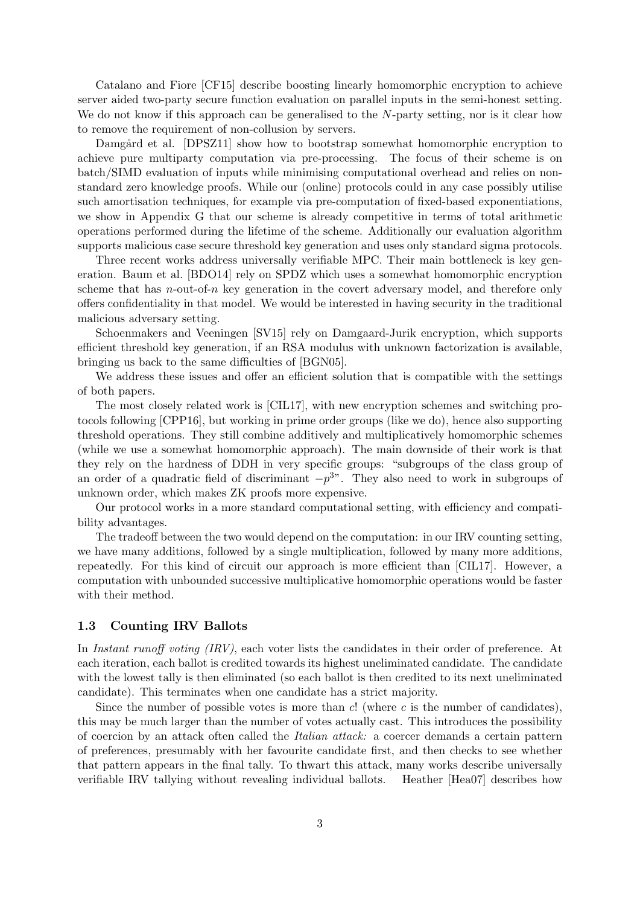Catalano and Fiore [CF15] describe boosting linearly homomorphic encryption to achieve server aided two-party secure function evaluation on parallel inputs in the semi-honest setting. We do not know if this approach can be generalised to the $N$-party setting, nor is it clear how to remove the requirement of non-collusion by servers.

Damgård et al. [DPSZ11] show how to bootstrap somewhat homomorphic encryption to achieve pure multiparty computation via pre-processing. The focus of their scheme is on batch/SIMD evaluation of inputs while minimising computational overhead and relies on non-standard zero knowledge proofs. While our (online) protocols could in any case possibly utilise such amortisation techniques, for example via pre-computation of fixed-based exponentiations, we show in Appendix G that our scheme is already competitive in terms of total arithmetic operations performed during the lifetime of the scheme. Additionally our evaluation algorithm supports malicious case secure threshold key generation and uses only standard sigma protocols.

Three recent works address universally verifiable MPC. Their main bottleneck is key generation. Baum et al. [BDO14] rely on SPDZ which uses a somewhat homomorphic encryption scheme that has $n$-out-of-$n$ key generation in the covert adversary model, and therefore only offers confidentiality in that model. We would be interested in having security in the traditional malicious adversary setting.

Schoenmakers and Veeningen [SV15] rely on Damgaard-Jurik encryption, which supports efficient threshold key generation, if an RSA modulus with unknown factorization is available, bringing us back to the same difficulties of [BGN05].

We address these issues and offer an efficient solution that is compatible with the settings of both papers.

The most closely related work is [CIL17], with new encryption schemes and switching protocols following [CPP16], but working in prime order groups (like we do), hence also supporting threshold operations. They still combine additively and multiplicatively homomorphic schemes (while we use a somewhat homomorphic approach). The main downside of their work is that they rely on the hardness of DDH in very specific groups: "subgroups of the class group of an order of a quadratic field of discriminant $-p^3$". They also need to work in subgroups of unknown order, which makes ZK proofs more expensive.

Our protocol works in a more standard computational setting, with efficiency and compatibility advantages.

The tradeoff between the two would depend on the computation: in our IRV counting setting, we have many additions, followed by a single multiplication, followed by many more additions, repeatedly. For this kind of circuit our approach is more efficient than [CIL17]. However, a computation with unbounded successive multiplicative homomorphic operations would be faster with their method.

### 1.3 Counting IRV Ballots

In *Instant runoff voting (IRV)*, each voter lists the candidates in their order of preference. At each iteration, each ballot is credited towards its highest uneliminated candidate. The candidate with the lowest tally is then eliminated (so each ballot is then credited to its next uneliminated candidate). This terminates when one candidate has a strict majority.

Since the number of possible votes is more than $c!$ (where $c$ is the number of candidates), this may be much larger than the number of votes actually cast. This introduces the possibility of coercion by an attack often called the *Italian attack:* a coercer demands a certain pattern of preferences, presumably with her favourite candidate first, and then checks to see whether that pattern appears in the final tally. To thwart this attack, many works describe universally verifiable IRV tallying without revealing individual ballots. Heather [Hea07] describes how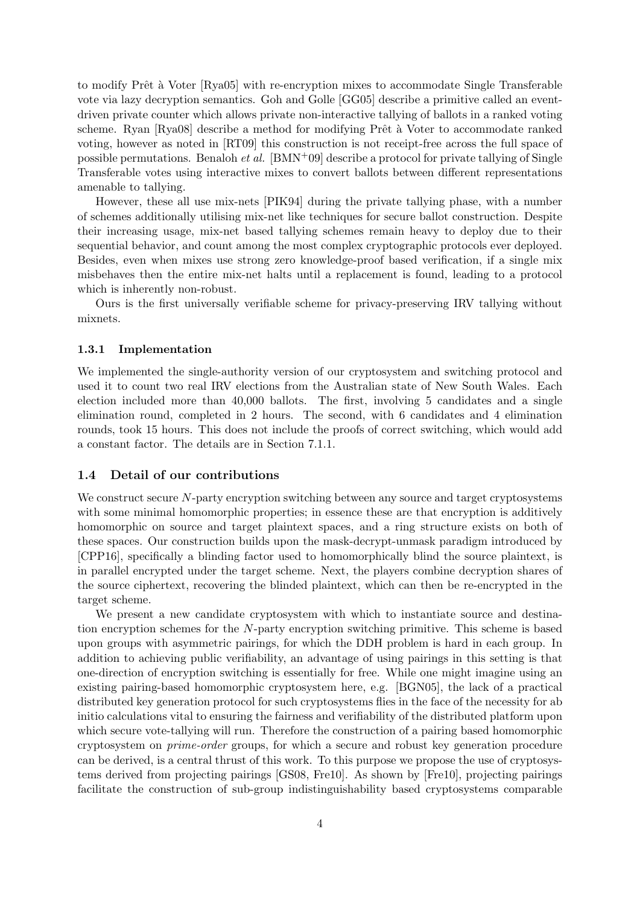to modify Prêt à Voter [Rya05] with re-encryption mixes to accommodate Single Transferable vote via lazy decryption semantics. Goh and Golle [GG05] describe a primitive called an event-driven private counter which allows private non-interactive tallying of ballots in a ranked voting scheme. Ryan [Rya08] describe a method for modifying Prêt à Voter to accommodate ranked voting, however as noted in [RT09] this construction is not receipt-free across the full space of possible permutations. Benaloh *et al.* [BMN+09] describe a protocol for private tallying of Single Transferable votes using interactive mixes to convert ballots between different representations amenable to tallying.

However, these all use mix-nets [PIK94] during the private tallying phase, with a number of schemes additionally utilising mix-net like techniques for secure ballot construction. Despite their increasing usage, mix-net based tallying schemes remain heavy to deploy due to their sequential behavior, and count among the most complex cryptographic protocols ever deployed. Besides, even when mixes use strong zero knowledge-proof based verification, if a single mix misbehaves then the entire mix-net halts until a replacement is found, leading to a protocol which is inherently non-robust.

Ours is the first universally verifiable scheme for privacy-preserving IRV tallying without mixnets.

#### 1.3.1 Implementation

We implemented the single-authority version of our cryptosystem and switching protocol and used it to count two real IRV elections from the Australian state of New South Wales. Each election included more than 40,000 ballots. The first, involving 5 candidates and a single elimination round, completed in 2 hours. The second, with 6 candidates and 4 elimination rounds, took 15 hours. This does not include the proofs of correct switching, which would add a constant factor. The details are in Section 7.1.1.

### 1.4 Detail of our contributions

We construct secure $N$-party encryption switching between any source and target cryptosystems with some minimal homomorphic properties; in essence these are that encryption is additively homomorphic on source and target plaintext spaces, and a ring structure exists on both of these spaces. Our construction builds upon the mask-decrypt-unmask paradigm introduced by [CPP16], specifically a blinding factor used to homomorphically blind the source plaintext, is in parallel encrypted under the target scheme. Next, the players combine decryption shares of the source ciphertext, recovering the blinded plaintext, which can then be re-encrypted in the target scheme.

We present a new candidate cryptosystem with which to instantiate source and destination encryption schemes for the $N$-party encryption switching primitive. This scheme is based upon groups with asymmetric pairings, for which the DDH problem is hard in each group. In addition to achieving public verifiability, an advantage of using pairings in this setting is that one-direction of encryption switching is essentially for free. While one might imagine using an existing pairing-based homomorphic cryptosystem here, e.g. [BGN05], the lack of a practical distributed key generation protocol for such cryptosystems flies in the face of the necessity for ab initio calculations vital to ensuring the fairness and verifiability of the distributed platform upon which secure vote-tallying will run. Therefore the construction of a pairing based homomorphic cryptosystem on *prime-order* groups, for which a secure and robust key generation procedure can be derived, is a central thrust of this work. To this purpose we propose the use of cryptosystems derived from projecting pairings [GS08, Fre10]. As shown by [Fre10], projecting pairings facilitate the construction of sub-group indistinguishability based cryptosystems comparable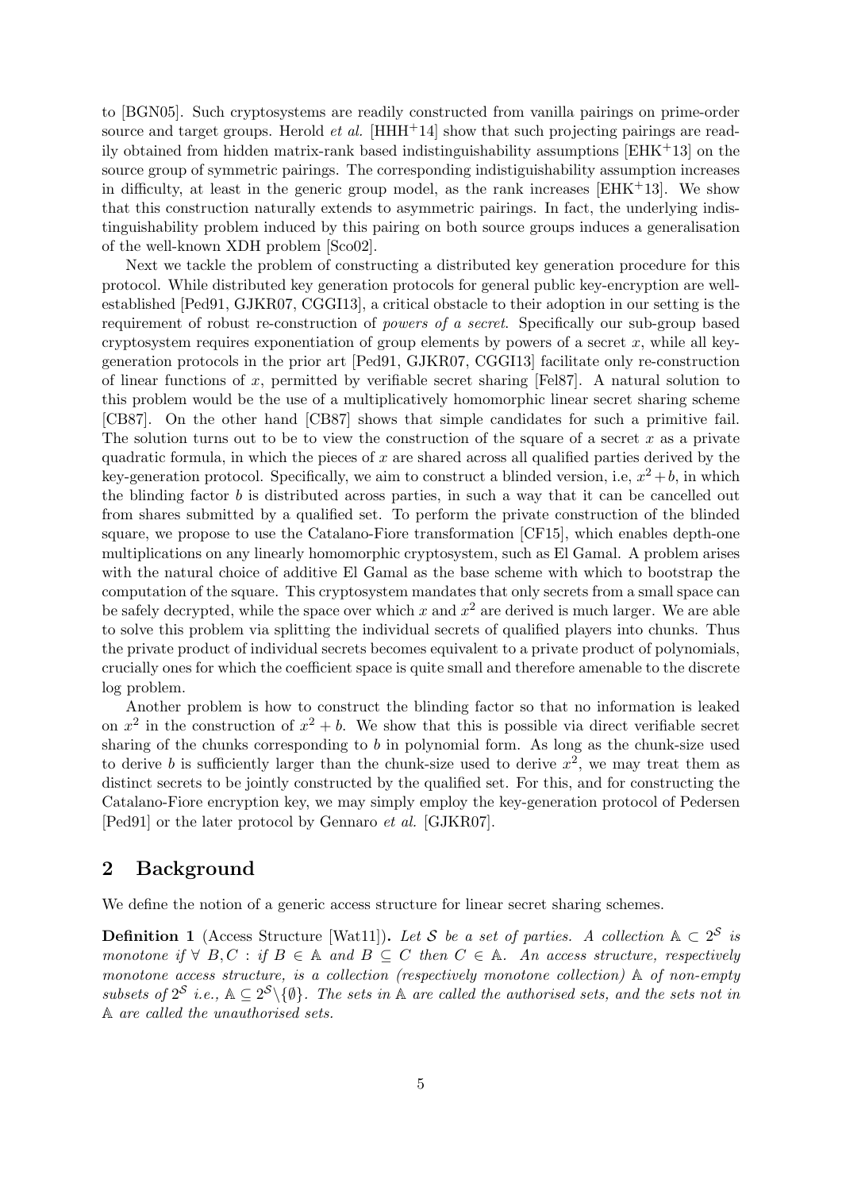to [BGN05]. Such cryptosystems are readily constructed from vanilla pairings on prime-order source and target groups. Herold *et al.* [HHH+14] show that such projecting pairings are readily obtained from hidden matrix-rank based indistinguishability assumptions [EHK+13] on the source group of symmetric pairings. The corresponding indistiguishability assumption increases in difficulty, at least in the generic group model, as the rank increases [EHK+13]. We show that this construction naturally extends to asymmetric pairings. In fact, the underlying indistinguishability problem induced by this pairing on both source groups induces a generalisation of the well-known XDH problem [Sco02].

Next we tackle the problem of constructing a distributed key generation procedure for this protocol. While distributed key generation protocols for general public key-encryption are well-established [Ped91, GJKR07, CGGI13], a critical obstacle to their adoption in our setting is the requirement of robust re-construction of *powers of a secret*. Specifically our sub-group based cryptosystem requires exponentiation of group elements by powers of a secret $x$, while all key-generation protocols in the prior art [Ped91, GJKR07, CGGI13] facilitate only re-construction of linear functions of $x$, permitted by verifiable secret sharing [Fel87]. A natural solution to this problem would be the use of a multiplicatively homomorphic linear secret sharing scheme [CB87]. On the other hand [CB87] shows that simple candidates for such a primitive fail. The solution turns out to be to view the construction of the square of a secret $x$ as a private quadratic formula, in which the pieces of $x$ are shared across all qualified parties derived by the key-generation protocol. Specifically, we aim to construct a blinded version, i.e, $x^2 + b$, in which the blinding factor $b$ is distributed across parties, in such a way that it can be cancelled out from shares submitted by a qualified set. To perform the private construction of the blinded square, we propose to use the Catalano-Fiore transformation [CF15], which enables depth-one multiplications on any linearly homomorphic cryptosystem, such as El Gamal. A problem arises with the natural choice of additive El Gamal as the base scheme with which to bootstrap the computation of the square. This cryptosystem mandates that only secrets from a small space can be safely decrypted, while the space over which $x$ and $x^2$ are derived is much larger. We are able to solve this problem via splitting the individual secrets of qualified players into chunks. Thus the private product of individual secrets becomes equivalent to a private product of polynomials, crucially ones for which the coefficient space is quite small and therefore amenable to the discrete log problem.

Another problem is how to construct the blinding factor so that no information is leaked on $x^2$ in the construction of $x^2 + b$. We show that this is possible via direct verifiable secret sharing of the chunks corresponding to $b$ in polynomial form. As long as the chunk-size used to derive $b$ is sufficiently larger than the chunk-size used to derive $x^2$, we may treat them as distinct secrets to be jointly constructed by the qualified set. For this, and for constructing the Catalano-Fiore encryption key, we may simply employ the key-generation protocol of Pedersen [Ped91] or the later protocol by Gennaro *et al.* [GJKR07].

## 2 Background

We define the notion of a generic access structure for linear secret sharing schemes.

**Definition 1** (Access Structure [Wat11]). *Let $\mathcal{S}$ be a set of parties. A collection $\mathbb{A} \subset 2^{\mathcal{S}}$ is monotone if $\forall\ B, C$ : if $B \in \mathbb{A}$ and $B \subseteq C$ then $C \in \mathbb{A}$. An access structure, respectively monotone access structure, is a collection (respectively monotone collection) $\mathbb{A}$ of non-empty subsets of $2^{\mathcal{S}}$ i.e., $\mathbb{A} \subseteq 2^{\mathcal{S}} \backslash \{\emptyset\}$. The sets in $\mathbb{A}$ are called the authorised sets, and the sets not in $\mathbb{A}$ are called the unauthorised sets.*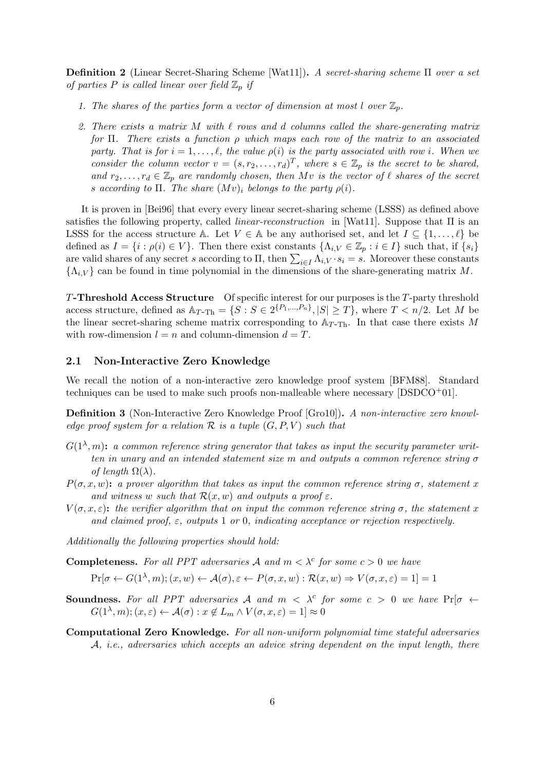**Definition 2** (Linear Secret-Sharing Scheme [Wat11])**.** *A secret-sharing scheme $\Pi$ over a set of parties $P$ is called linear over field $\mathbb{Z}_p$ if*

1. *The shares of the parties form a vector of dimension at most $l$ over $\mathbb{Z}_p$.*
2. *There exists a matrix $M$ with $\ell$ rows and $d$ columns called the share-generating matrix for $\Pi$. There exists a function $\rho$ which maps each row of the matrix to an associated party. That is for $i = 1, \ldots, \ell$, the value $\rho(i)$ is the party associated with row $i$. When we consider the column vector $v = (s, r_2, \ldots, r_d)^T$, where $s \in \mathbb{Z}_p$ is the secret to be shared, and $r_2, \ldots, r_d \in \mathbb{Z}_p$ are randomly chosen, then $Mv$ is the vector of $\ell$ shares of the secret $s$ according to $\Pi$. The share $(Mv)_i$ belongs to the party $\rho(i)$.*

It is proven in [Bei96] that every every linear secret-sharing scheme (LSSS) as defined above satisfies the following property, called *linear-reconstruction* in [Wat11]. Suppose that $\Pi$ is an LSSS for the access structure $\mathbb{A}$. Let $V \in \mathbb{A}$ be any authorised set, and let $I \subseteq \{1, \ldots, \ell\}$ be defined as $I = \{i : \rho(i) \in V\}$. Then there exist constants $\{\Lambda_{i,V} \in \mathbb{Z}_p : i \in I\}$ such that, if $\{s_i\}$ are valid shares of any secret $s$ according to $\Pi$, then $\sum_{i \in I} \Lambda_{i,V} \cdot s_i = s$. Moreover these constants $\{\Lambda_{i,V}\}$ can be found in time polynomial in the dimensions of the share-generating matrix $M$.

**$T$-Threshold Access Structure** Of specific interest for our purposes is the $T$-party threshold access structure, defined as $\mathbb{A}_{T\text{-Th}} = \{S : S \in 2^{\{P_1,\ldots,P_n\}}, |S| \geq T\}$, where $T < n/2$. Let $M$ be the linear secret-sharing scheme matrix corresponding to $\mathbb{A}_{T\text{-Th}}$. In that case there exists $M$ with row-dimension $l = n$ and column-dimension $d = T$.

## 2.1 Non-Interactive Zero Knowledge

We recall the notion of a non-interactive zero knowledge proof system [BFM88]. Standard techniques can be used to make such proofs non-malleable where necessary [DSDCO+01].

**Definition 3** (Non-Interactive Zero Knowledge Proof [Gro10])**.** *A non-interactive zero knowledge proof system for a relation $\mathcal{R}$ is a tuple $(G, P, V)$ such that*

**$G(1^\lambda, m)$:** *a common reference string generator that takes as input the security parameter written in unary and an intended statement size $m$ and outputs a common reference string $\sigma$ of length $\Omega(\lambda)$.*

**$P(\sigma, x, w)$:** *a prover algorithm that takes as input the common reference string $\sigma$, statement $x$ and witness $w$ such that $\mathcal{R}(x, w)$ and outputs a proof $\varepsilon$.*

**$V(\sigma, x, \varepsilon)$:** *the verifier algorithm that on input the common reference string $\sigma$, the statement $x$ and claimed proof, $\varepsilon$, outputs 1 or 0, indicating acceptance or rejection respectively.*

*Additionally the following properties should hold:*

**Completeness.** *For all PPT adversaries $\mathcal{A}$ and $m < \lambda^c$ for some $c > 0$ we have*

$$\Pr[\sigma \leftarrow G(1^\lambda, m); (x, w) \leftarrow \mathcal{A}(\sigma), \varepsilon \leftarrow P(\sigma, x, w) : \mathcal{R}(x, w) \Rightarrow V(\sigma, x, \varepsilon) = 1] = 1$$

**Soundness.** *For all PPT adversaries $\mathcal{A}$ and $m < \lambda^c$ for some $c > 0$ we have $\Pr[\sigma \leftarrow G(1^\lambda, m); (x, \varepsilon) \leftarrow \mathcal{A}(\sigma) : x \notin L_m \wedge V(\sigma, x, \varepsilon) = 1] \approx 0$*

**Computational Zero Knowledge.** *For all non-uniform polynomial time stateful adversaries $\mathcal{A}$, i.e., adversaries which accepts an advice string dependent on the input length, there*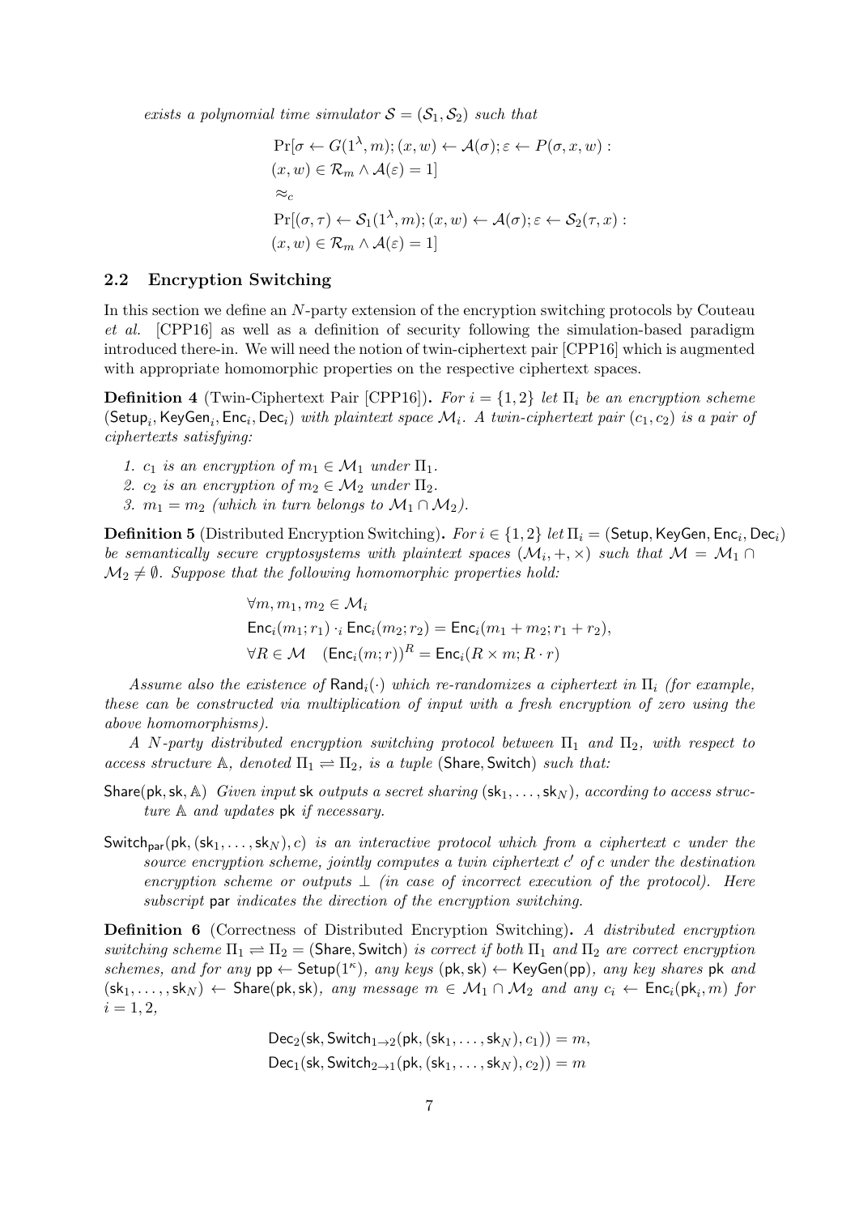*exists a polynomial time simulator* $\mathcal{S} = (\mathcal{S}_1, \mathcal{S}_2)$ *such that*

$$
\begin{aligned}
&\Pr[\sigma \leftarrow G(1^\lambda, m); (x, w) \leftarrow \mathcal{A}(\sigma); \varepsilon \leftarrow P(\sigma, x, w) : \\
&(x, w) \in \mathcal{R}_m \wedge \mathcal{A}(\varepsilon) = 1] \\
&\approx_c \\
&\Pr[(\sigma, \tau) \leftarrow \mathcal{S}_1(1^\lambda, m); (x, w) \leftarrow \mathcal{A}(\sigma); \varepsilon \leftarrow \mathcal{S}_2(\tau, x) : \\
&(x, w) \in \mathcal{R}_m \wedge \mathcal{A}(\varepsilon) = 1]
\end{aligned}
$$

## 2.2 Encryption Switching

In this section we define an $N$-party extension of the encryption switching protocols by Couteau *et al.* [CPP16] as well as a definition of security following the simulation-based paradigm introduced there-in. We will need the notion of twin-ciphertext pair [CPP16] which is augmented with appropriate homomorphic properties on the respective ciphertext spaces.

**Definition 4** (Twin-Ciphertext Pair [CPP16])**.** *For* $i = \{1, 2\}$ *let* $\Pi_i$ *be an encryption scheme* $(\mathsf{Setup}_i, \mathsf{KeyGen}_i, \mathsf{Enc}_i, \mathsf{Dec}_i)$ *with plaintext space* $\mathcal{M}_i$*. A twin-ciphertext pair* $(c_1, c_2)$ *is a pair of ciphertexts satisfying:*

1. $c_1$ *is an encryption of* $m_1 \in \mathcal{M}_1$ *under* $\Pi_1$*.*
2. $c_2$ *is an encryption of* $m_2 \in \mathcal{M}_2$ *under* $\Pi_2$*.*
3. $m_1 = m_2$ *(which in turn belongs to* $\mathcal{M}_1 \cap \mathcal{M}_2$*).*

**Definition 5** (Distributed Encryption Switching)**.** *For* $i \in \{1, 2\}$ *let* $\Pi_i = (\mathsf{Setup}, \mathsf{KeyGen}, \mathsf{Enc}_i, \mathsf{Dec}_i)$ *be semantically secure cryptosystems with plaintext spaces* $(\mathcal{M}_i, +, \times)$ *such that* $\mathcal{M} = \mathcal{M}_1 \cap \mathcal{M}_2 \neq \emptyset$*. Suppose that the following homomorphic properties hold:*

$$
\begin{aligned}
&\forall m, m_1, m_2 \in \mathcal{M}_i \\
&\mathsf{Enc}_i(m_1; r_1) \cdot_i \mathsf{Enc}_i(m_2; r_2) = \mathsf{Enc}_i(m_1 + m_2; r_1 + r_2), \\
&\forall R \in \mathcal{M} \quad (\mathsf{Enc}_i(m; r))^R = \mathsf{Enc}_i(R \times m; R \cdot r)
\end{aligned}
$$

*Assume also the existence of* $\mathsf{Rand}_i(\cdot)$ *which re-randomizes a ciphertext in* $\Pi_i$ *(for example, these can be constructed via multiplication of input with a fresh encryption of zero using the above homomorphisms).*

*A* $N$*-party distributed encryption switching protocol between* $\Pi_1$ *and* $\Pi_2$*, with respect to access structure* $\mathbb{A}$*, denoted* $\Pi_1 \rightleftharpoons \Pi_2$*, is a tuple* $(\mathsf{Share}, \mathsf{Switch})$ *such that:*

$\mathsf{Share}(\mathsf{pk}, \mathsf{sk}, \mathbb{A})$ *Given input* $\mathsf{sk}$ *outputs a secret sharing* $(\mathsf{sk}_1, \ldots, \mathsf{sk}_N)$*, according to access structure* $\mathbb{A}$ *and updates* $\mathsf{pk}$ *if necessary.*

$\mathsf{Switch}_{\mathsf{par}}(\mathsf{pk}, (\mathsf{sk}_1, \ldots, \mathsf{sk}_N), c)$ *is an interactive protocol which from a ciphertext* $c$ *under the source encryption scheme, jointly computes a twin ciphertext* $c'$ *of* $c$ *under the destination encryption scheme or outputs* $\perp$ *(in case of incorrect execution of the protocol). Here subscript* $\mathsf{par}$ *indicates the direction of the encryption switching.*

**Definition 6** (Correctness of Distributed Encryption Switching)**.** *A distributed encryption switching scheme* $\Pi_1 \rightleftharpoons \Pi_2 = (\mathsf{Share}, \mathsf{Switch})$ *is correct if both* $\Pi_1$ *and* $\Pi_2$ *are correct encryption schemes, and for any* $\mathsf{pp} \leftarrow \mathsf{Setup}(1^\kappa)$*, any keys* $(\mathsf{pk}, \mathsf{sk}) \leftarrow \mathsf{KeyGen}(\mathsf{pp})$*, any key shares* $\mathsf{pk}$ *and* $(\mathsf{sk}_1, \ldots, \mathsf{sk}_N) \leftarrow \mathsf{Share}(\mathsf{pk}, \mathsf{sk})$*, any message* $m \in \mathcal{M}_1 \cap \mathcal{M}_2$ *and any* $c_i \leftarrow \mathsf{Enc}_i(\mathsf{pk}_i, m)$ *for* $i = 1, 2$*,*

$$
\begin{aligned}
\mathsf{Dec}_2(\mathsf{sk}, \mathsf{Switch}_{1 \to 2}(\mathsf{pk}, (\mathsf{sk}_1, \ldots, \mathsf{sk}_N), c_1)) = m, \\
\mathsf{Dec}_1(\mathsf{sk}, \mathsf{Switch}_{2 \to 1}(\mathsf{pk}, (\mathsf{sk}_1, \ldots, \mathsf{sk}_N), c_2)) = m
\end{aligned}
$$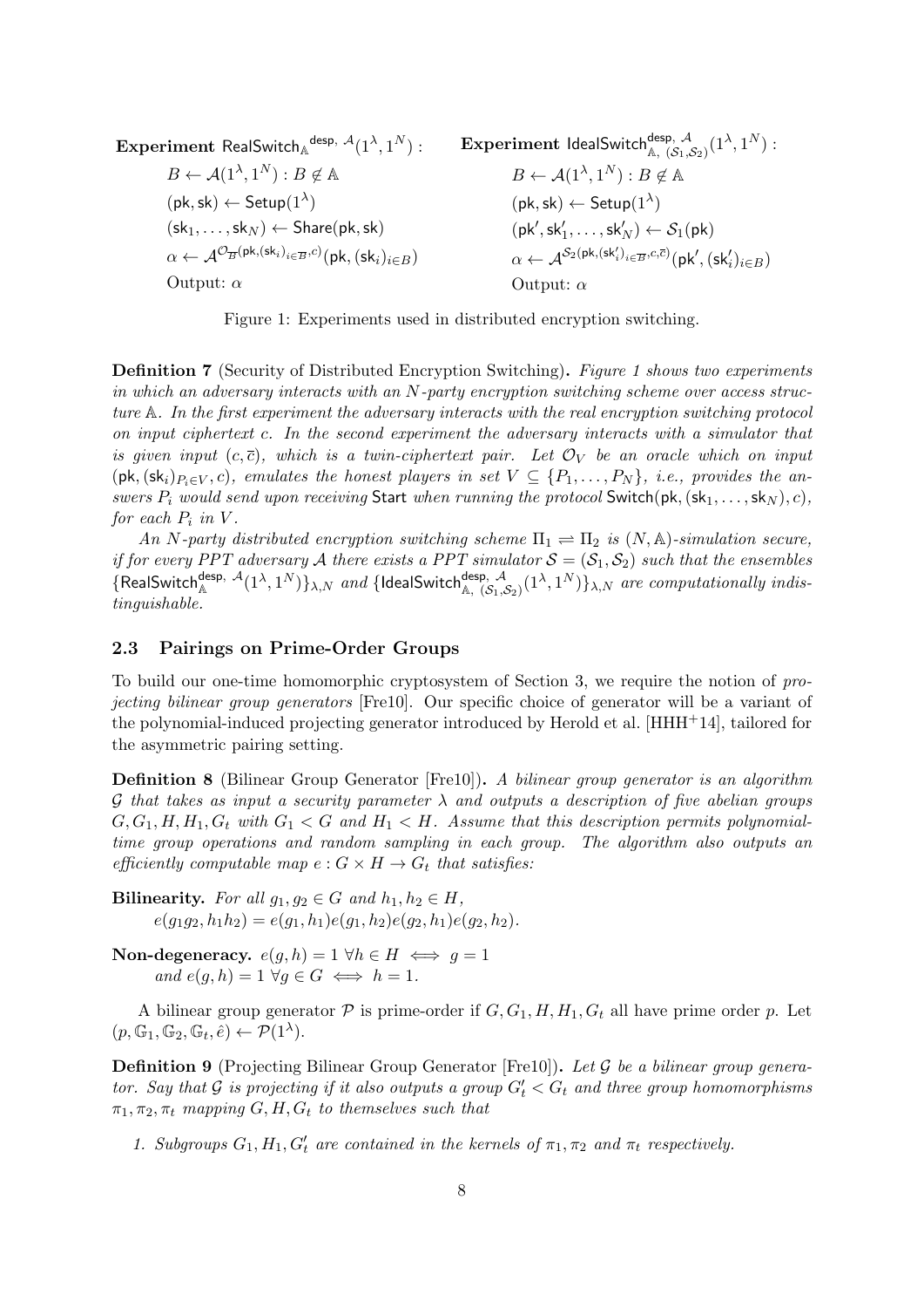**Experiment** $\mathsf{RealSwitch}_{\mathbb{A}}^{\mathsf{desp},\ \mathcal{A}}(1^\lambda, 1^N)$ :

$B \leftarrow \mathcal{A}(1^\lambda, 1^N) : B \notin \mathbb{A}$

$(\mathsf{pk}, \mathsf{sk}) \leftarrow \mathsf{Setup}(1^\lambda)$

$(\mathsf{sk}_1, \dots, \mathsf{sk}_N) \leftarrow \mathsf{Share}(\mathsf{pk}, \mathsf{sk})$

$\alpha \leftarrow \mathcal{A}^{\mathcal{O}_{\overline{B}}(\mathsf{pk}, (\mathsf{sk}_i)_{i \in \overline{B}}, c)}(\mathsf{pk}, (\mathsf{sk}_i)_{i \in B})$

Output: $\alpha$

**Experiment** $\mathsf{IdealSwitch}_{\mathbb{A},\ (\mathcal{S}_1, \mathcal{S}_2)}^{\mathsf{desp},\ \mathcal{A}}(1^\lambda, 1^N)$ :

$B \leftarrow \mathcal{A}(1^\lambda, 1^N) : B \notin \mathbb{A}$

$(\mathsf{pk}, \mathsf{sk}) \leftarrow \mathsf{Setup}(1^\lambda)$

$(\mathsf{pk}', \mathsf{sk}'_1, \dots, \mathsf{sk}'_N) \leftarrow \mathcal{S}_1(\mathsf{pk})$

$\alpha \leftarrow \mathcal{A}^{\mathcal{S}_2(\mathsf{pk}, (\mathsf{sk}'_i)_{i \in \overline{B}}, c, \overline{c})}(\mathsf{pk}', (\mathsf{sk}'_i)_{i \in B})$

Output: $\alpha$

Figure 1: Experiments used in distributed encryption switching.

**Definition 7** (Security of Distributed Encryption Switching)**.** *Figure 1 shows two experiments in which an adversary interacts with an $N$-party encryption switching scheme over access structure $\mathbb{A}$. In the first experiment the adversary interacts with the real encryption switching protocol on input ciphertext $c$. In the second experiment the adversary interacts with a simulator that is given input $(c, \overline{c})$, which is a twin-ciphertext pair. Let $\mathcal{O}_V$ be an oracle which on input $(\mathsf{pk}, (\mathsf{sk}_i)_{P_i \in V}, c)$, emulates the honest players in set $V \subseteq \{P_1, \dots, P_N\}$, i.e., provides the answers $P_i$ would send upon receiving* Start *when running the protocol* $\mathsf{Switch}(\mathsf{pk}, (\mathsf{sk}_1, \dots, \mathsf{sk}_N), c)$*, for each $P_i$ in $V$.*

*An $N$-party distributed encryption switching scheme $\Pi_1 \rightleftharpoons \Pi_2$ is $(N, \mathbb{A})$-simulation secure, if for every PPT adversary $\mathcal{A}$ there exists a PPT simulator $\mathcal{S} = (\mathcal{S}_1, \mathcal{S}_2)$ such that the ensembles $\{\mathsf{RealSwitch}_{\mathbb{A}}^{\mathsf{desp},\ \mathcal{A}}(1^\lambda, 1^N)\}_{\lambda, N}$ and $\{\mathsf{IdealSwitch}_{\mathbb{A},\ (\mathcal{S}_1, \mathcal{S}_2)}^{\mathsf{desp},\ \mathcal{A}}(1^\lambda, 1^N)\}_{\lambda, N}$ are computationally indistinguishable.*

## 2.3 Pairings on Prime-Order Groups

To build our one-time homomorphic cryptosystem of Section 3, we require the notion of *projecting bilinear group generators* [Fre10]. Our specific choice of generator will be a variant of the polynomial-induced projecting generator introduced by Herold et al. [HHH+14], tailored for the asymmetric pairing setting.

**Definition 8** (Bilinear Group Generator [Fre10])**.** *A bilinear group generator is an algorithm $\mathcal{G}$ that takes as input a security parameter $\lambda$ and outputs a description of five abelian groups $G, G_1, H, H_1, G_t$ with $G_1 < G$ and $H_1 < H$. Assume that this description permits polynomial-time group operations and random sampling in each group. The algorithm also outputs an efficiently computable map $e : G \times H \to G_t$ that satisfies:*

**Bilinearity.** *For all $g_1, g_2 \in G$ and $h_1, h_2 \in H$,*
$e(g_1 g_2, h_1 h_2) = e(g_1, h_1) e(g_1, h_2) e(g_2, h_1) e(g_2, h_2)$.

**Non-degeneracy.** $e(g, h) = 1\ \forall h \in H \iff g = 1$
*and* $e(g, h) = 1\ \forall g \in G \iff h = 1$.

A bilinear group generator $\mathcal{P}$ is prime-order if $G, G_1, H, H_1, G_t$ all have prime order $p$. Let $(p, \mathbb{G}_1, \mathbb{G}_2, \mathbb{G}_t, \hat{e}) \leftarrow \mathcal{P}(1^\lambda)$.

**Definition 9** (Projecting Bilinear Group Generator [Fre10])**.** *Let $\mathcal{G}$ be a bilinear group generator. Say that $\mathcal{G}$ is projecting if it also outputs a group $G'_t < G_t$ and three group homomorphisms $\pi_1, \pi_2, \pi_t$ mapping $G, H, G_t$ to themselves such that*

1. *Subgroups $G_1, H_1, G'_t$ are contained in the kernels of $\pi_1, \pi_2$ and $\pi_t$ respectively.*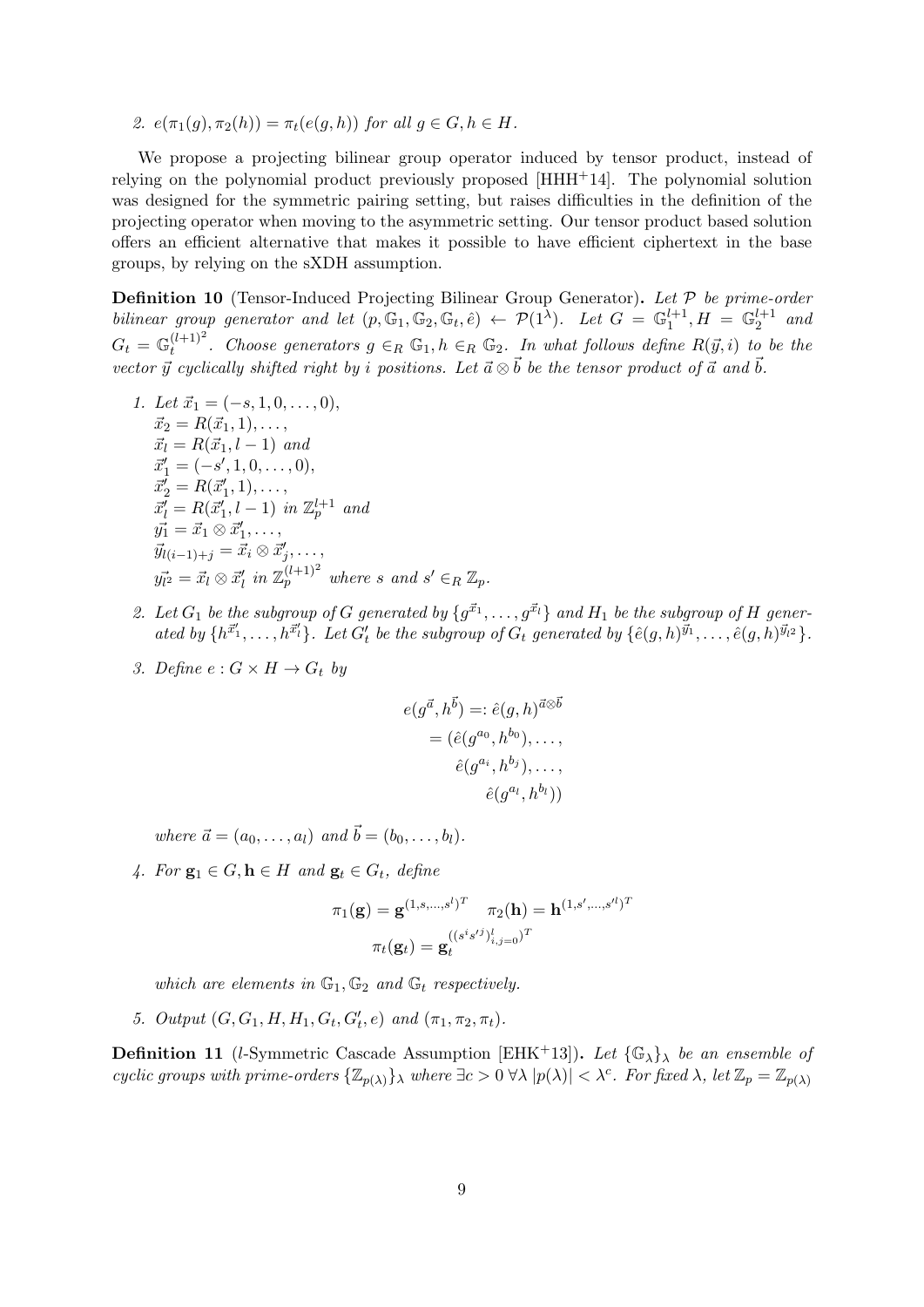2. $e(\pi_1(g), \pi_2(h)) = \pi_t(e(g, h))$ for all $g \in G, h \in H$.

We propose a projecting bilinear group operator induced by tensor product, instead of relying on the polynomial product previously proposed [HHH+14]. The polynomial solution was designed for the symmetric pairing setting, but raises difficulties in the definition of the projecting operator when moving to the asymmetric setting. Our tensor product based solution offers an efficient alternative that makes it possible to have efficient ciphertext in the base groups, by relying on the sXDH assumption.

**Definition 10** (Tensor-Induced Projecting Bilinear Group Generator). *Let $\mathcal{P}$ be prime-order bilinear group generator and let $(p, \mathbb{G}_1, \mathbb{G}_2, \mathbb{G}_t, \hat{e}) \leftarrow \mathcal{P}(1^\lambda)$. Let $G = \mathbb{G}_1^{l+1}, H = \mathbb{G}_2^{l+1}$ and $G_t = \mathbb{G}_t^{(l+1)^2}$. Choose generators $g \in_R \mathbb{G}_1, h \in_R \mathbb{G}_2$. In what follows define $R(\vec{y}, i)$ to be the vector $\vec{y}$ cyclically shifted right by $i$ positions. Let $\vec{a} \otimes \vec{b}$ be the tensor product of $\vec{a}$ and $\vec{b}$.*

1. Let $\vec{x}_1 = (-s, 1, 0, \ldots, 0)$,
   $\vec{x}_2 = R(\vec{x}_1, 1), \ldots$,
   $\vec{x}_l = R(\vec{x}_1, l-1)$ and
   $\vec{x}'_1 = (-s', 1, 0, \ldots, 0)$,
   $\vec{x}'_2 = R(\vec{x}'_1, 1), \ldots$,
   $\vec{x}'_l = R(\vec{x}'_1, l-1)$ in $\mathbb{Z}_p^{l+1}$ and
   $\vec{y_1} = \vec{x}_1 \otimes \vec{x}'_1, \ldots$,
   $\vec{y}_{l(i-1)+j} = \vec{x}_i \otimes \vec{x}'_j, \ldots$,
   $\vec{y_{l^2}} = \vec{x}_l \otimes \vec{x}'_l$ in $\mathbb{Z}_p^{(l+1)^2}$ where $s$ and $s' \in_R \mathbb{Z}_p$.

2. Let $G_1$ be the subgroup of $G$ generated by $\{g^{\vec{x}_1}, \ldots, g^{\vec{x}_l}\}$ and $H_1$ be the subgroup of $H$ generated by $\{h^{\vec{x}'_1}, \ldots, h^{\vec{x}'_l}\}$. Let $G'_t$ be the subgroup of $G_t$ generated by $\{\hat{e}(g, h)^{\vec{y}_1}, \ldots, \hat{e}(g, h)^{\vec{y}_{l^2}}\}$.

3. Define $e : G \times H \to G_t$ by
$$
\begin{aligned}
e(g^{\vec{a}}, h^{\vec{b}}) =&: \hat{e}(g, h)^{\vec{a} \otimes \vec{b}} \\
&= (\hat{e}(g^{a_0}, h^{b_0}), \ldots, \\
&\quad \hat{e}(g^{a_i}, h^{b_j}), \ldots, \\
&\quad \hat{e}(g^{a_l}, h^{b_l}))
\end{aligned}
$$
   where $\vec{a} = (a_0, \ldots, a_l)$ and $\vec{b} = (b_0, \ldots, b_l)$.

4. For $\mathbf{g}_1 \in G, \mathbf{h} \in H$ and $\mathbf{g}_t \in G_t$, define
$$
\pi_1(\mathbf{g}) = \mathbf{g}^{(1, s, \ldots, s^l)^T} \quad \pi_2(\mathbf{h}) = \mathbf{h}^{(1, s', \ldots, s'^l)^T}
$$
$$
\pi_t(\mathbf{g}_t) = \mathbf{g}_t^{((s^i s'^j)_{i,j=0}^l)^T}
$$
   which are elements in $\mathbb{G}_1, \mathbb{G}_2$ and $\mathbb{G}_t$ respectively.

5. Output $(G, G_1, H, H_1, G_t, G'_t, e)$ and $(\pi_1, \pi_2, \pi_t)$.

**Definition 11** ($l$-Symmetric Cascade Assumption [EHK+13]). *Let $\{\mathbb{G}_\lambda\}_\lambda$ be an ensemble of cyclic groups with prime-orders $\{\mathbb{Z}_{p(\lambda)}\}_\lambda$ where $\exists c > 0 \; \forall \lambda \; |p(\lambda)| < \lambda^c$. For fixed $\lambda$, let $\mathbb{Z}_p = \mathbb{Z}_{p(\lambda)}$*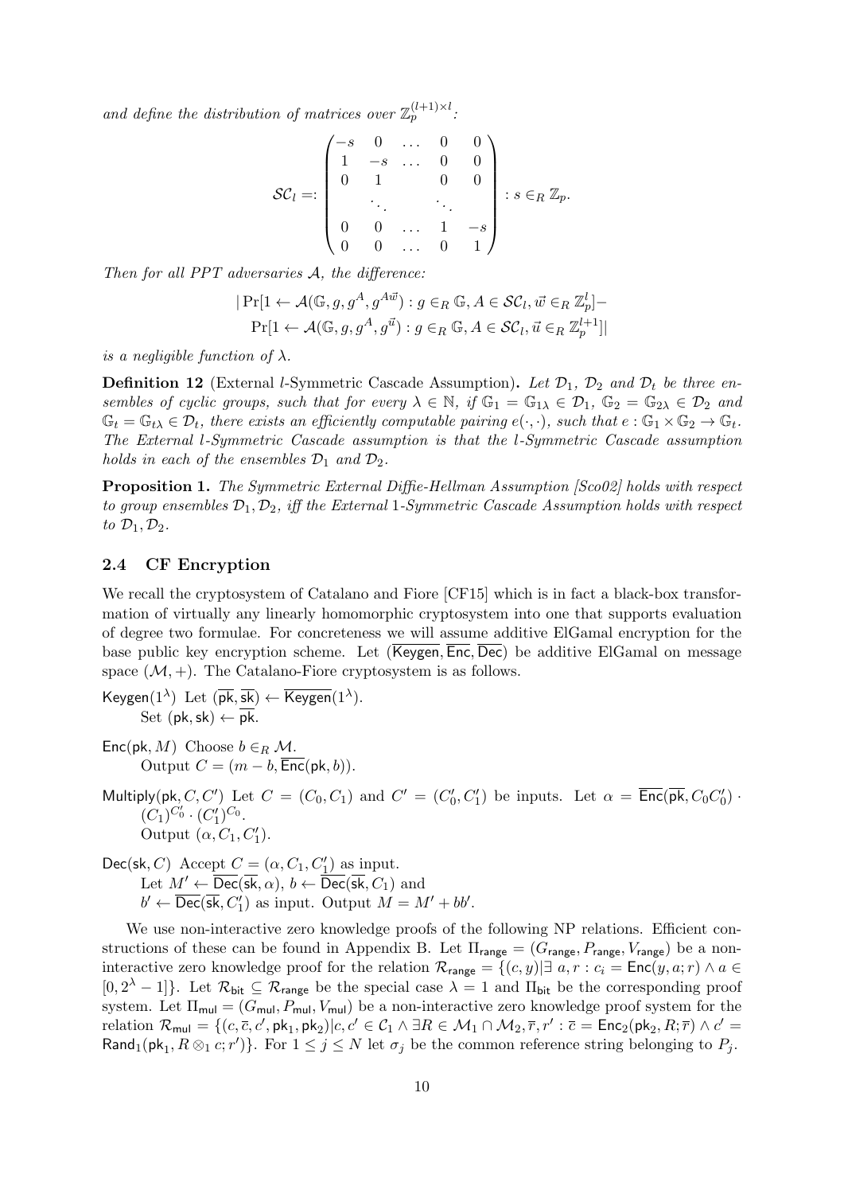*and define the distribution of matrices over $\mathbb{Z}_p^{(l+1)\times l}$:*

$$\mathcal{SC}_l =: \begin{pmatrix} -s & 0 & \dots & 0 & 0 \\ 1 & -s & \dots & 0 & 0 \\ 0 & 1 & & 0 & 0 \\ & \ddots & & \ddots & \\ 0 & 0 & \dots & 1 & -s \\ 0 & 0 & \dots & 0 & 1 \end{pmatrix} : s \in_R \mathbb{Z}_p.$$

*Then for all PPT adversaries $\mathcal{A}$, the difference:*

$$|\Pr[1 \leftarrow \mathcal{A}(\mathbb{G}, g, g^A, g^{A\vec{w}}) : g \in_R \mathbb{G}, A \in \mathcal{SC}_l, \vec{w} \in_R \mathbb{Z}_p^l] -$$
$$\Pr[1 \leftarrow \mathcal{A}(\mathbb{G}, g, g^A, g^{\vec{u}}) : g \in_R \mathbb{G}, A \in \mathcal{SC}_l, \vec{u} \in_R \mathbb{Z}_p^{l+1}]|$$

*is a negligible function of $\lambda$.*

**Definition 12** (External $l$-Symmetric Cascade Assumption)**.** *Let $\mathcal{D}_1$, $\mathcal{D}_2$ and $\mathcal{D}_t$ be three ensembles of cyclic groups, such that for every $\lambda \in \mathbb{N}$, if $\mathbb{G}_1 = \mathbb{G}_{1\lambda} \in \mathcal{D}_1$, $\mathbb{G}_2 = \mathbb{G}_{2\lambda} \in \mathcal{D}_2$ and $\mathbb{G}_t = \mathbb{G}_{t\lambda} \in \mathcal{D}_t$, there exists an efficiently computable pairing $e(\cdot,\cdot)$, such that $e : \mathbb{G}_1 \times \mathbb{G}_2 \rightarrow \mathbb{G}_t$. The External $l$-Symmetric Cascade assumption is that the $l$-Symmetric Cascade assumption holds in each of the ensembles $\mathcal{D}_1$ and $\mathcal{D}_2$.*

**Proposition 1.** *The Symmetric External Diffie-Hellman Assumption [Sco02] holds with respect to group ensembles $\mathcal{D}_1, \mathcal{D}_2$, iff the External 1-Symmetric Cascade Assumption holds with respect to $\mathcal{D}_1, \mathcal{D}_2$.*

### 2.4 CF Encryption

We recall the cryptosystem of Catalano and Fiore [CF15] which is in fact a black-box transformation of virtually any linearly homomorphic cryptosystem into one that supports evaluation of degree two formulae. For concreteness we will assume additive ElGamal encryption for the base public key encryption scheme. Let $(\overline{\mathsf{Keygen}}, \overline{\mathsf{Enc}}, \overline{\mathsf{Dec}})$ be additive ElGamal on message space $(\mathcal{M}, +)$. The Catalano-Fiore cryptosystem is as follows.

$\mathsf{Keygen}(1^\lambda)$ Let $(\overline{\mathsf{pk}}, \overline{\mathsf{sk}}) \leftarrow \overline{\mathsf{Keygen}}(1^\lambda)$.
Set $(\mathsf{pk}, \mathsf{sk}) \leftarrow \overline{\mathsf{pk}}$.

$\mathsf{Enc}(\mathsf{pk}, M)$ Choose $b \in_R \mathcal{M}$.
Output $C = (m - b, \overline{\mathsf{Enc}}(\mathsf{pk}, b))$.

$\mathsf{Multiply}(\mathsf{pk}, C, C')$ Let $C = (C_0, C_1)$ and $C' = (C'_0, C'_1)$ be inputs. Let $\alpha = \overline{\mathsf{Enc}}(\overline{\mathsf{pk}}, C_0 C'_0) \cdot (C_1)^{C'_0} \cdot (C'_1)^{C_0}$.
Output $(\alpha, C_1, C'_1)$.

$\mathsf{Dec}(\mathsf{sk}, C)$ Accept $C = (\alpha, C_1, C'_1)$ as input.
Let $M' \leftarrow \overline{\mathsf{Dec}}(\overline{\mathsf{sk}}, \alpha)$, $b \leftarrow \overline{\mathsf{Dec}}(\overline{\mathsf{sk}}, C_1)$ and
$b' \leftarrow \overline{\mathsf{Dec}}(\overline{\mathsf{sk}}, C'_1)$ as input. Output $M = M' + bb'$.

We use non-interactive zero knowledge proofs of the following NP relations. Efficient constructions of these can be found in Appendix B. Let $\Pi_{\mathsf{range}} = (G_{\mathsf{range}}, P_{\mathsf{range}}, V_{\mathsf{range}})$ be a non-interactive zero knowledge proof for the relation $\mathcal{R}_{\mathsf{range}} = \{(c, y) | \exists\, a, r : c_i = \mathsf{Enc}(y, a; r) \wedge a \in [0, 2^\lambda - 1]\}$. Let $\mathcal{R}_{\mathsf{bit}} \subseteq \mathcal{R}_{\mathsf{range}}$ be the special case $\lambda = 1$ and $\Pi_{\mathsf{bit}}$ be the corresponding proof system. Let $\Pi_{\mathsf{mul}} = (G_{\mathsf{mul}}, P_{\mathsf{mul}}, V_{\mathsf{mul}})$ be a non-interactive zero knowledge proof system for the relation $\mathcal{R}_{\mathsf{mul}} = \{(c, \overline{c}, c', \mathsf{pk}_1, \mathsf{pk}_2) | c, c' \in \mathcal{C}_1 \wedge \exists R \in \mathcal{M}_1 \cap \mathcal{M}_2, \overline{r}, r' : \overline{c} = \mathsf{Enc}_2(\mathsf{pk}_2, R; \overline{r}) \wedge c' = \mathsf{Rand}_1(\mathsf{pk}_1, R \otimes_1 c; r')\}$. For $1 \leq j \leq N$ let $\sigma_j$ be the common reference string belonging to $P_j$.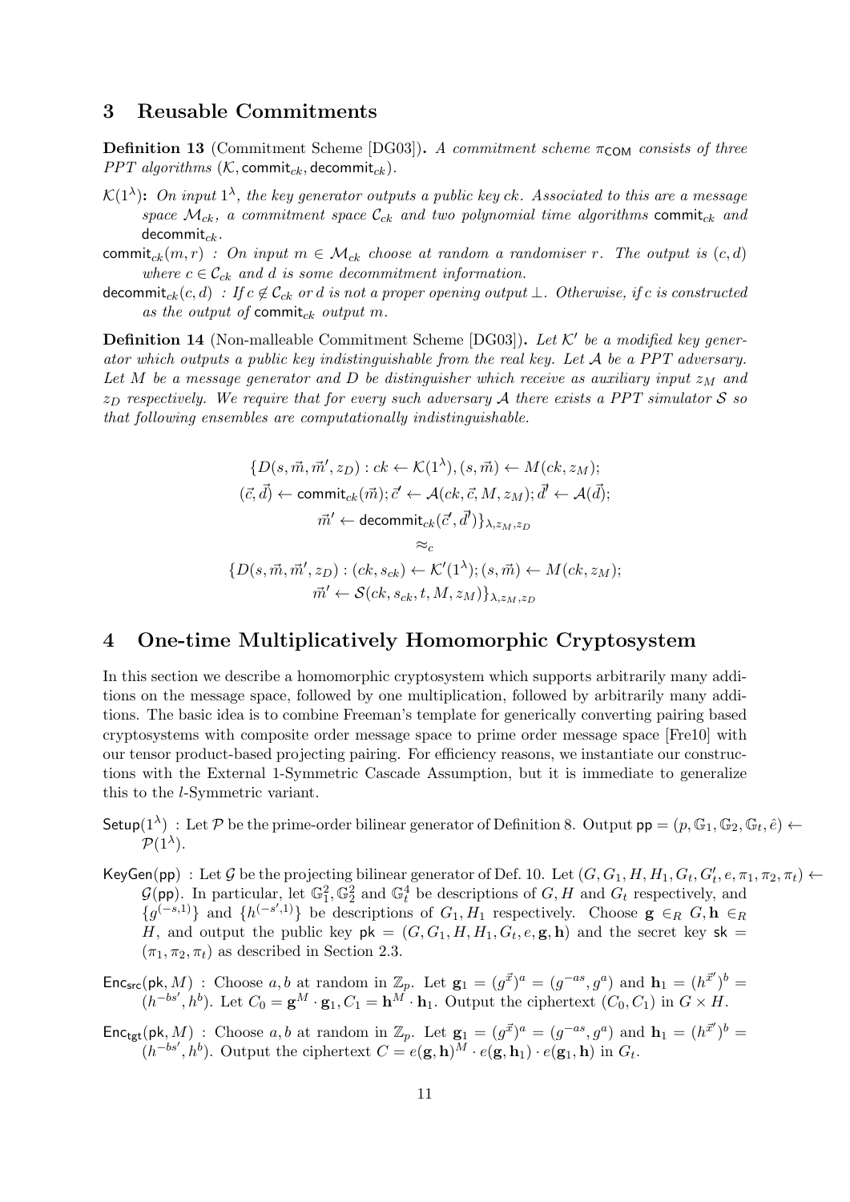## 3 Reusable Commitments

**Definition 13** (Commitment Scheme [DG03]). *A commitment scheme* $\pi_{\mathsf{COM}}$ *consists of three PPT algorithms* $(\mathcal{K}, \mathsf{commit}_{ck}, \mathsf{decommit}_{ck})$.

$\mathcal{K}(1^\lambda)$: *On input* $1^\lambda$*, the key generator outputs a public key* $ck$*. Associated to this are a message space* $\mathcal{M}_{ck}$*, a commitment space* $\mathcal{C}_{ck}$ *and two polynomial time algorithms* $\mathsf{commit}_{ck}$ *and* $\mathsf{decommit}_{ck}$.

$\mathsf{commit}_{ck}(m, r)$ *: On input* $m \in \mathcal{M}_{ck}$ *choose at random a randomiser* $r$*. The output is* $(c, d)$ *where* $c \in \mathcal{C}_{ck}$ *and* $d$ *is some decommitment information.*

$\mathsf{decommit}_{ck}(c, d)$ *: If* $c \notin \mathcal{C}_{ck}$ *or* $d$ *is not a proper opening output* $\bot$*. Otherwise, if* $c$ *is constructed as the output of* $\mathsf{commit}_{ck}$ *output* $m$.

**Definition 14** (Non-malleable Commitment Scheme [DG03]). *Let* $\mathcal{K}'$ *be a modified key generator which outputs a public key indistinguishable from the real key. Let* $\mathcal{A}$ *be a PPT adversary. Let* $M$ *be a message generator and* $D$ *be distinguisher which receive as auxiliary input* $z_M$ *and* $z_D$ *respectively. We require that for every such adversary* $\mathcal{A}$ *there exists a PPT simulator* $\mathcal{S}$ *so that following ensembles are computationally indistinguishable.*

$$
\begin{gathered}
\{D(s, \vec{m}, \vec{m}', z_D) : ck \leftarrow \mathcal{K}(1^\lambda), (s, \vec{m}) \leftarrow M(ck, z_M);\\
(\vec{c}, \vec{d}) \leftarrow \mathsf{commit}_{ck}(\vec{m}); \vec{c}' \leftarrow \mathcal{A}(ck, \vec{c}, M, z_M); \vec{d}' \leftarrow \mathcal{A}(\vec{d});\\
\vec{m}' \leftarrow \mathsf{decommit}_{ck}(\vec{c}', \vec{d}')\}_{\lambda, z_M, z_D}\\
\approx_c\\
\{D(s, \vec{m}, \vec{m}', z_D) : (ck, s_{ck}) \leftarrow \mathcal{K}'(1^\lambda); (s, \vec{m}) \leftarrow M(ck, z_M);\\
\vec{m}' \leftarrow \mathcal{S}(ck, s_{ck}, t, M, z_M)\}_{\lambda, z_M, z_D}
\end{gathered}
$$

## 4 One-time Multiplicatively Homomorphic Cryptosystem

In this section we describe a homomorphic cryptosystem which supports arbitrarily many additions on the message space, followed by one multiplication, followed by arbitrarily many additions. The basic idea is to combine Freeman's template for generically converting pairing based cryptosystems with composite order message space to prime order message space [Fre10] with our tensor product-based projecting pairing. For efficiency reasons, we instantiate our constructions with the External 1-Symmetric Cascade Assumption, but it is immediate to generalize this to the $l$-Symmetric variant.

$\mathsf{Setup}(1^\lambda)$ : Let $\mathcal{P}$ be the prime-order bilinear generator of Definition 8. Output $\mathsf{pp} = (p, \mathbb{G}_1, \mathbb{G}_2, \mathbb{G}_t, \hat{e}) \leftarrow \mathcal{P}(1^\lambda)$.

$\mathsf{KeyGen}(\mathsf{pp})$ : Let $\mathcal{G}$ be the projecting bilinear generator of Def. 10. Let $(G, G_1, H, H_1, G_t, G_t', e, \pi_1, \pi_2, \pi_t) \leftarrow \mathcal{G}(\mathsf{pp})$. In particular, let $\mathbb{G}_1^2, \mathbb{G}_2^2$ and $\mathbb{G}_t^4$ be descriptions of $G, H$ and $G_t$ respectively, and $\{g^{(-s,1)}\}$ and $\{h^{(-s',1)}\}$ be descriptions of $G_1, H_1$ respectively. Choose $\mathbf{g} \in_R G, \mathbf{h} \in_R H$, and output the public key $\mathsf{pk} = (G, G_1, H, H_1, G_t, e, \mathbf{g}, \mathbf{h})$ and the secret key $\mathsf{sk} = (\pi_1, \pi_2, \pi_t)$ as described in Section 2.3.

$\mathsf{Enc}_{\mathsf{src}}(\mathsf{pk}, M)$ : Choose $a, b$ at random in $\mathbb{Z}_p$. Let $\mathbf{g}_1 = (g^{\vec{x}})^a = (g^{-as}, g^a)$ and $\mathbf{h}_1 = (h^{\vec{x}'})^b = (h^{-bs'}, h^b)$. Let $C_0 = \mathbf{g}^M \cdot \mathbf{g}_1, C_1 = \mathbf{h}^M \cdot \mathbf{h}_1$. Output the ciphertext $(C_0, C_1)$ in $G \times H$.

$\mathsf{Enc}_{\mathsf{tgt}}(\mathsf{pk}, M)$ : Choose $a, b$ at random in $\mathbb{Z}_p$. Let $\mathbf{g}_1 = (g^{\vec{x}})^a = (g^{-as}, g^a)$ and $\mathbf{h}_1 = (h^{\vec{x}'})^b = (h^{-bs'}, h^b)$. Output the ciphertext $C = e(\mathbf{g}, \mathbf{h})^M \cdot e(\mathbf{g}, \mathbf{h}_1) \cdot e(\mathbf{g}_1, \mathbf{h})$ in $G_t$.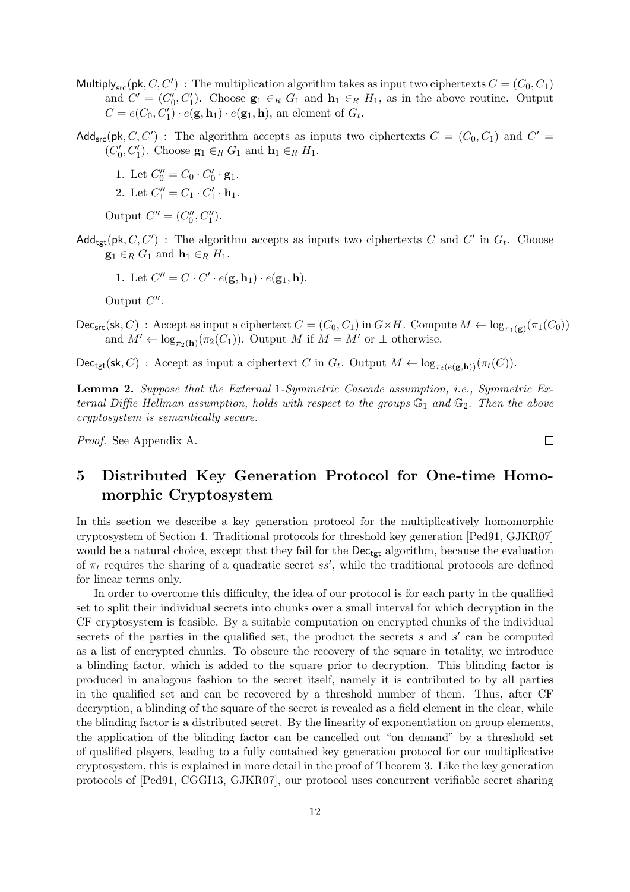$\mathsf{Multiply}_{\mathsf{src}}(\mathsf{pk}, C, C')$ : The multiplication algorithm takes as input two ciphertexts $C = (C_0, C_1)$ and $C' = (C'_0, C'_1)$. Choose $\mathbf{g}_1 \in_R G_1$ and $\mathbf{h}_1 \in_R H_1$, as in the above routine. Output $C = e(C_0, C'_1) \cdot e(\mathbf{g}, \mathbf{h}_1) \cdot e(\mathbf{g}_1, \mathbf{h})$, an element of $G_t$.

$\mathsf{Add}_{\mathsf{src}}(\mathsf{pk}, C, C')$ : The algorithm accepts as inputs two ciphertexts $C = (C_0, C_1)$ and $C' = (C'_0, C'_1)$. Choose $\mathbf{g}_1 \in_R G_1$ and $\mathbf{h}_1 \in_R H_1$.

1. Let $C''_0 = C_0 \cdot C'_0 \cdot \mathbf{g}_1$.
2. Let $C''_1 = C_1 \cdot C'_1 \cdot \mathbf{h}_1$.

Output $C'' = (C''_0, C''_1)$.

$\mathsf{Add}_{\mathsf{tgt}}(\mathsf{pk}, C, C')$ : The algorithm accepts as inputs two ciphertexts $C$ and $C'$ in $G_t$. Choose $\mathbf{g}_1 \in_R G_1$ and $\mathbf{h}_1 \in_R H_1$.

1. Let $C'' = C \cdot C' \cdot e(\mathbf{g}, \mathbf{h}_1) \cdot e(\mathbf{g}_1, \mathbf{h})$.

Output $C''$.

$\mathsf{Dec}_{\mathsf{src}}(\mathsf{sk}, C)$ : Accept as input a ciphertext $C = (C_0, C_1)$ in $G \times H$. Compute $M \leftarrow \log_{\pi_1(\mathbf{g})}(\pi_1(C_0))$ and $M' \leftarrow \log_{\pi_2(\mathbf{h})}(\pi_2(C_1))$. Output $M$ if $M = M'$ or $\perp$ otherwise.

$\mathsf{Dec}_{\mathsf{tgt}}(\mathsf{sk}, C)$ : Accept as input a ciphertext $C$ in $G_t$. Output $M \leftarrow \log_{\pi_t(e(\mathbf{g},\mathbf{h}))}(\pi_t(C))$.

**Lemma 2.** *Suppose that the External 1-Symmetric Cascade assumption, i.e., Symmetric External Diffie Hellman assumption, holds with respect to the groups $\mathbb{G}_1$ and $\mathbb{G}_2$. Then the above cryptosystem is semantically secure.*

*Proof.* See Appendix A. □

## 5 Distributed Key Generation Protocol for One-time Homomorphic Cryptosystem

In this section we describe a key generation protocol for the multiplicatively homomorphic cryptosystem of Section 4. Traditional protocols for threshold key generation [Ped91, GJKR07] would be a natural choice, except that they fail for the $\mathsf{Dec}_{\mathsf{tgt}}$ algorithm, because the evaluation of $\pi_t$ requires the sharing of a quadratic secret $ss'$, while the traditional protocols are defined for linear terms only.

In order to overcome this difficulty, the idea of our protocol is for each party in the qualified set to split their individual secrets into chunks over a small interval for which decryption in the CF cryptosystem is feasible. By a suitable computation on encrypted chunks of the individual secrets of the parties in the qualified set, the product the secrets $s$ and $s'$ can be computed as a list of encrypted chunks. To obscure the recovery of the square in totality, we introduce a blinding factor, which is added to the square prior to decryption. This blinding factor is produced in analogous fashion to the secret itself, namely it is contributed to by all parties in the qualified set and can be recovered by a threshold number of them. Thus, after CF decryption, a blinding of the square of the secret is revealed as a field element in the clear, while the blinding factor is a distributed secret. By the linearity of exponentiation on group elements, the application of the blinding factor can be cancelled out "on demand" by a threshold set of qualified players, leading to a fully contained key generation protocol for our multiplicative cryptosystem, this is explained in more detail in the proof of Theorem 3. Like the key generation protocols of [Ped91, CGGI13, GJKR07], our protocol uses concurrent verifiable secret sharing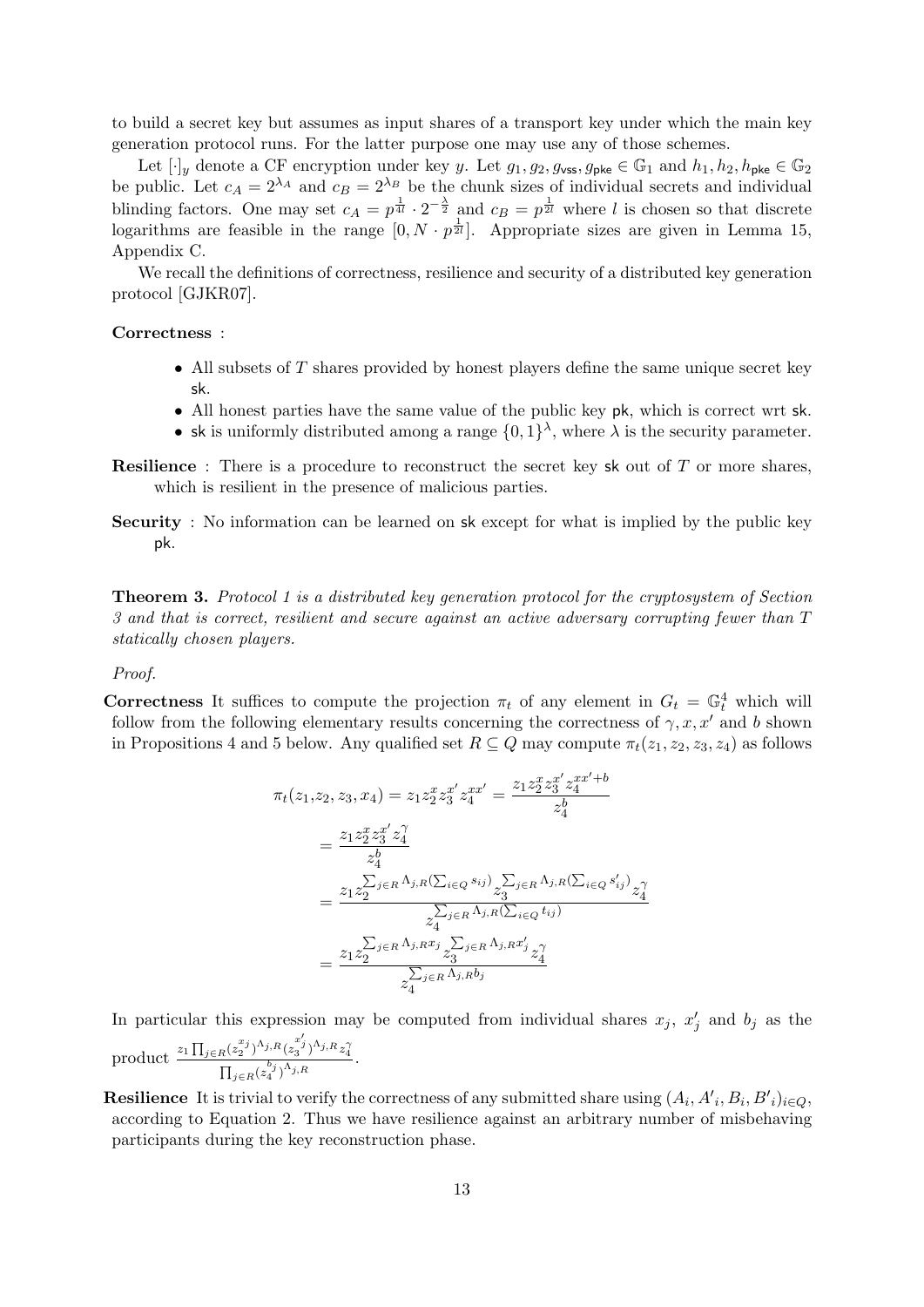to build a secret key but assumes as input shares of a transport key under which the main key generation protocol runs. For the latter purpose one may use any of those schemes.

Let $[\cdot]_y$ denote a CF encryption under key $y$. Let $g_1, g_2, g_{\mathsf{vss}}, g_{\mathsf{pke}} \in \mathbb{G}_1$ and $h_1, h_2, h_{\mathsf{pke}} \in \mathbb{G}_2$ be public. Let $c_A = 2^{\lambda_A}$ and $c_B = 2^{\lambda_B}$ be the chunk sizes of individual secrets and individual blinding factors. One may set $c_A = p^{\frac{1}{4l}} \cdot 2^{-\frac{\lambda}{2}}$ and $c_B = p^{\frac{1}{2l}}$ where $l$ is chosen so that discrete logarithms are feasible in the range $[0, N \cdot p^{\frac{1}{2l}}]$. Appropriate sizes are given in Lemma 15, Appendix C.

We recall the definitions of correctness, resilience and security of a distributed key generation protocol [GJKR07].

**Correctness** :

- All subsets of $T$ shares provided by honest players define the same unique secret key $\mathsf{sk}$.
- All honest parties have the same value of the public key $\mathsf{pk}$, which is correct wrt $\mathsf{sk}$.
- $\mathsf{sk}$ is uniformly distributed among a range $\{0,1\}^{\lambda}$, where $\lambda$ is the security parameter.

**Resilience** : There is a procedure to reconstruct the secret key $\mathsf{sk}$ out of $T$ or more shares, which is resilient in the presence of malicious parties.

**Security** : No information can be learned on $\mathsf{sk}$ except for what is implied by the public key $\mathsf{pk}$.

**Theorem 3.** *Protocol 1 is a distributed key generation protocol for the cryptosystem of Section 3 and that is correct, resilient and secure against an active adversary corrupting fewer than $T$ statically chosen players.*

*Proof.*

**Correctness** It suffices to compute the projection $\pi_t$ of any element in $G_t = \mathbb{G}_t^4$ which will follow from the following elementary results concerning the correctness of $\gamma, x, x'$ and $b$ shown in Propositions 4 and 5 below. Any qualified set $R \subseteq Q$ may compute $\pi_t(z_1, z_2, z_3, z_4)$ as follows

$$
\begin{aligned}
\pi_t(z_1, &z_2, z_3, x_4) = z_1 z_2^x z_3^{x'} z_4^{xx'} = \frac{z_1 z_2^x z_3^{x'} z_4^{xx'+b}}{z_4^b} \\
&= \frac{z_1 z_2^x z_3^{x'} z_4^{\gamma}}{z_4^b} \\
&= \frac{z_1 z_2^{\sum_{j\in R} \Lambda_{j,R}(\sum_{i\in Q} s_{ij})} z_3^{\sum_{j\in R} \Lambda_{j,R}(\sum_{i\in Q} s'_{ij})} z_4^{\gamma}}{z_4^{\sum_{j\in R} \Lambda_{j,R}(\sum_{i\in Q} t_{ij})}} \\
&= \frac{z_1 z_2^{\sum_{j\in R} \Lambda_{j,R} x_j} z_3^{\sum_{j\in R} \Lambda_{j,R} x'_j} z_4^{\gamma}}{z_4^{\sum_{j\in R} \Lambda_{j,R} b_j}}
\end{aligned}
$$

In particular this expression may be computed from individual shares $x_j$, $x'_j$ and $b_j$ as the product $\frac{z_1 \prod_{j\in R} (z_2^{x_j})^{\Lambda_{j,R}} (z_3^{x'_j})^{\Lambda_{j,R}} z_4^{\gamma}}{\prod_{j\in R} (z_4^{b_j})^{\Lambda_{j,R}}}$.

**Resilience** It is trivial to verify the correctness of any submitted share using $(A_i, A'_i, B_i, B'_i)_{i\in Q}$, according to Equation 2. Thus we have resilience against an arbitrary number of misbehaving participants during the key reconstruction phase.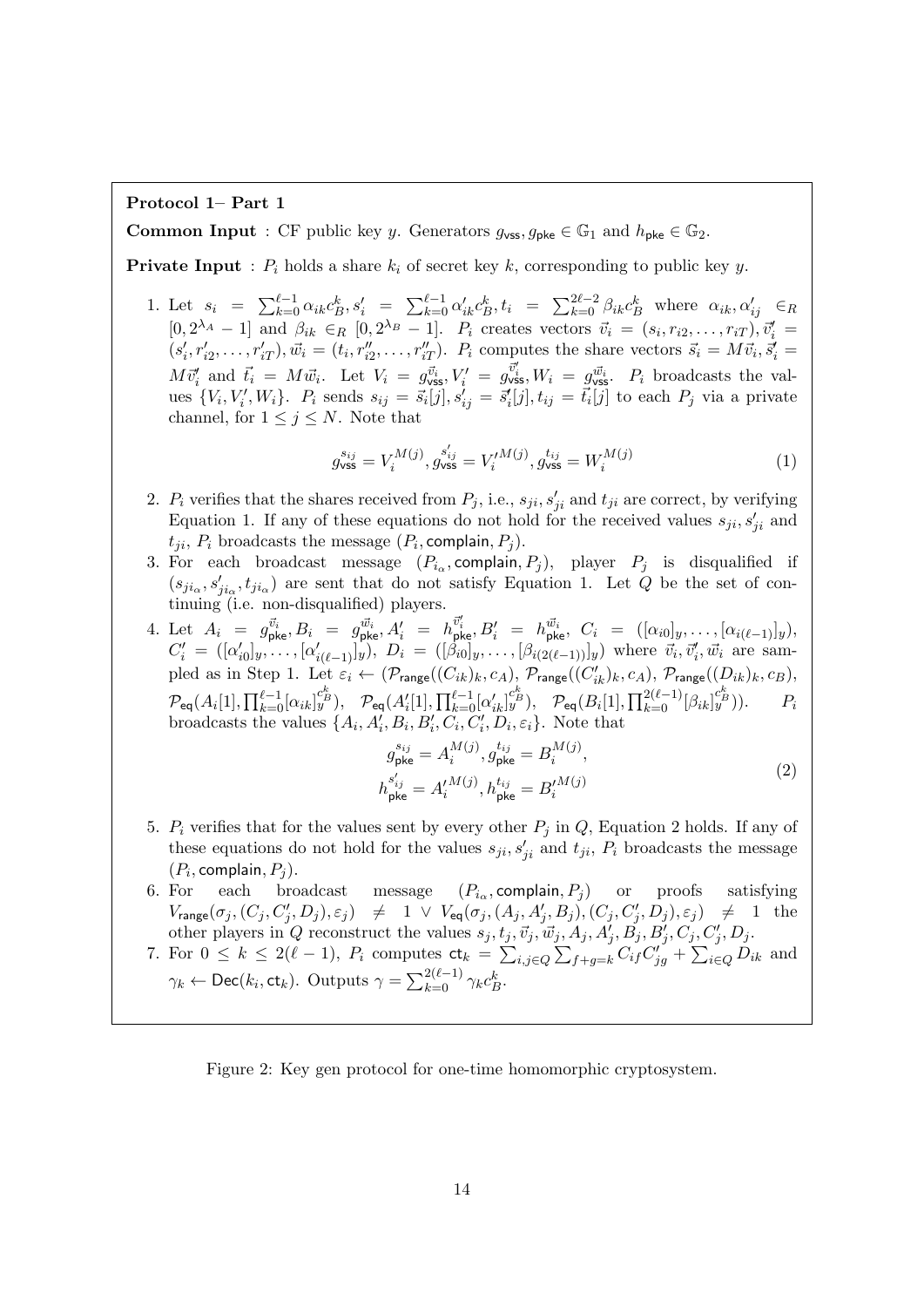**Protocol 1– Part 1**

**Common Input** : CF public key $y$. Generators $g_{\mathsf{vss}}, g_{\mathsf{pke}} \in \mathbb{G}_1$ and $h_{\mathsf{pke}} \in \mathbb{G}_2$.

**Private Input** : $P_i$ holds a share $k_i$ of secret key $k$, corresponding to public key $y$.

1. Let $s_i = \sum_{k=0}^{\ell-1} \alpha_{ik} c_B^k, s_i' = \sum_{k=0}^{\ell-1} \alpha_{ik}' c_B^k, t_i = \sum_{k=0}^{2\ell-2} \beta_{ik} c_B^k$ where $\alpha_{ik}, \alpha_{ij}' \in_R [0, 2^{\lambda_A} - 1]$ and $\beta_{ik} \in_R [0, 2^{\lambda_B} - 1]$. $P_i$ creates vectors $\vec{v}_i = (s_i, r_{i2}, \ldots, r_{iT}), \vec{v}_i' = (s_i', r_{i2}', \ldots, r_{iT}'), \vec{w}_i = (t_i, r_{i2}'', \ldots, r_{iT}'')$. $P_i$ computes the share vectors $\vec{s}_i = M\vec{v}_i, \vec{s}_i' = M\vec{v}_i'$ and $\vec{t}_i = M\vec{w}_i$. Let $V_i = g_{\mathsf{vss}}^{\vec{v}_i}, V_i' = g_{\mathsf{vss}}^{\vec{v}_i'}, W_i = g_{\mathsf{vss}}^{\vec{w}_i}$. $P_i$ broadcasts the values $\{V_i, V_i', W_i\}$. $P_i$ sends $s_{ij} = \vec{s}_i[j], s_{ij}' = \vec{s}_i'[j], t_{ij} = \vec{t}_i[j]$ to each $P_j$ via a private channel, for $1 \leq j \leq N$. Note that
$$g_{\mathsf{vss}}^{s_{ij}} = V_i^{M(j)}, g_{\mathsf{vss}}^{s_{ij}'} = V_i'^{M(j)}, g_{\mathsf{vss}}^{t_{ij}} = W_i^{M(j)} \tag{1}$$
2. $P_i$ verifies that the shares received from $P_j$, i.e., $s_{ji}, s_{ji}'$ and $t_{ji}$ are correct, by verifying Equation 1. If any of these equations do not hold for the received values $s_{ji}, s_{ji}'$ and $t_{ji}$, $P_i$ broadcasts the message $(P_i, \mathsf{complain}, P_j)$.
3. For each broadcast message $(P_{i_\alpha}, \mathsf{complain}, P_j)$, player $P_j$ is disqualified if $(s_{ji_\alpha}, s_{ji_\alpha}', t_{ji_\alpha})$ are sent that do not satisfy Equation 1. Let $Q$ be the set of continuing (i.e. non-disqualified) players.
4. Let $A_i = g_{\mathsf{pke}}^{\vec{v}_i}, B_i = g_{\mathsf{pke}}^{\vec{w}_i}, A_i' = h_{\mathsf{pke}}^{\vec{v}_i'}, B_i' = h_{\mathsf{pke}}^{\vec{w}_i}, C_i = ([\alpha_{i0}]_y, \ldots, [\alpha_{i(\ell-1)}]_y)$, $C_i' = ([\alpha_{i0}']_y, \ldots, [\alpha_{i(\ell-1)}']_y)$, $D_i = ([\beta_{i0}]_y, \ldots, [\beta_{i(2(\ell-1))}]_y)$ where $\vec{v}_i, \vec{v}_i', \vec{w}_i$ are sampled as in Step 1. Let $\varepsilon_i \leftarrow (\mathcal{P}_{\mathsf{range}}((C_{ik})_k, c_A), \mathcal{P}_{\mathsf{range}}((C_{ik}')_k, c_A), \mathcal{P}_{\mathsf{range}}((D_{ik})_k, c_B)$, $\mathcal{P}_{\mathsf{eq}}(A_i[1], \prod_{k=0}^{\ell-1}[\alpha_{ik}]_y^{c_B^k}), \mathcal{P}_{\mathsf{eq}}(A_i'[1], \prod_{k=0}^{\ell-1}[\alpha_{ik}']_y^{c_B^k} \vec{v}_i), \mathcal{P}_{\mathsf{eq}}(B_i[1], \prod_{k=0}^{2(\ell-1)}[\beta_{ik}]_y^{c_B^k}))$. $P_i$ broadcasts the values $\{A_i, A_i', B_i, B_i', C_i, C_i', D_i, \varepsilon_i\}$. Note that
$$\begin{aligned} g_{\mathsf{pke}}^{s_{ij}} &= A_i^{M(j)}, g_{\mathsf{pke}}^{t_{ij}} = B_i^{M(j)}, \\ h_{\mathsf{pke}}^{s_{ij}'} &= A_i'^{M(j)}, h_{\mathsf{pke}}^{t_{ij}} = B_i'^{M(j)} \end{aligned} \tag{2}$$
5. $P_i$ verifies that for the values sent by every other $P_j$ in $Q$, Equation 2 holds. If any of these equations do not hold for the values $s_{ji}, s_{ji}'$ and $t_{ji}$, $P_i$ broadcasts the message $(P_i, \mathsf{complain}, P_j)$.
6. For each broadcast message $(P_{i_\alpha}, \mathsf{complain}, P_j)$ or proofs satisfying $V_{\mathsf{range}}(\sigma_j, (C_j, C_j', D_j), \varepsilon_j) \neq 1 \lor V_{\mathsf{eq}}(\sigma_j, (A_j, A_j', B_j), (C_j, C_j', D_j), \varepsilon_j) \neq 1$ the other players in $Q$ reconstruct the values $s_j, t_j, \vec{v}_j, \vec{w}_j, A_j, A_j', B_j, B_j', C_j, C_j', D_j$.
7. For $0 \leq k \leq 2(\ell-1)$, $P_i$ computes $\mathsf{ct}_k = \sum_{i,j \in Q} \sum_{f+g=k} C_{if} C_{jg}' + \sum_{i \in Q} D_{ik}$ and $\gamma_k \leftarrow \mathsf{Dec}(k_i, \mathsf{ct}_k)$. Outputs $\gamma = \sum_{k=0}^{2(\ell-1)} \gamma_k c_B^k$.

Figure 2: Key gen protocol for one-time homomorphic cryptosystem.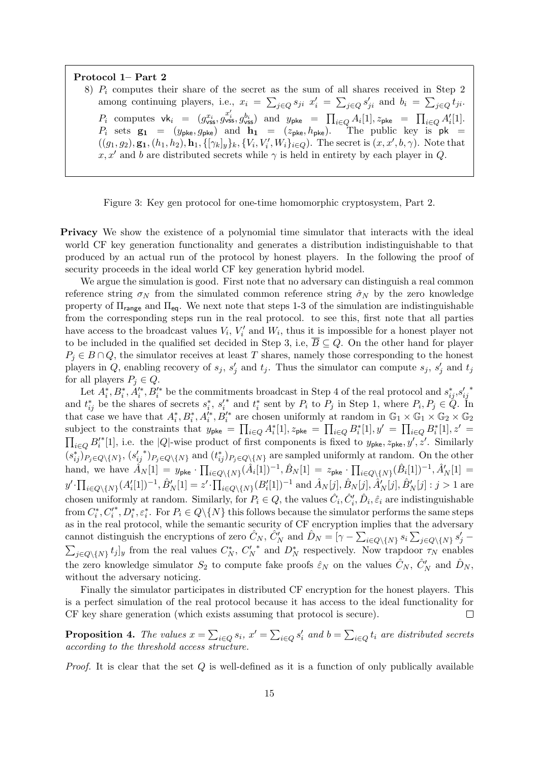**Protocol 1– Part 2**

8) $P_i$ computes their share of the secret as the sum of all shares received in Step 2 among continuing players, i.e., $x_i = \sum_{j \in Q} s_{ji}$ $x'_i = \sum_{j \in Q} s'_{ji}$ and $b_i = \sum_{j \in Q} t_{ji}$. $P_i$ computes $\mathsf{vk}_i = (g_{\mathsf{vss}}^{x_i}, g_{\mathsf{vss}}^{x'_i}, g_{\mathsf{vss}}^{b_i})$ and $y_{\mathsf{pke}} = \prod_{i \in Q} A_i[1], z_{\mathsf{pke}} = \prod_{i \in Q} A'_i[1]$. $P_i$ sets $\mathbf{g_1} = (y_{\mathsf{pke}}, g_{\mathsf{pke}})$ and $\mathbf{h_1} = (z_{\mathsf{pke}}, h_{\mathsf{pke}})$. The public key is $\mathsf{pk} = ((g_1, g_2), \mathbf{g}_1, (h_1, h_2), \mathbf{h}_1, \{[\gamma_k]_y\}_k, \{V_i, V'_i, W_i\}_{i \in Q})$. The secret is $(x, x', b, \gamma)$. Note that $x, x'$ and $b$ are distributed secrets while $\gamma$ is held in entirety by each player in $Q$.

Figure 3: Key gen protocol for one-time homomorphic cryptosystem, Part 2.

**Privacy** We show the existence of a polynomial time simulator that interacts with the ideal world CF key generation functionality and generates a distribution indistinguishable to that produced by an actual run of the protocol by honest players. In the following the proof of security proceeds in the ideal world CF key generation hybrid model.

We argue the simulation is good. First note that no adversary can distinguish a real common reference string $\sigma_N$ from the simulated common reference string $\hat{\sigma}_N$ by the zero knowledge property of $\Pi_{\mathsf{range}}$ and $\Pi_{\mathsf{eq}}$. We next note that steps 1-3 of the simulation are indistinguishable from the corresponding steps run in the real protocol. to see this, first note that all parties have access to the broadcast values $V_i$, $V'_i$ and $W_i$, thus it is impossible for a honest player not to be included in the qualified set decided in Step 3, i.e, $\overline{B} \subseteq Q$. On the other hand for player $P_j \in B \cap Q$, the simulator receives at least $T$ shares, namely those corresponding to the honest players in $Q$, enabling recovery of $s_j$, $s'_j$ and $t_j$. Thus the simulator can compute $s_j$, $s'_j$ and $t_j$ for all players $P_j \in Q$.

Let $A^*_i, B^*_i, A'^*_i, B'^*_i$ be the commitments broadcast in Step 4 of the real protocol and $s^*_{ij}, {s'_{ij}}^*$ and $t^*_{ij}$ be the shares of secrets $s^*_i$, ${s'_i}^*$ and $t^*_i$ sent by $P_i$ to $P_j$ in Step 1, where $P_i, P_j \in Q$. In that case we have that $A^*_i, B^*_i, A'^*_i, B'^*_i$ are chosen uniformly at random in $\mathbb{G}_1 \times \mathbb{G}_1 \times \mathbb{G}_2 \times \mathbb{G}_2$ subject to the constraints that $y_{\mathsf{pke}} = \prod_{i \in Q} A^*_i[1], z_{\mathsf{pke}} = \prod_{i \in Q} B^*_i[1], y' = \prod_{i \in Q} B^*_i[1], z' = \prod_{i \in Q} B'^*_i[1]$, i.e. the $|Q|$-wise product of first components is fixed to $y_{\mathsf{pke}}, z_{\mathsf{pke}}, y', z'$. Similarly $(s^*_{ij})_{P_j \in Q \setminus \{N\}}$, $({s'_{ij}}^*)_{P_j \in Q \setminus \{N\}}$ and $(t^*_{ij})_{P_j \in Q \setminus \{N\}}$ are sampled uniformly at random. On the other hand, we have $\hat{A}_N[1] = y_{\mathsf{pke}} \cdot \prod_{i \in Q \setminus \{N\}} (\hat{A}_i[1])^{-1}, \hat{B}_N[1] = z_{\mathsf{pke}} \cdot \prod_{i \in Q \setminus \{N\}} (\hat{B}_i[1])^{-1}, \hat{A}'_N[1] = y' \cdot \prod_{i \in Q \setminus \{N\}} (A'_i[1])^{-1}, \hat{B}'_N[1] = z' \cdot \prod_{i \in Q \setminus \{N\}} (B'_i[1])^{-1}$ and $\hat{A}_N[j], \hat{B}_N[j], \hat{A}'_N[j], \hat{B}'_N[j] : j > 1$ are chosen uniformly at random. Similarly, for $P_i \in Q$, the values $\hat{C}_i, \hat{C}'_i, \hat{D}_i, \hat{\varepsilon}_i$ are indistinguishable from $C^*_i, C'^*_i, D^*_i, \varepsilon^*_i$. For $P_i \in Q \setminus \{N\}$ this follows because the simulator performs the same steps as in the real protocol, while the semantic security of CF encryption implies that the adversary cannot distinguish the encryptions of zero $\hat{C}_N$, $\hat{C}'_N$ and $\hat{D}_N = [\gamma - \sum_{i \in Q \setminus \{N\}} s_i \sum_{j \in Q \setminus \{N\}} s'_j - \sum_{j \in Q \setminus \{N\}} t_j]_y$ from the real values $C^*_N$, ${C'_N}^*$ and $D^*_N$ respectively. Now trapdoor $\tau_N$ enables the zero knowledge simulator $S_2$ to compute fake proofs $\hat{\varepsilon}_N$ on the values $\hat{C}_N$, $\hat{C}'_N$ and $\hat{D}_N$, without the adversary noticing.

Finally the simulator participates in distributed CF encryption for the honest players. This is a perfect simulation of the real protocol because it has access to the ideal functionality for CF key share generation (which exists assuming that protocol is secure). $\square$

**Proposition 4.** *The values $x = \sum_{i \in Q} s_i$, $x' = \sum_{i \in Q} s'_i$ and $b = \sum_{i \in Q} t_i$ are distributed secrets according to the threshold access structure.*

*Proof.* It is clear that the set $Q$ is well-defined as it is a function of only publically available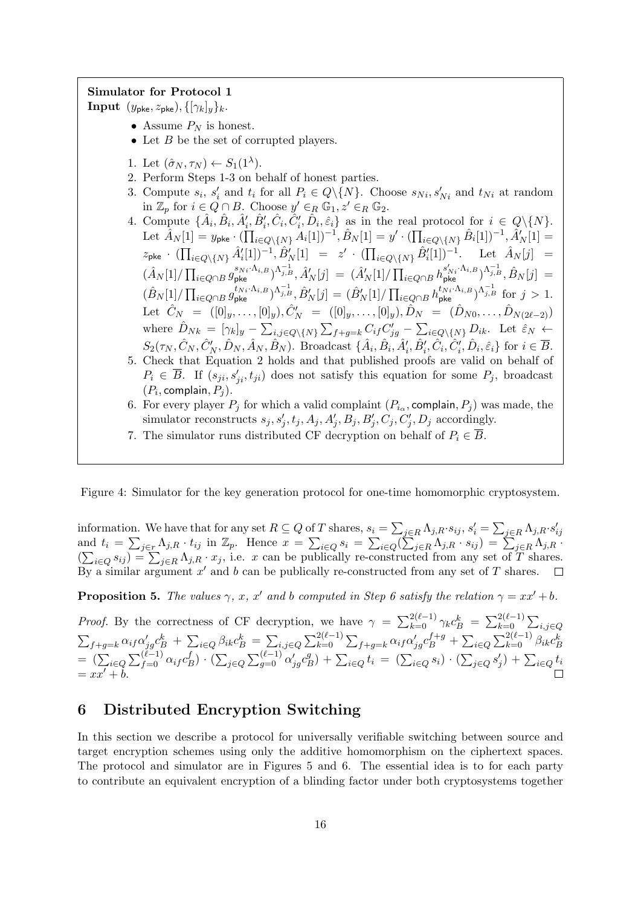**Simulator for Protocol 1**

**Input** $(y_{\mathsf{pke}}, z_{\mathsf{pke}}), \{[\gamma_k]_y\}_k$.

- Assume $P_N$ is honest.
- Let $B$ be the set of corrupted players.

1. Let $(\hat{\sigma}_N, \tau_N) \leftarrow S_1(1^\lambda)$.
2. Perform Steps 1-3 on behalf of honest parties.
3. Compute $s_i$, $s'_i$ and $t_i$ for all $P_i \in Q \backslash \{N\}$. Choose $s_{Ni}, s'_{Ni}$ and $t_{Ni}$ at random in $\mathbb{Z}_p$ for $i \in Q \cap B$. Choose $y' \in_R \mathbb{G}_1, z' \in_R \mathbb{G}_2$.
4. Compute $\{\hat{A}_i, \hat{B}_i, \hat{A}'_i, \hat{B}'_i, \hat{C}_i, \hat{C}'_i, \hat{D}_i, \hat{\varepsilon}_i\}$ as in the real protocol for $i \in Q\backslash\{N\}$. Let $\hat{A}_N[1] = y_{\mathsf{pke}} \cdot (\prod_{i\in Q\backslash\{N\}} A_i[1])^{-1}, \hat{B}_N[1] = y' \cdot (\prod_{i \in Q\backslash\{N\}} \hat{B}_i[1])^{-1}, \hat{A}'_N[1] = z_{\mathsf{pke}} \cdot (\prod_{i\in Q\backslash\{N\}} \hat{A}'_i[1])^{-1}, \hat{B}'_N[1] = z' \cdot (\prod_{i\in Q\backslash\{N\}} \hat{B}'_i[1])^{-1}$. Let $\hat{A}_N[j] = (\hat{A}_N[1]/\prod_{i\in Q\cap B} g_{\mathsf{pke}}^{s_{Ni}\cdot\Lambda_{i,B}})^{\Lambda^{-1}_{j,B}}, \hat{A}'_N[j] = (\hat{A}'_N[1]/\prod_{i\in Q\cap B} h_{\mathsf{pke}}^{s'_{Ni}\cdot\Lambda_{i,B}})^{\Lambda^{-1}_{j,B}}, \hat{B}_N[j] = (\hat{B}_N[1]/\prod_{i\in Q\cap B} g_{\mathsf{pke}}^{t_{Ni}\cdot\Lambda_{i,B}})^{\Lambda^{-1}_{j,B}}, \hat{B}'_N[j] = (\hat{B}'_N[1]/\prod_{i\in Q\cap B} h_{\mathsf{pke}}^{t_{Ni}\cdot\Lambda_{i,B}})^{\Lambda^{-1}_{j,B}}$ for $j > 1$. Let $\hat{C}_N = ([0]_y, \ldots, [0]_y), \hat{C}'_N = ([0]_y, \ldots, [0]_y), \hat{D}_N = (\hat{D}_{N0}, \ldots, \hat{D}_{N(2\ell-2)})$ where $\hat{D}_{Nk} = [\gamma_k]_y - \sum_{i,j\in Q\backslash\{N\}} \sum_{f+g=k} C_{if}C'_{jg} - \sum_{i\in Q\backslash\{N\}} D_{ik}$. Let $\hat{\varepsilon}_N \leftarrow S_2(\tau_N, \hat{C}_N, \hat{C}'_N, \hat{D}_N, \hat{A}_N, \hat{B}_N)$. Broadcast $\{\hat{A}_i, \hat{B}_i, \hat{A}'_i, \hat{B}'_i, \hat{C}_i, \hat{C}'_i, \hat{D}_i, \hat{\varepsilon}_i\}$ for $i \in \overline{B}$.
5. Check that Equation 2 holds and that published proofs are valid on behalf of $P_i \in \overline{B}$. If $(s_{ji}, s'_{ji}, t_{ji})$ does not satisfy this equation for some $P_j$, broadcast $(P_i, \mathsf{complain}, P_j)$.
6. For every player $P_j$ for which a valid complaint $(P_{i_\alpha}, \mathsf{complain}, P_j)$ was made, the simulator reconstructs $s_j, s'_j, t_j, A_j, A'_j, B_j, B'_j, C_j, C'_j, D_j$ accordingly.
7. The simulator runs distributed CF decryption on behalf of $P_i \in \overline{B}$.

Figure 4: Simulator for the key generation protocol for one-time homomorphic cryptosystem.

information. We have that for any set $R \subseteq Q$ of $T$ shares, $s_i = \sum_{j\in R} \Lambda_{j,R} \cdot s_{ij}$, $s'_i = \sum_{j\in R} \Lambda_{j,R} \cdot s'_{ij}$ and $t_i = \sum_{j\in r} \Lambda_{j,R} \cdot t_{ij}$ in $\mathbb{Z}_p$. Hence $x = \sum_{i\in Q} s_i = \sum_{i\in Q}(\sum_{j\in R} \Lambda_{j,R} \cdot s_{ij}) = \sum_{j\in R} \Lambda_{j,R} \cdot (\sum_{i\in Q} s_{ij}) = \sum_{j\in R} \Lambda_{j,R} \cdot x_j$, i.e. $x$ can be publically re-constructed from any set of $T$ shares. By a similar argument $x'$ and $b$ can be publically re-constructed from any set of $T$ shares. □

**Proposition 5.** *The values $\gamma$, $x$, $x'$ and $b$ computed in Step 6 satisfy the relation $\gamma = xx' + b$.*

*Proof.* By the correctness of CF decryption, we have $\gamma = \sum_{k=0}^{2(\ell-1)} \gamma_k c_B^k = \sum_{k=0}^{2(\ell-1)} \sum_{i,j\in Q} \sum_{f+g=k} \alpha_{if}\alpha'_{jg} c_B^k + \sum_{i\in Q} \beta_{ik} c_B^k = \sum_{i,j\in Q} \sum_{k=0}^{2(\ell-1)} \sum_{f+g=k} \alpha_{if}\alpha'_{jg} c_B^{f+g} + \sum_{i\in Q} \sum_{k=0}^{2(\ell-1)} \beta_{ik} c_B^k = (\sum_{i\in Q} \sum_{f=0}^{(\ell-1)} \alpha_{if} c_B^f) \cdot (\sum_{j\in Q} \sum_{g=0}^{(\ell-1)} \alpha'_{jg} c_B^g) + \sum_{i\in Q} t_i = (\sum_{i\in Q} s_i) \cdot (\sum_{j\in Q} s'_j) + \sum_{i\in Q} t_i = xx' + b$. □

## 6 Distributed Encryption Switching

In this section we describe a protocol for universally verifiable switching between source and target encryption schemes using only the additive homomorphism on the ciphertext spaces. The protocol and simulator are in Figures 5 and 6. The essential idea is to for each party to contribute an equivalent encryption of a blinding factor under both cryptosystems together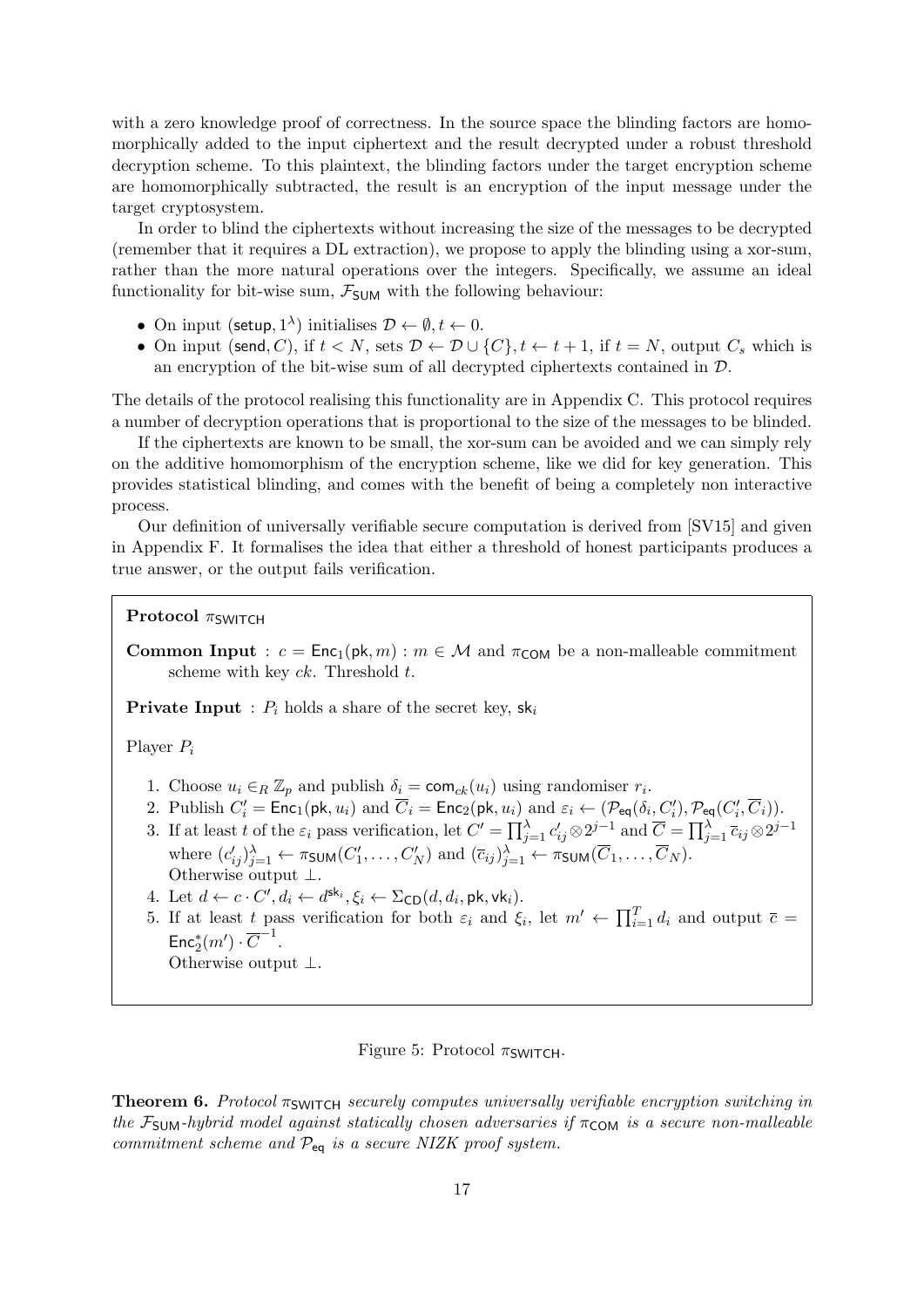with a zero knowledge proof of correctness. In the source space the blinding factors are homomorphically added to the input ciphertext and the result decrypted under a robust threshold decryption scheme. To this plaintext, the blinding factors under the target encryption scheme are homomorphically subtracted, the result is an encryption of the input message under the target cryptosystem.

In order to blind the ciphertexts without increasing the size of the messages to be decrypted (remember that it requires a DL extraction), we propose to apply the blinding using a xor-sum, rather than the more natural operations over the integers. Specifically, we assume an ideal functionality for bit-wise sum, $\mathcal{F}_{\mathsf{SUM}}$ with the following behaviour:

- On input $(\mathsf{setup}, 1^\lambda)$ initialises $\mathcal{D} \leftarrow \emptyset, t \leftarrow 0$.
- On input $(\mathsf{send}, C)$, if $t < N$, sets $\mathcal{D} \leftarrow \mathcal{D} \cup \{C\}, t \leftarrow t+1$, if $t = N$, output $C_s$ which is an encryption of the bit-wise sum of all decrypted ciphertexts contained in $\mathcal{D}$.

The details of the protocol realising this functionality are in Appendix C. This protocol requires a number of decryption operations that is proportional to the size of the messages to be blinded.

If the ciphertexts are known to be small, the xor-sum can be avoided and we can simply rely on the additive homomorphism of the encryption scheme, like we did for key generation. This provides statistical blinding, and comes with the benefit of being a completely non interactive process.

Our definition of universally verifiable secure computation is derived from [SV15] and given in Appendix F. It formalises the idea that either a threshold of honest participants produces a true answer, or the output fails verification.

**Protocol $\pi_{\mathsf{SWITCH}}$**

**Common Input** : $c = \mathsf{Enc}_1(\mathsf{pk}, m) : m \in \mathcal{M}$ and $\pi_{\mathsf{COM}}$ be a non-malleable commitment scheme with key $ck$. Threshold $t$.

**Private Input** : $P_i$ holds a share of the secret key, $\mathsf{sk}_i$

Player $P_i$

1. Choose $u_i \in_R \mathbb{Z}_p$ and publish $\delta_i = \mathsf{com}_{ck}(u_i)$ using randomiser $r_i$.
2. Publish $C'_i = \mathsf{Enc}_1(\mathsf{pk}, u_i)$ and $\overline{C}_i = \mathsf{Enc}_2(\mathsf{pk}, u_i)$ and $\varepsilon_i \leftarrow (\mathcal{P}_{\mathsf{eq}}(\delta_i, C'_i), \mathcal{P}_{\mathsf{eq}}(C'_i, \overline{C}_i))$.
3. If at least $t$ of the $\varepsilon_i$ pass verification, let $C' = \prod_{j=1}^{\lambda} c'_{ij} \otimes 2^{j-1}$ and $\overline{C} = \prod_{j=1}^{\lambda} \overline{c}_{ij} \otimes 2^{j-1}$ where $(c'_{ij})_{j=1}^{\lambda} \leftarrow \pi_{\mathsf{SUM}}(C'_1, \ldots, C'_N)$ and $(\overline{c}_{ij})_{j=1}^{\lambda} \leftarrow \pi_{\mathsf{SUM}}(\overline{C}_1, \ldots, \overline{C}_N)$.
Otherwise output $\perp$.
4. Let $d \leftarrow c \cdot C', d_i \leftarrow d^{\mathsf{sk}_i}, \xi_i \leftarrow \Sigma_{\mathsf{CD}}(d, d_i, \mathsf{pk}, \mathsf{vk}_i)$.
5. If at least $t$ pass verification for both $\varepsilon_i$ and $\xi_i$, let $m' \leftarrow \prod_{i=1}^{T} d_i$ and output $\overline{c} = \mathsf{Enc}_2^*(m') \cdot \overline{C}^{-1}$.
Otherwise output $\perp$.

Figure 5: Protocol $\pi_{\mathsf{SWITCH}}$.

**Theorem 6.** *Protocol $\pi_{\mathsf{SWITCH}}$ securely computes universally verifiable encryption switching in the $\mathcal{F}_{\mathsf{SUM}}$-hybrid model against statically chosen adversaries if $\pi_{\mathsf{COM}}$ is a secure non-malleable commitment scheme and $\mathcal{P}_{\mathsf{eq}}$ is a secure NIZK proof system.*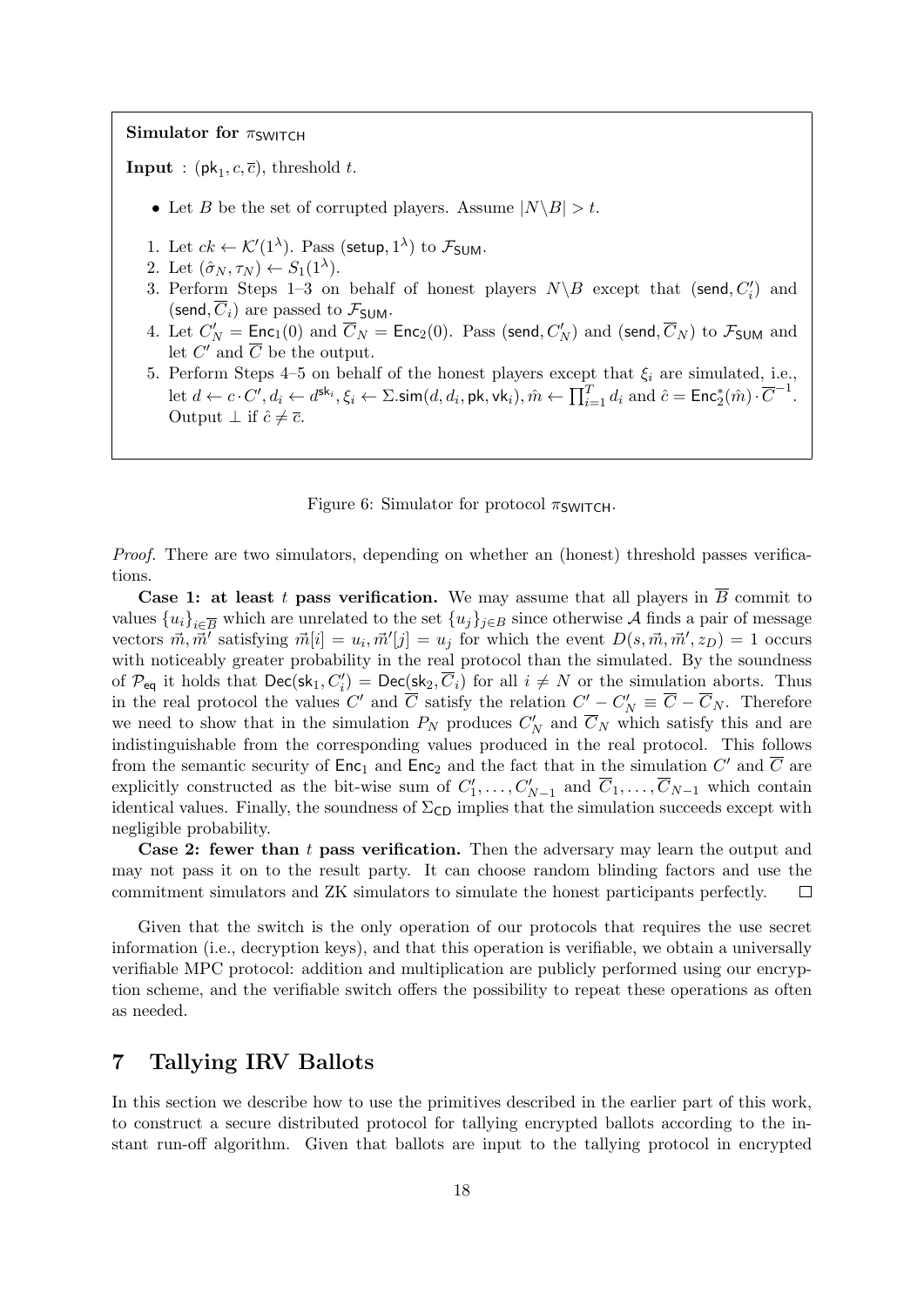**Simulator for $\pi_{\mathsf{SWITCH}}$**

**Input** : $(\mathsf{pk}_1, c, \overline{c})$, threshold $t$.

- Let $B$ be the set of corrupted players. Assume $|N \backslash B| > t$.

1. Let $ck \leftarrow \mathcal{K}'(1^\lambda)$. Pass $(\mathsf{setup}, 1^\lambda)$ to $\mathcal{F}_{\mathsf{SUM}}$.
2. Let $(\hat{\sigma}_N, \tau_N) \leftarrow S_1(1^\lambda)$.
3. Perform Steps 1–3 on behalf of honest players $N \backslash B$ except that $(\mathsf{send}, C'_i)$ and $(\mathsf{send}, \overline{C}_i)$ are passed to $\mathcal{F}_{\mathsf{SUM}}$.
4. Let $C'_N = \mathsf{Enc}_1(0)$ and $\overline{C}_N = \mathsf{Enc}_2(0)$. Pass $(\mathsf{send}, C'_N)$ and $(\mathsf{send}, \overline{C}_N)$ to $\mathcal{F}_{\mathsf{SUM}}$ and let $C'$ and $\overline{C}$ be the output.
5. Perform Steps 4–5 on behalf of the honest players except that $\xi_i$ are simulated, i.e., let $d \leftarrow c \cdot C', d_i \leftarrow d^{\mathsf{sk}_i}, \xi_i \leftarrow \Sigma.\mathsf{sim}(d, d_i, \mathsf{pk}, \mathsf{vk}_i), \hat{m} \leftarrow \prod_{i=1}^{T} d_i$ and $\hat{c} = \mathsf{Enc}_2^*(\hat{m}) \cdot \overline{C}^{-1}$. Output $\perp$ if $\hat{c} \neq \overline{c}$.

Figure 6: Simulator for protocol $\pi_{\mathsf{SWITCH}}$.

*Proof.* There are two simulators, depending on whether an (honest) threshold passes verifications.

**Case 1: at least $t$ pass verification.** We may assume that all players in $\overline{B}$ commit to values $\{u_i\}_{i \in \overline{B}}$ which are unrelated to the set $\{u_j\}_{j \in B}$ since otherwise $\mathcal{A}$ finds a pair of message vectors $\vec{m}, \vec{m}'$ satisfying $\vec{m}[i] = u_i, \vec{m}'[j] = u_j$ for which the event $D(s, \vec{m}, \vec{m}', z_D) = 1$ occurs with noticeably greater probability in the real protocol than the simulated. By the soundness of $\mathcal{P}_{\mathsf{eq}}$ it holds that $\mathsf{Dec}(\mathsf{sk}_1, C'_i) = \mathsf{Dec}(\mathsf{sk}_2, \overline{C}_i)$ for all $i \neq N$ or the simulation aborts. Thus in the real protocol the values $C'$ and $\overline{C}$ satisfy the relation $C' - C'_N \equiv \overline{C} - \overline{C}_N$. Therefore we need to show that in the simulation $P_N$ produces $C'_N$ and $\overline{C}_N$ which satisfy this and are indistinguishable from the corresponding values produced in the real protocol. This follows from the semantic security of $\mathsf{Enc}_1$ and $\mathsf{Enc}_2$ and the fact that in the simulation $C'$ and $\overline{C}$ are explicitly constructed as the bit-wise sum of $C'_1, \ldots, C'_{N-1}$ and $\overline{C}_1, \ldots, \overline{C}_{N-1}$ which contain identical values. Finally, the soundness of $\Sigma_{\mathsf{CD}}$ implies that the simulation succeeds except with negligible probability.

**Case 2: fewer than $t$ pass verification.** Then the adversary may learn the output and may not pass it on to the result party. It can choose random blinding factors and use the commitment simulators and ZK simulators to simulate the honest participants perfectly. $\square$

Given that the switch is the only operation of our protocols that requires the use secret information (i.e., decryption keys), and that this operation is verifiable, we obtain a universally verifiable MPC protocol: addition and multiplication are publicly performed using our encryption scheme, and the verifiable switch offers the possibility to repeat these operations as often as needed.

## 7 Tallying IRV Ballots

In this section we describe how to use the primitives described in the earlier part of this work, to construct a secure distributed protocol for tallying encrypted ballots according to the instant run-off algorithm. Given that ballots are input to the tallying protocol in encrypted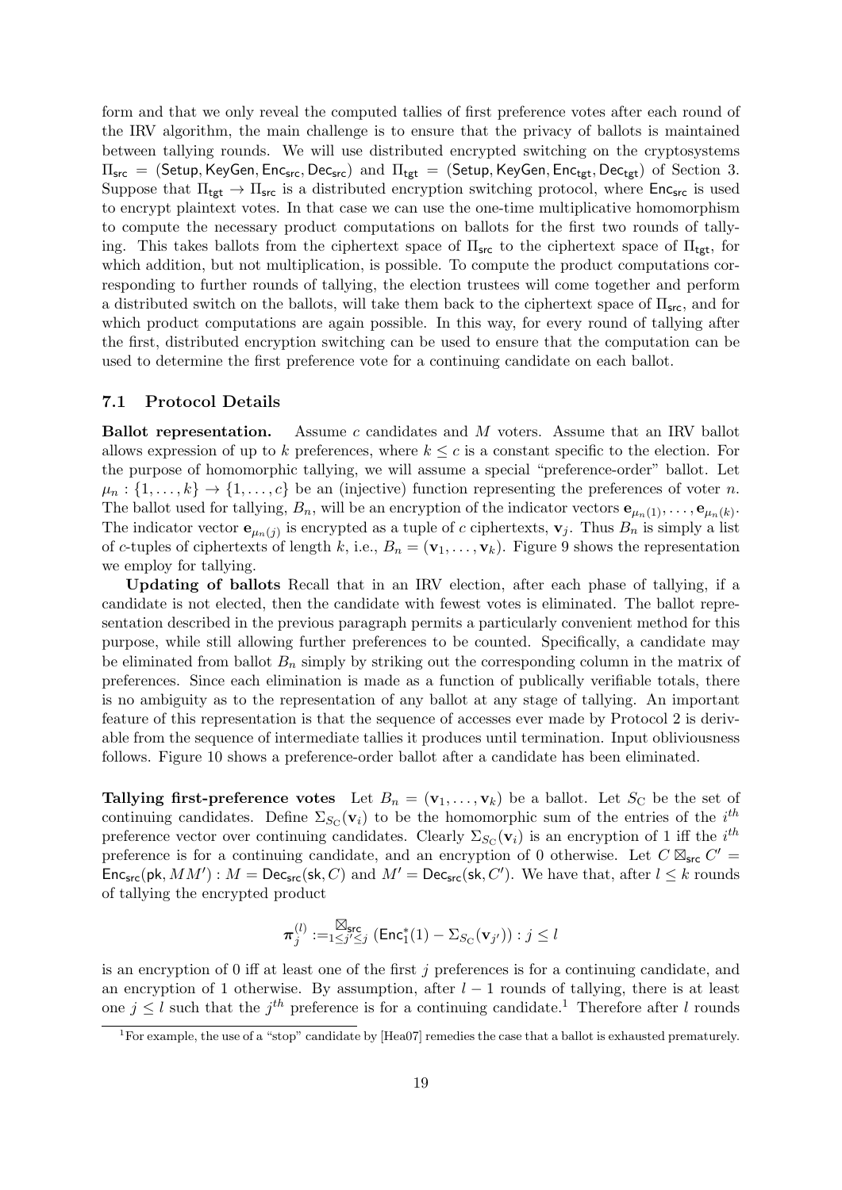form and that we only reveal the computed tallies of first preference votes after each round of the IRV algorithm, the main challenge is to ensure that the privacy of ballots is maintained between tallying rounds. We will use distributed encrypted switching on the cryptosystems $\Pi_{\mathsf{src}} = (\mathsf{Setup}, \mathsf{KeyGen}, \mathsf{Enc}_{\mathsf{src}}, \mathsf{Dec}_{\mathsf{src}})$ and $\Pi_{\mathsf{tgt}} = (\mathsf{Setup}, \mathsf{KeyGen}, \mathsf{Enc}_{\mathsf{tgt}}, \mathsf{Dec}_{\mathsf{tgt}})$ of Section 3. Suppose that $\Pi_{\mathsf{tgt}} \to \Pi_{\mathsf{src}}$ is a distributed encryption switching protocol, where $\mathsf{Enc}_{\mathsf{src}}$ is used to encrypt plaintext votes. In that case we can use the one-time multiplicative homomorphism to compute the necessary product computations on ballots for the first two rounds of tallying. This takes ballots from the ciphertext space of $\Pi_{\mathsf{src}}$ to the ciphertext space of $\Pi_{\mathsf{tgt}}$, for which addition, but not multiplication, is possible. To compute the product computations corresponding to further rounds of tallying, the election trustees will come together and perform a distributed switch on the ballots, will take them back to the ciphertext space of $\Pi_{\mathsf{src}}$, and for which product computations are again possible. In this way, for every round of tallying after the first, distributed encryption switching can be used to ensure that the computation can be used to determine the first preference vote for a continuing candidate on each ballot.

### 7.1 Protocol Details

**Ballot representation.** Assume $c$ candidates and $M$ voters. Assume that an IRV ballot allows expression of up to $k$ preferences, where $k \leq c$ is a constant specific to the election. For the purpose of homomorphic tallying, we will assume a special "preference-order" ballot. Let $\mu_n : \{1, \ldots, k\} \to \{1, \ldots, c\}$ be an (injective) function representing the preferences of voter $n$. The ballot used for tallying, $B_n$, will be an encryption of the indicator vectors $\mathbf{e}_{\mu_n(1)}, \ldots, \mathbf{e}_{\mu_n(k)}$. The indicator vector $\mathbf{e}_{\mu_n(j)}$ is encrypted as a tuple of $c$ ciphertexts, $\mathbf{v}_j$. Thus $B_n$ is simply a list of $c$-tuples of ciphertexts of length $k$, i.e., $B_n = (\mathbf{v}_1, \ldots, \mathbf{v}_k)$. Figure 9 shows the representation we employ for tallying.

**Updating of ballots** Recall that in an IRV election, after each phase of tallying, if a candidate is not elected, then the candidate with fewest votes is eliminated. The ballot representation described in the previous paragraph permits a particularly convenient method for this purpose, while still allowing further preferences to be counted. Specifically, a candidate may be eliminated from ballot $B_n$ simply by striking out the corresponding column in the matrix of preferences. Since each elimination is made as a function of publically verifiable totals, there is no ambiguity as to the representation of any ballot at any stage of tallying. An important feature of this representation is that the sequence of accesses ever made by Protocol 2 is derivable from the sequence of intermediate tallies it produces until termination. Input obliviousness follows. Figure 10 shows a preference-order ballot after a candidate has been eliminated.

**Tallying first-preference votes** Let $B_n = (\mathbf{v}_1, \ldots, \mathbf{v}_k)$ be a ballot. Let $S_{\mathrm{C}}$ be the set of continuing candidates. Define $\Sigma_{S_{\mathrm{C}}}(\mathbf{v}_i)$ to be the homomorphic sum of the entries of the $i^{th}$ preference vector over continuing candidates. Clearly $\Sigma_{S_{\mathrm{C}}}(\mathbf{v}_i)$ is an encryption of 1 iff the $i^{th}$ preference is for a continuing candidate, and an encryption of 0 otherwise. Let $C \boxtimes_{\mathsf{src}} C' = \mathsf{Enc}_{\mathsf{src}}(\mathsf{pk}, MM') : M = \mathsf{Dec}_{\mathsf{src}}(\mathsf{sk}, C)$ and $M' = \mathsf{Dec}_{\mathsf{src}}(\mathsf{sk}, C')$. We have that, after $l \leq k$ rounds of tallying the encrypted product

$$\boldsymbol{\pi}_j^{(l)} := \boxtimes^{\mathsf{src}}_{1 \leq j' \leq j} \; (\mathsf{Enc}_1^*(1) - \Sigma_{S_{\mathrm{C}}}(\mathbf{v}_{j'})) : j \leq l$$

is an encryption of 0 iff at least one of the first $j$ preferences is for a continuing candidate, and an encryption of 1 otherwise. By assumption, after $l-1$ rounds of tallying, there is at least one $j \leq l$ such that the $j^{th}$ preference is for a continuing candidate.[1] Therefore after $l$ rounds

[1] For example, the use of a "stop" candidate by [Hea07] remedies the case that a ballot is exhausted prematurely.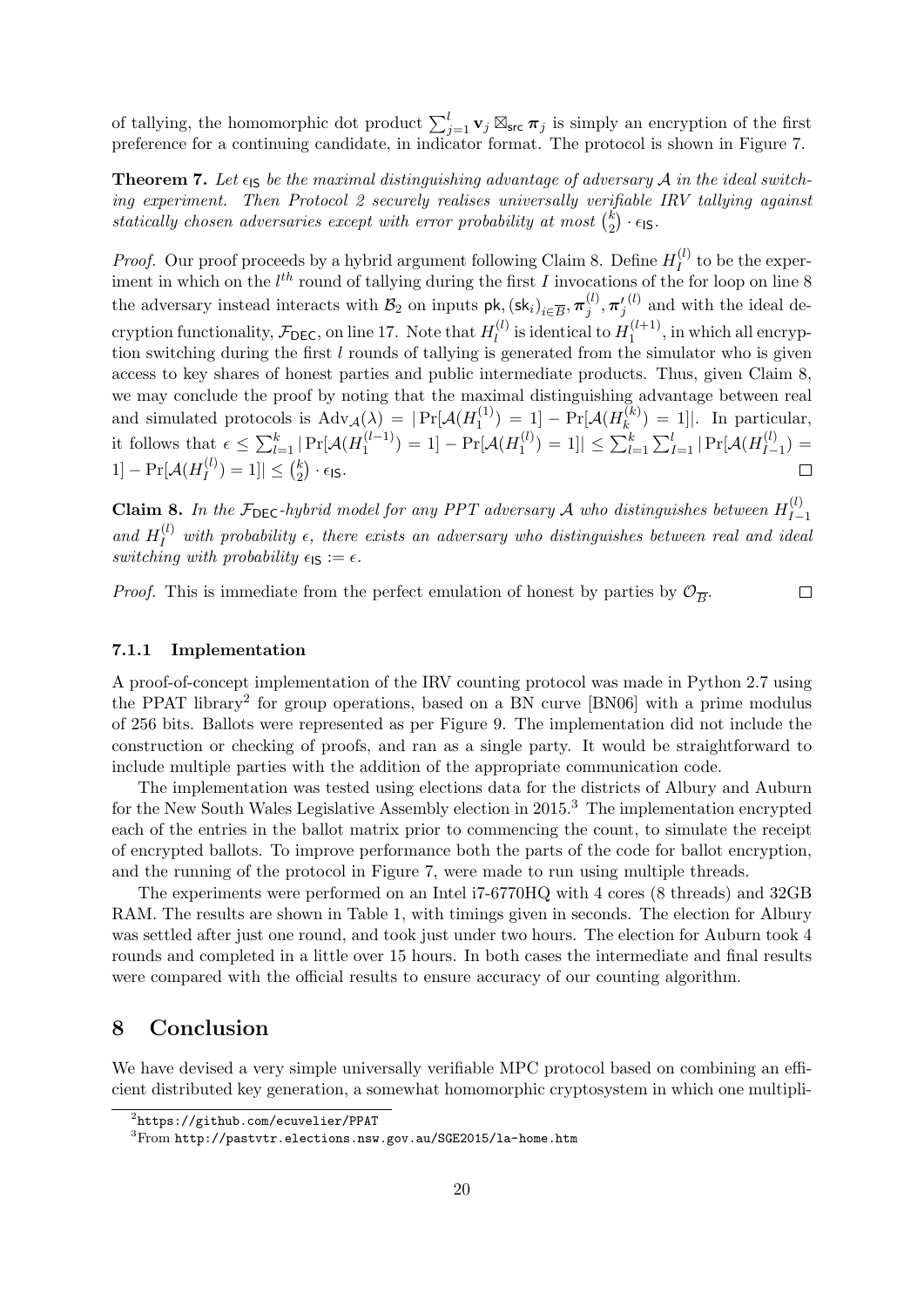of tallying, the homomorphic dot product $\sum_{j=1}^{l} \mathbf{v}_j \boxtimes_{\mathsf{src}} \boldsymbol{\pi}_j$ is simply an encryption of the first preference for a continuing candidate, in indicator format. The protocol is shown in Figure 7.

**Theorem 7.** *Let $\epsilon_{\mathsf{IS}}$ be the maximal distinguishing advantage of adversary $\mathcal{A}$ in the ideal switching experiment. Then Protocol 2 securely realises universally verifiable IRV tallying against statically chosen adversaries except with error probability at most $\binom{k}{2} \cdot \epsilon_{\mathsf{IS}}$.*

*Proof.* Our proof proceeds by a hybrid argument following Claim 8. Define $H_I^{(l)}$ to be the experiment in which on the $l^{th}$ round of tallying during the first $I$ invocations of the for loop on line 8 the adversary instead interacts with $\mathcal{B}_2$ on inputs $\mathsf{pk}, (\mathsf{sk}_i)_{i \in \overline{B}}, \boldsymbol{\pi}_j^{(l)}, \boldsymbol{\pi'}_j^{(l)}$ and with the ideal decryption functionality, $\mathcal{F}_{\mathsf{DEC}}$, on line 17. Note that $H_l^{(l)}$ is identical to $H_1^{(l+1)}$, in which all encryption switching during the first $l$ rounds of tallying is generated from the simulator who is given access to key shares of honest parties and public intermediate products. Thus, given Claim 8, we may conclude the proof by noting that the maximal distinguishing advantage between real and simulated protocols is $\mathrm{Adv}_{\mathcal{A}}(\lambda) = |\Pr[\mathcal{A}(H_1^{(1)}) = 1] - \Pr[\mathcal{A}(H_k^{(k)}) = 1]|$. In particular, it follows that $\epsilon \leq \sum_{l=1}^{k} |\Pr[\mathcal{A}(H_1^{(l-1)}) = 1] - \Pr[\mathcal{A}(H_1^{(l)}) = 1]| \leq \sum_{l=1}^{k} \sum_{I=1}^{l} |\Pr[\mathcal{A}(H_{I-1}^{(l)}) = 1] - \Pr[\mathcal{A}(H_I^{(l)}) = 1]| \leq \binom{k}{2} \cdot \epsilon_{\mathsf{IS}}$. □

**Claim 8.** *In the $\mathcal{F}_{\mathsf{DEC}}$-hybrid model for any PPT adversary $\mathcal{A}$ who distinguishes between $H_{I-1}^{(l)}$ and $H_I^{(l)}$ with probability $\epsilon$, there exists an adversary who distinguishes between real and ideal switching with probability $\epsilon_{\mathsf{IS}} := \epsilon$.*

*Proof.* This is immediate from the perfect emulation of honest by parties by $\mathcal{O}_{\overline{B}}$. □

### 7.1.1 Implementation

A proof-of-concept implementation of the IRV counting protocol was made in Python 2.7 using the PPAT library[2] for group operations, based on a BN curve [BN06] with a prime modulus of 256 bits. Ballots were represented as per Figure 9. The implementation did not include the construction or checking of proofs, and ran as a single party. It would be straightforward to include multiple parties with the addition of the appropriate communication code.

The implementation was tested using elections data for the districts of Albury and Auburn for the New South Wales Legislative Assembly election in 2015.[3] The implementation encrypted each of the entries in the ballot matrix prior to commencing the count, to simulate the receipt of encrypted ballots. To improve performance both the parts of the code for ballot encryption, and the running of the protocol in Figure 7, were made to run using multiple threads.

The experiments were performed on an Intel i7-6770HQ with 4 cores (8 threads) and 32GB RAM. The results are shown in Table 1, with timings given in seconds. The election for Albury was settled after just one round, and took just under two hours. The election for Auburn took 4 rounds and completed in a little over 15 hours. In both cases the intermediate and final results were compared with the official results to ensure accuracy of our counting algorithm.

## 8 Conclusion

We have devised a very simple universally verifiable MPC protocol based on combining an efficient distributed key generation, a somewhat homomorphic cryptosystem in which one multipli-

[2] https://github.com/ecuvelier/PPAT

[3] From http://pastvtr.elections.nsw.gov.au/SGE2015/la-home.htm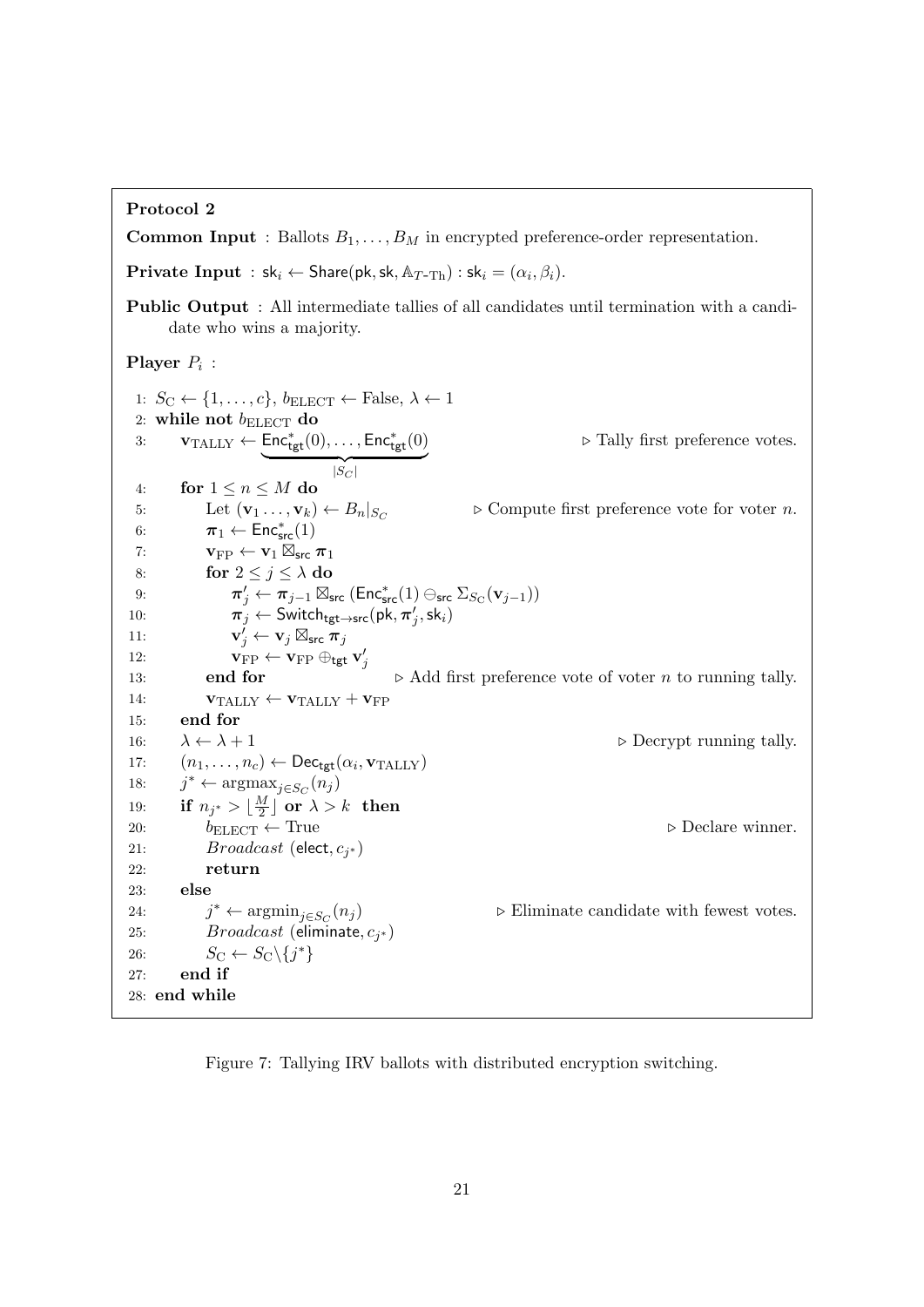**Protocol 2**

**Common Input** : Ballots $B_1, \ldots, B_M$ in encrypted preference-order representation.

**Private Input** : $\mathsf{sk}_i \leftarrow \mathsf{Share}(\mathsf{pk}, \mathsf{sk}, \mathbb{A}_{T\text{-Th}}) : \mathsf{sk}_i = (\alpha_i, \beta_i)$.

**Public Output** : All intermediate tallies of all candidates until termination with a candidate who wins a majority.

**Player** $P_i$ :

```
1: S_C ← {1,...,c}, b_ELECT ← False, λ ← 1
2: while not b_ELECT do
3:     v_TALLY ← Enc*_tgt(0),...,Enc*_tgt(0)  [|S_C| entries]     ▷ Tally first preference votes.
4:     for 1 ≤ n ≤ M do
5:         Let (v_1 ..., v_k) ← B_n|_{S_C}            ▷ Compute first preference vote for voter n.
6:         π_1 ← Enc*_src(1)
7:         v_FP ← v_1 ⊠_src π_1
8:         for 2 ≤ j ≤ λ do
9:             π'_j ← π_{j-1} ⊠_src (Enc*_src(1) ⊖_src Σ_{S_C}(v_{j-1}))
10:            π_j ← Switch_{tgt→src}(pk, π'_j, sk_i)
11:            v'_j ← v_j ⊠_src π_j
12:            v_FP ← v_FP ⊕_tgt v'_j
13:        end for                    ▷ Add first preference vote of voter n to running tally.
14:        v_TALLY ← v_TALLY + v_FP
15:    end for
16:    λ ← λ + 1                                                    ▷ Decrypt running tally.
17:    (n_1,...,n_c) ← Dec_tgt(α_i, v_TALLY)
18:    j* ← argmax_{j∈S_C}(n_j)
19:    if n_{j*} > ⌊M/2⌋ or λ > k then
20:        b_ELECT ← True                                           ▷ Declare winner.
21:        Broadcast (elect, c_{j*})
22:        return
23:    else
24:        j* ← argmin_{j∈S_C}(n_j)                ▷ Eliminate candidate with fewest votes.
25:        Broadcast (eliminate, c_{j*})
26:        S_C ← S_C \ {j*}
27:    end if
28: end while
```

Figure 7: Tallying IRV ballots with distributed encryption switching.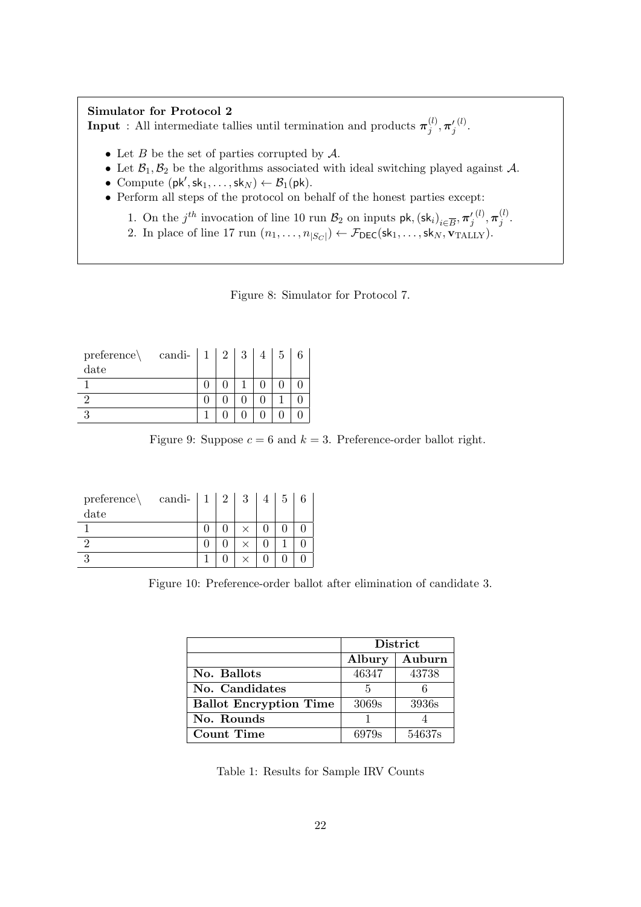**Simulator for Protocol 2**
**Input** : All intermediate tallies until termination and products $\boldsymbol{\pi}_j^{(l)}, \boldsymbol{\pi'}_j^{(l)}$.

- Let $B$ be the set of parties corrupted by $\mathcal{A}$.
- Let $\mathcal{B}_1, \mathcal{B}_2$ be the algorithms associated with ideal switching played against $\mathcal{A}$.
- Compute $(\mathsf{pk}', \mathsf{sk}_1, \ldots, \mathsf{sk}_N) \leftarrow \mathcal{B}_1(\mathsf{pk})$.
- Perform all steps of the protocol on behalf of the honest parties except:
  1. On the $j^{th}$ invocation of line 10 run $\mathcal{B}_2$ on inputs $\mathsf{pk}, (\mathsf{sk}_i)_{i \in \overline{B}}, \boldsymbol{\pi'}_j^{(l)}, \boldsymbol{\pi}_j^{(l)}$.
  2. In place of line 17 run $(n_1, \ldots, n_{|S_C|}) \leftarrow \mathcal{F}_{\mathsf{DEC}}(\mathsf{sk}_1, \ldots, \mathsf{sk}_N, \mathbf{v}_{\text{TALLY}})$.

Figure 8: Simulator for Protocol 7.

| preference\ candidate | 1 | 2 | 3 | 4 | 5 | 6 |
|---|---|---|---|---|---|---|
| 1 | 0 | 0 | 1 | 0 | 0 | 0 |
| 2 | 0 | 0 | 0 | 0 | 1 | 0 |
| 3 | 1 | 0 | 0 | 0 | 0 | 0 |

Figure 9: Suppose $c = 6$ and $k = 3$. Preference-order ballot right.

| preference\ candidate | 1 | 2 | 3 | 4 | 5 | 6 |
|---|---|---|---|---|---|---|
| 1 | 0 | 0 | × | 0 | 0 | 0 |
| 2 | 0 | 0 | × | 0 | 1 | 0 |
| 3 | 1 | 0 | × | 0 | 0 | 0 |

Figure 10: Preference-order ballot after elimination of candidate 3.

| | **District** | |
|---|---|---|
| | **Albury** | **Auburn** |
| **No. Ballots** | 46347 | 43738 |
| **No. Candidates** | 5 | 6 |
| **Ballot Encryption Time** | 3069s | 3936s |
| **No. Rounds** | 1 | 4 |
| **Count Time** | 6979s | 54637s |

Table 1: Results for Sample IRV Counts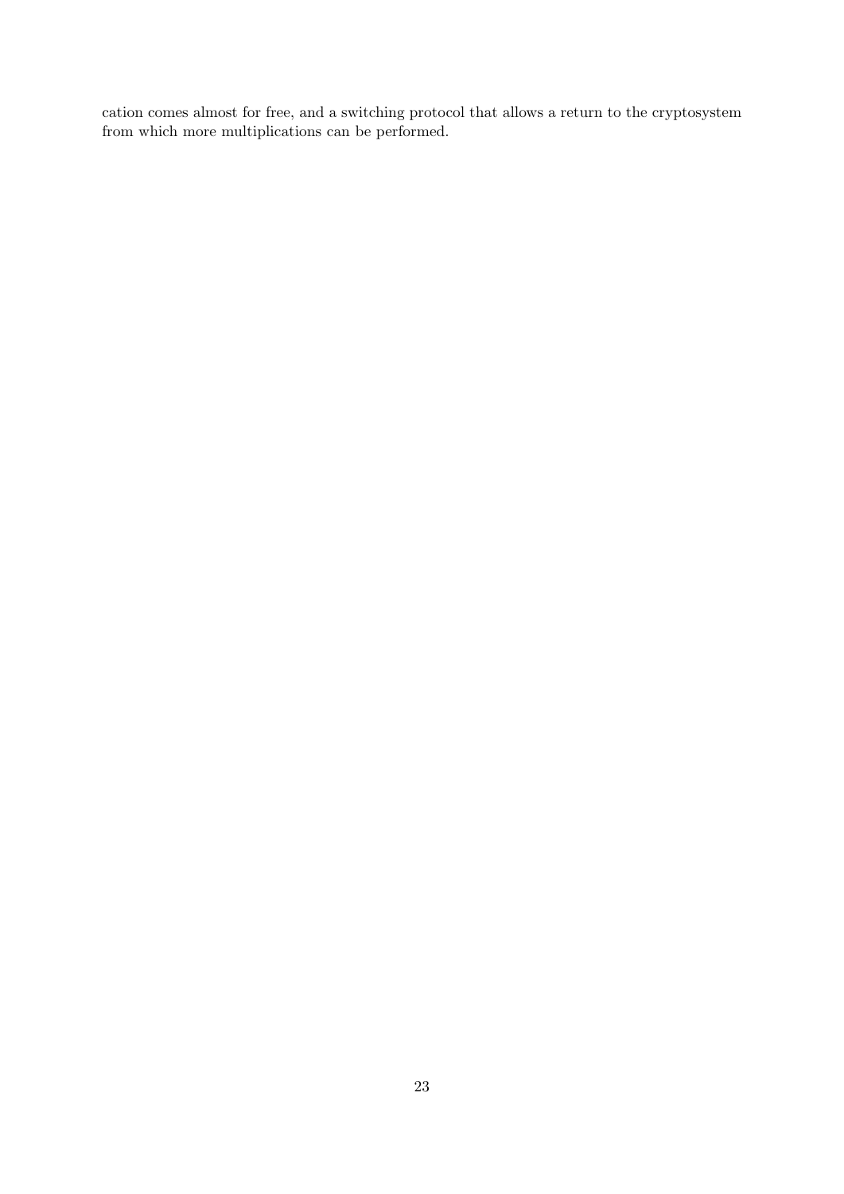cation comes almost for free, and a switching protocol that allows a return to the cryptosystem from which more multiplications can be performed.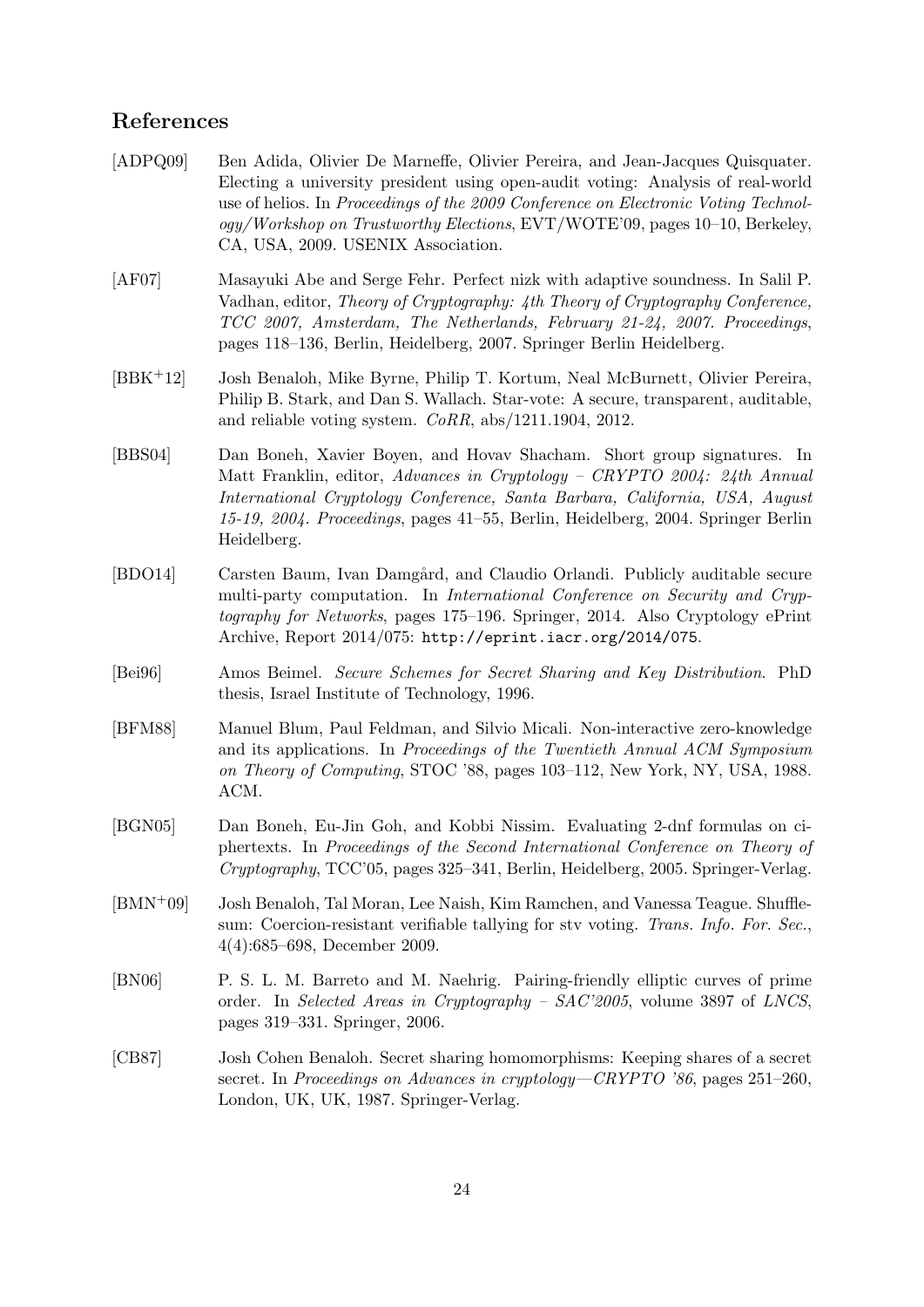## References

[ADPQ09] Ben Adida, Olivier De Marneffe, Olivier Pereira, and Jean-Jacques Quisquater. Electing a university president using open-audit voting: Analysis of real-world use of helios. In *Proceedings of the 2009 Conference on Electronic Voting Technology/Workshop on Trustworthy Elections*, EVT/WOTE'09, pages 10–10, Berkeley, CA, USA, 2009. USENIX Association.

[AF07] Masayuki Abe and Serge Fehr. Perfect nizk with adaptive soundness. In Salil P. Vadhan, editor, *Theory of Cryptography: 4th Theory of Cryptography Conference, TCC 2007, Amsterdam, The Netherlands, February 21-24, 2007. Proceedings*, pages 118–136, Berlin, Heidelberg, 2007. Springer Berlin Heidelberg.

[BBK+12] Josh Benaloh, Mike Byrne, Philip T. Kortum, Neal McBurnett, Olivier Pereira, Philip B. Stark, and Dan S. Wallach. Star-vote: A secure, transparent, auditable, and reliable voting system. *CoRR*, abs/1211.1904, 2012.

[BBS04] Dan Boneh, Xavier Boyen, and Hovav Shacham. Short group signatures. In Matt Franklin, editor, *Advances in Cryptology – CRYPTO 2004: 24th Annual International Cryptology Conference, Santa Barbara, California, USA, August 15-19, 2004. Proceedings*, pages 41–55, Berlin, Heidelberg, 2004. Springer Berlin Heidelberg.

[BDO14] Carsten Baum, Ivan Damgård, and Claudio Orlandi. Publicly auditable secure multi-party computation. In *International Conference on Security and Cryptography for Networks*, pages 175–196. Springer, 2014. Also Cryptology ePrint Archive, Report 2014/075: `http://eprint.iacr.org/2014/075`.

[Bei96] Amos Beimel. *Secure Schemes for Secret Sharing and Key Distribution*. PhD thesis, Israel Institute of Technology, 1996.

[BFM88] Manuel Blum, Paul Feldman, and Silvio Micali. Non-interactive zero-knowledge and its applications. In *Proceedings of the Twentieth Annual ACM Symposium on Theory of Computing*, STOC '88, pages 103–112, New York, NY, USA, 1988. ACM.

[BGN05] Dan Boneh, Eu-Jin Goh, and Kobbi Nissim. Evaluating 2-dnf formulas on ciphertexts. In *Proceedings of the Second International Conference on Theory of Cryptography*, TCC'05, pages 325–341, Berlin, Heidelberg, 2005. Springer-Verlag.

[BMN+09] Josh Benaloh, Tal Moran, Lee Naish, Kim Ramchen, and Vanessa Teague. Shufflesum: Coercion-resistant verifiable tallying for stv voting. *Trans. Info. For. Sec.*, 4(4):685–698, December 2009.

[BN06] P. S. L. M. Barreto and M. Naehrig. Pairing-friendly elliptic curves of prime order. In *Selected Areas in Cryptography – SAC'2005*, volume 3897 of *LNCS*, pages 319–331. Springer, 2006.

[CB87] Josh Cohen Benaloh. Secret sharing homomorphisms: Keeping shares of a secret secret. In *Proceedings on Advances in cryptology—CRYPTO '86*, pages 251–260, London, UK, UK, 1987. Springer-Verlag.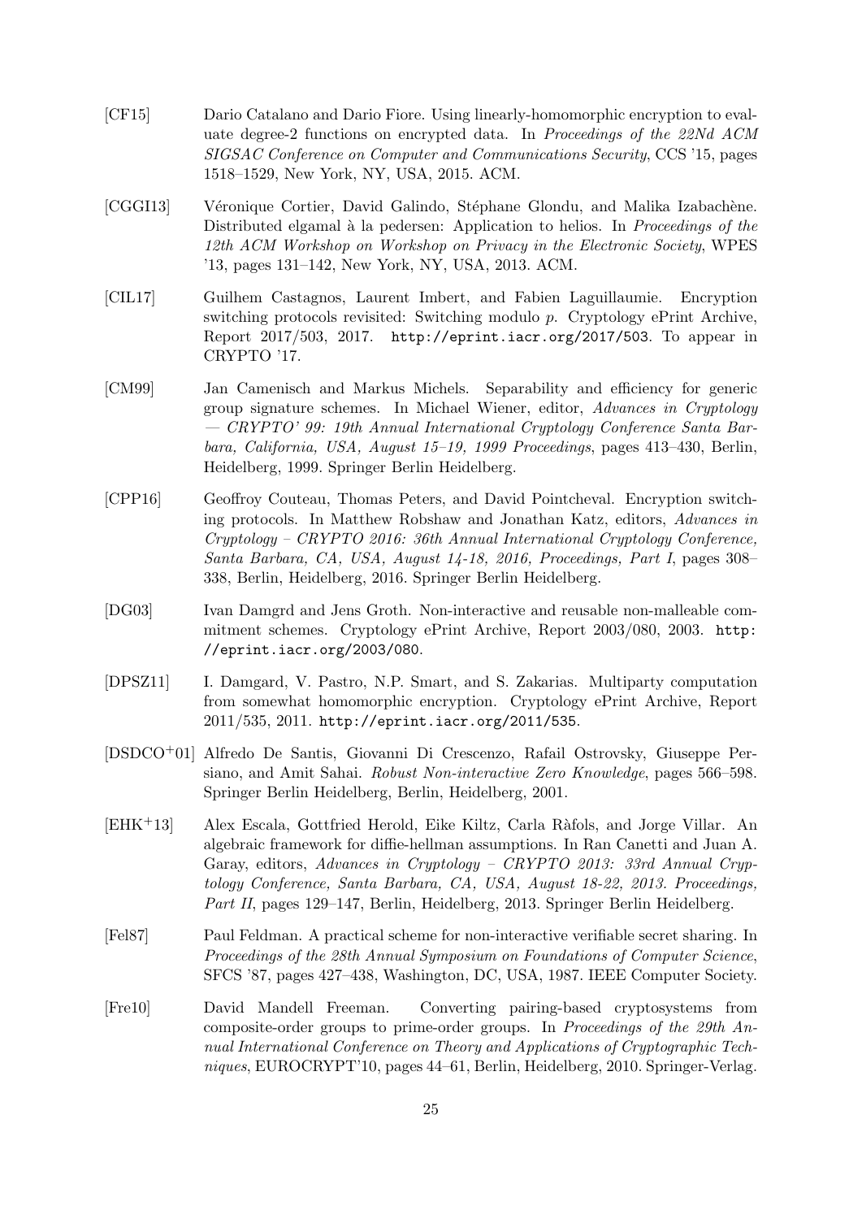[CF15] Dario Catalano and Dario Fiore. Using linearly-homomorphic encryption to evaluate degree-2 functions on encrypted data. In *Proceedings of the 22Nd ACM SIGSAC Conference on Computer and Communications Security*, CCS '15, pages 1518–1529, New York, NY, USA, 2015. ACM.

[CGGI13] Véronique Cortier, David Galindo, Stéphane Glondu, and Malika Izabachène. Distributed elgamal à la pedersen: Application to helios. In *Proceedings of the 12th ACM Workshop on Workshop on Privacy in the Electronic Society*, WPES '13, pages 131–142, New York, NY, USA, 2013. ACM.

[CIL17] Guilhem Castagnos, Laurent Imbert, and Fabien Laguillaumie. Encryption switching protocols revisited: Switching modulo $p$. Cryptology ePrint Archive, Report 2017/503, 2017. `http://eprint.iacr.org/2017/503`. To appear in CRYPTO '17.

[CM99] Jan Camenisch and Markus Michels. Separability and efficiency for generic group signature schemes. In Michael Wiener, editor, *Advances in Cryptology — CRYPTO' 99: 19th Annual International Cryptology Conference Santa Barbara, California, USA, August 15–19, 1999 Proceedings*, pages 413–430, Berlin, Heidelberg, 1999. Springer Berlin Heidelberg.

[CPP16] Geoffroy Couteau, Thomas Peters, and David Pointcheval. Encryption switching protocols. In Matthew Robshaw and Jonathan Katz, editors, *Advances in Cryptology – CRYPTO 2016: 36th Annual International Cryptology Conference, Santa Barbara, CA, USA, August 14-18, 2016, Proceedings, Part I*, pages 308–338, Berlin, Heidelberg, 2016. Springer Berlin Heidelberg.

[DG03] Ivan Damgrd and Jens Groth. Non-interactive and reusable non-malleable commitment schemes. Cryptology ePrint Archive, Report 2003/080, 2003. `http://eprint.iacr.org/2003/080`.

[DPSZ11] I. Damgard, V. Pastro, N.P. Smart, and S. Zakarias. Multiparty computation from somewhat homomorphic encryption. Cryptology ePrint Archive, Report 2011/535, 2011. `http://eprint.iacr.org/2011/535`.

[DSDCO+01] Alfredo De Santis, Giovanni Di Crescenzo, Rafail Ostrovsky, Giuseppe Persiano, and Amit Sahai. *Robust Non-interactive Zero Knowledge*, pages 566–598. Springer Berlin Heidelberg, Berlin, Heidelberg, 2001.

[EHK+13] Alex Escala, Gottfried Herold, Eike Kiltz, Carla Ràfols, and Jorge Villar. An algebraic framework for diffie-hellman assumptions. In Ran Canetti and Juan A. Garay, editors, *Advances in Cryptology – CRYPTO 2013: 33rd Annual Cryptology Conference, Santa Barbara, CA, USA, August 18-22, 2013. Proceedings, Part II*, pages 129–147, Berlin, Heidelberg, 2013. Springer Berlin Heidelberg.

[Fel87] Paul Feldman. A practical scheme for non-interactive verifiable secret sharing. In *Proceedings of the 28th Annual Symposium on Foundations of Computer Science*, SFCS '87, pages 427–438, Washington, DC, USA, 1987. IEEE Computer Society.

[Fre10] David Mandell Freeman. Converting pairing-based cryptosystems from composite-order groups to prime-order groups. In *Proceedings of the 29th Annual International Conference on Theory and Applications of Cryptographic Techniques*, EUROCRYPT'10, pages 44–61, Berlin, Heidelberg, 2010. Springer-Verlag.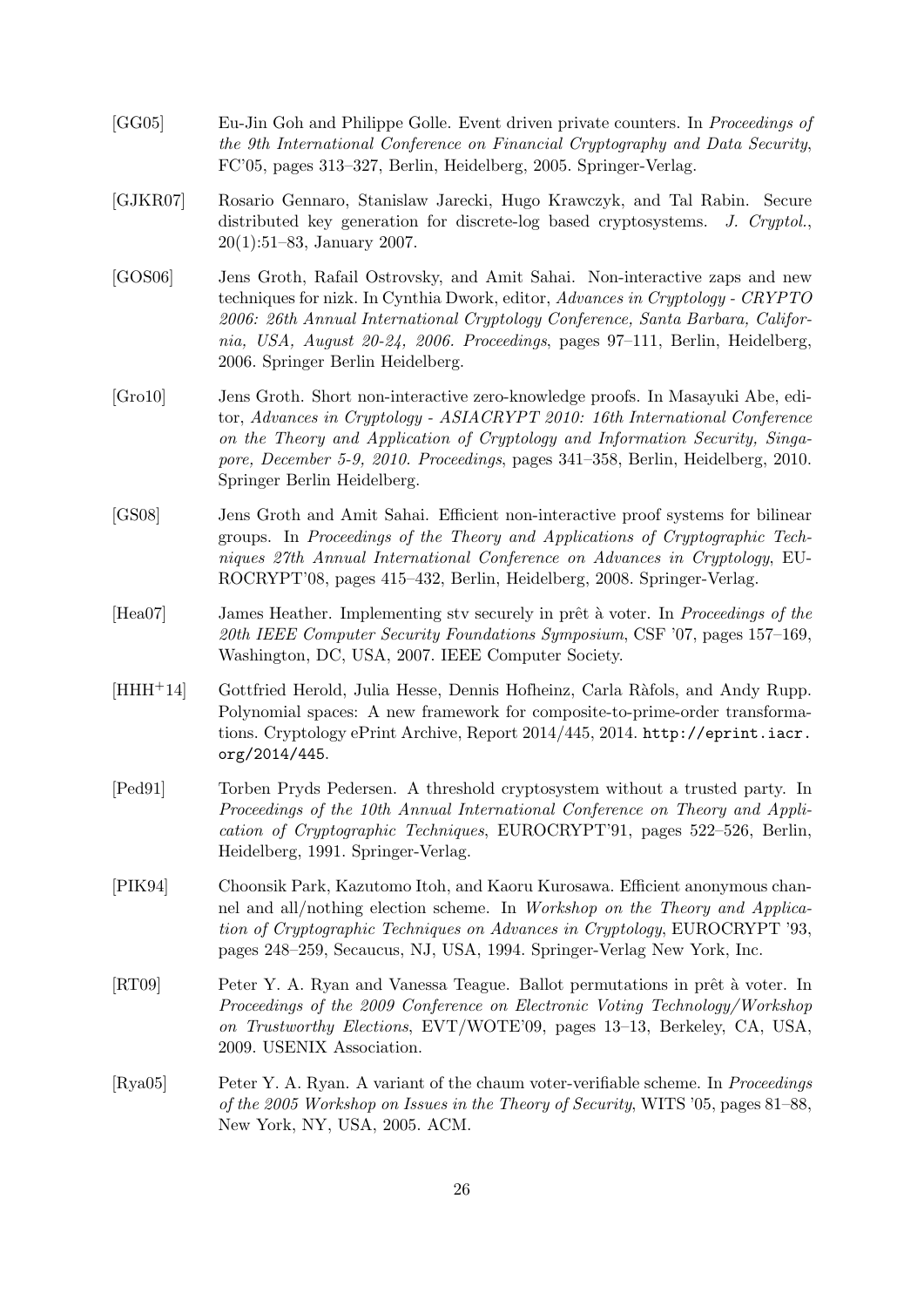[GG05] Eu-Jin Goh and Philippe Golle. Event driven private counters. In *Proceedings of the 9th International Conference on Financial Cryptography and Data Security*, FC'05, pages 313–327, Berlin, Heidelberg, 2005. Springer-Verlag.

[GJKR07] Rosario Gennaro, Stanislaw Jarecki, Hugo Krawczyk, and Tal Rabin. Secure distributed key generation for discrete-log based cryptosystems. *J. Cryptol.*, 20(1):51–83, January 2007.

[GOS06] Jens Groth, Rafail Ostrovsky, and Amit Sahai. Non-interactive zaps and new techniques for nizk. In Cynthia Dwork, editor, *Advances in Cryptology - CRYPTO 2006: 26th Annual International Cryptology Conference, Santa Barbara, California, USA, August 20-24, 2006. Proceedings*, pages 97–111, Berlin, Heidelberg, 2006. Springer Berlin Heidelberg.

[Gro10] Jens Groth. Short non-interactive zero-knowledge proofs. In Masayuki Abe, editor, *Advances in Cryptology - ASIACRYPT 2010: 16th International Conference on the Theory and Application of Cryptology and Information Security, Singapore, December 5-9, 2010. Proceedings*, pages 341–358, Berlin, Heidelberg, 2010. Springer Berlin Heidelberg.

[GS08] Jens Groth and Amit Sahai. Efficient non-interactive proof systems for bilinear groups. In *Proceedings of the Theory and Applications of Cryptographic Techniques 27th Annual International Conference on Advances in Cryptology*, EUROCRYPT'08, pages 415–432, Berlin, Heidelberg, 2008. Springer-Verlag.

[Hea07] James Heather. Implementing stv securely in prêt à voter. In *Proceedings of the 20th IEEE Computer Security Foundations Symposium*, CSF '07, pages 157–169, Washington, DC, USA, 2007. IEEE Computer Society.

[HHH+14] Gottfried Herold, Julia Hesse, Dennis Hofheinz, Carla Ràfols, and Andy Rupp. Polynomial spaces: A new framework for composite-to-prime-order transformations. Cryptology ePrint Archive, Report 2014/445, 2014. http://eprint.iacr.org/2014/445.

[Ped91] Torben Pryds Pedersen. A threshold cryptosystem without a trusted party. In *Proceedings of the 10th Annual International Conference on Theory and Application of Cryptographic Techniques*, EUROCRYPT'91, pages 522–526, Berlin, Heidelberg, 1991. Springer-Verlag.

[PIK94] Choonsik Park, Kazutomo Itoh, and Kaoru Kurosawa. Efficient anonymous channel and all/nothing election scheme. In *Workshop on the Theory and Application of Cryptographic Techniques on Advances in Cryptology*, EUROCRYPT '93, pages 248–259, Secaucus, NJ, USA, 1994. Springer-Verlag New York, Inc.

[RT09] Peter Y. A. Ryan and Vanessa Teague. Ballot permutations in prêt à voter. In *Proceedings of the 2009 Conference on Electronic Voting Technology/Workshop on Trustworthy Elections*, EVT/WOTE'09, pages 13–13, Berkeley, CA, USA, 2009. USENIX Association.

[Rya05] Peter Y. A. Ryan. A variant of the chaum voter-verifiable scheme. In *Proceedings of the 2005 Workshop on Issues in the Theory of Security*, WITS '05, pages 81–88, New York, NY, USA, 2005. ACM.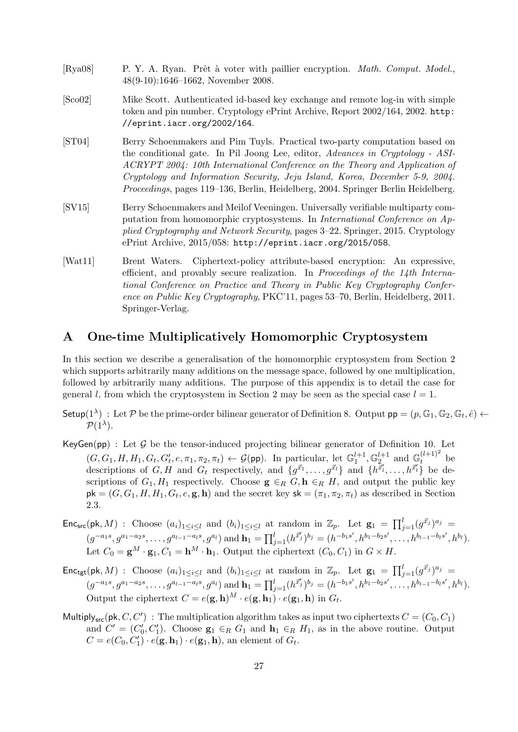[Rya08] P. Y. A. Ryan. Prêt à voter with paillier encryption. *Math. Comput. Model.*, 48(9-10):1646–1662, November 2008.

[Sco02] Mike Scott. Authenticated id-based key exchange and remote log-in with simple token and pin number. Cryptology ePrint Archive, Report 2002/164, 2002. `http://eprint.iacr.org/2002/164`.

[ST04] Berry Schoenmakers and Pim Tuyls. Practical two-party computation based on the conditional gate. In Pil Joong Lee, editor, *Advances in Cryptology - ASIACRYPT 2004: 10th International Conference on the Theory and Application of Cryptology and Information Security, Jeju Island, Korea, December 5-9, 2004. Proceedings*, pages 119–136, Berlin, Heidelberg, 2004. Springer Berlin Heidelberg.

[SV15] Berry Schoenmakers and Meilof Veeningen. Universally verifiable multiparty computation from homomorphic cryptosystems. In *International Conference on Applied Cryptography and Network Security*, pages 3–22. Springer, 2015. Cryptology ePrint Archive, 2015/058: `http://eprint.iacr.org/2015/058`.

[Wat11] Brent Waters. Ciphertext-policy attribute-based encryption: An expressive, efficient, and provably secure realization. In *Proceedings of the 14th International Conference on Practice and Theory in Public Key Cryptography Conference on Public Key Cryptography*, PKC'11, pages 53–70, Berlin, Heidelberg, 2011. Springer-Verlag.

# A One-time Multiplicatively Homomorphic Cryptosystem

In this section we describe a generalisation of the homomorphic cryptosystem from Section 2 which supports arbitrarily many additions on the message space, followed by one multiplication, followed by arbitrarily many additions. The purpose of this appendix is to detail the case for general $l$, from which the cryptosystem in Section 2 may be seen as the special case $l = 1$.

$\mathsf{Setup}(1^\lambda)$ : Let $\mathcal{P}$ be the prime-order bilinear generator of Definition 8. Output $\mathsf{pp} = (p, \mathbb{G}_1, \mathbb{G}_2, \mathbb{G}_t, \hat{e}) \leftarrow \mathcal{P}(1^\lambda)$.

$\mathsf{KeyGen}(\mathsf{pp})$ : Let $\mathcal{G}$ be the tensor-induced projecting bilinear generator of Definition 10. Let $(G, G_1, H, H_1, G_t, G_t', e, \pi_1, \pi_2, \pi_t) \leftarrow \mathcal{G}(\mathsf{pp})$. In particular, let $\mathbb{G}_1^{l+1}, \mathbb{G}_2^{l+1}$ and $\mathbb{G}_t^{(l+1)^2}$ be descriptions of $G, H$ and $G_t$ respectively, and $\{g^{\vec{x}_1}, \ldots, g^{\vec{x}_l}\}$ and $\{h^{\vec{x}_l'}, \ldots, h^{\vec{x}_l'}\}$ be descriptions of $G_1, H_1$ respectively. Choose $\mathbf{g} \in_R G, \mathbf{h} \in_R H$, and output the public key $\mathsf{pk} = (G, G_1, H, H_1, G_t, e, \mathbf{g}, \mathbf{h})$ and the secret key $\mathsf{sk} = (\pi_1, \pi_2, \pi_t)$ as described in Section 2.3.

$\mathsf{Enc}_{\mathsf{src}}(\mathsf{pk}, M)$ : Choose $(a_i)_{1\le i\le l}$ and $(b_i)_{1\le i\le l}$ at random in $\mathbb{Z}_p$. Let $\mathbf{g}_1 = \prod_{j=1}^{l}(g^{\vec{x}_j})^{a_j} = (g^{-a_1 s}, g^{a_1 - a_2 s}, \ldots, g^{a_{l-1} - a_l s}, g^{a_l})$ and $\mathbf{h}_1 = \prod_{j=1}^{l}(h^{\vec{x}_j'})^{b_j} = (h^{-b_1 s'}, h^{b_1 - b_2 s'}, \ldots, h^{b_{l-1} - b_l s'}, h^{b_l})$. Let $C_0 = \mathbf{g}^M \cdot \mathbf{g}_1, C_1 = \mathbf{h}^M \cdot \mathbf{h}_1$. Output the ciphertext $(C_0, C_1)$ in $G \times H$.

$\mathsf{Enc}_{\mathsf{tgt}}(\mathsf{pk}, M)$ : Choose $(a_i)_{1\le i\le l}$ and $(b_i)_{1\le i\le l}$ at random in $\mathbb{Z}_p$. Let $\mathbf{g}_1 = \prod_{j=1}^{l}(g^{\vec{x}_j})^{a_j} = (g^{-a_1 s}, g^{a_1 - a_2 s}, \ldots, g^{a_{l-1} - a_l s}, g^{a_l})$ and $\mathbf{h}_1 = \prod_{j=1}^{l}(h^{\vec{x}_j'})^{b_j} = (h^{-b_1 s'}, h^{b_1 - b_2 s'}, \ldots, h^{b_{l-1} - b_l s'}, h^{b_l})$. Output the ciphertext $C = e(\mathbf{g}, \mathbf{h})^M \cdot e(\mathbf{g}, \mathbf{h}_1) \cdot e(\mathbf{g}_1, \mathbf{h})$ in $G_t$.

$\mathsf{Multiply}_{\mathsf{src}}(\mathsf{pk}, C, C')$ : The multiplication algorithm takes as input two ciphertexts $C = (C_0, C_1)$ and $C' = (C_0', C_1')$. Choose $\mathbf{g}_1 \in_R G_1$ and $\mathbf{h}_1 \in_R H_1$, as in the above routine. Output $C = e(C_0, C_1') \cdot e(\mathbf{g}, \mathbf{h}_1) \cdot e(\mathbf{g}_1, \mathbf{h})$, an element of $G_t$.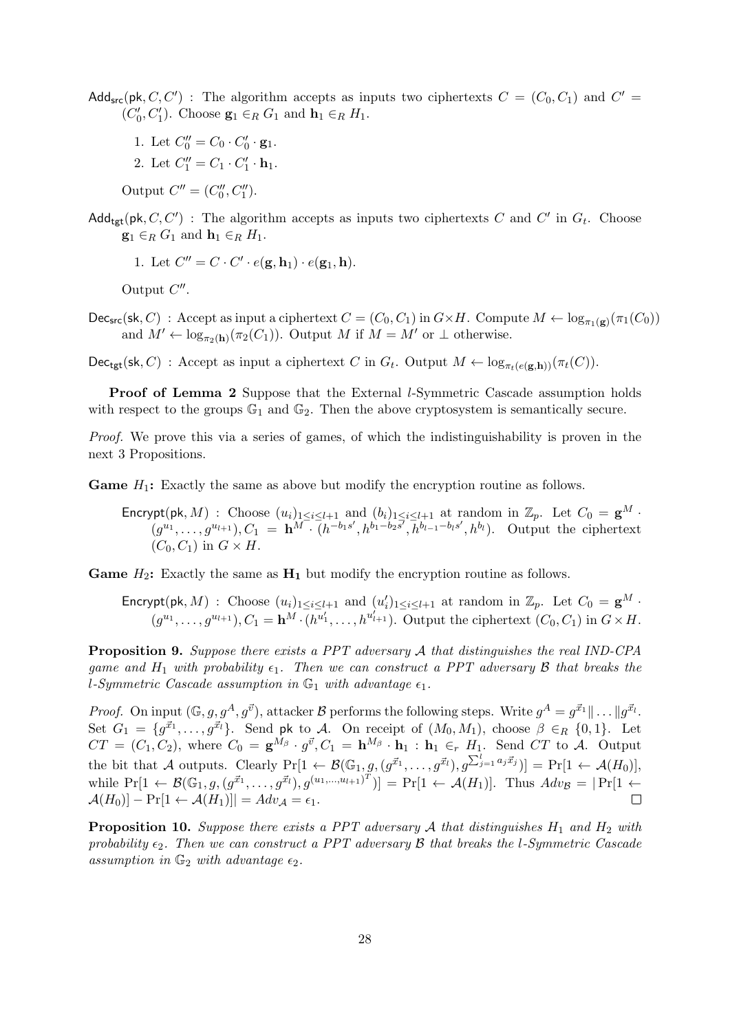$\mathsf{Add}_{\mathsf{src}}(\mathsf{pk}, C, C')$ : The algorithm accepts as inputs two ciphertexts $C = (C_0, C_1)$ and $C' = (C'_0, C'_1)$. Choose $\mathbf{g}_1 \in_R G_1$ and $\mathbf{h}_1 \in_R H_1$.

1. Let $C''_0 = C_0 \cdot C'_0 \cdot \mathbf{g}_1$.
2. Let $C''_1 = C_1 \cdot C'_1 \cdot \mathbf{h}_1$.

Output $C'' = (C''_0, C''_1)$.

$\mathsf{Add}_{\mathsf{tgt}}(\mathsf{pk}, C, C')$ : The algorithm accepts as inputs two ciphertexts $C$ and $C'$ in $G_t$. Choose $\mathbf{g}_1 \in_R G_1$ and $\mathbf{h}_1 \in_R H_1$.

1. Let $C'' = C \cdot C' \cdot e(\mathbf{g}, \mathbf{h}_1) \cdot e(\mathbf{g}_1, \mathbf{h})$.

Output $C''$.

$\mathsf{Dec}_{\mathsf{src}}(\mathsf{sk}, C)$ : Accept as input a ciphertext $C = (C_0, C_1)$ in $G \times H$. Compute $M \leftarrow \log_{\pi_1(\mathbf{g})}(\pi_1(C_0))$ and $M' \leftarrow \log_{\pi_2(\mathbf{h})}(\pi_2(C_1))$. Output $M$ if $M = M'$ or $\perp$ otherwise.

$\mathsf{Dec}_{\mathsf{tgt}}(\mathsf{sk}, C)$ : Accept as input a ciphertext $C$ in $G_t$. Output $M \leftarrow \log_{\pi_t(e(\mathbf{g},\mathbf{h}))}(\pi_t(C))$.

**Proof of Lemma 2** Suppose that the External $l$-Symmetric Cascade assumption holds with respect to the groups $\mathbb{G}_1$ and $\mathbb{G}_2$. Then the above cryptosystem is semantically secure.

*Proof.* We prove this via a series of games, of which the indistinguishability is proven in the next 3 Propositions.

**Game $H_1$:** Exactly the same as above but modify the encryption routine as follows.

$\mathsf{Encrypt}(\mathsf{pk}, M)$ : Choose $(u_i)_{1\le i\le l+1}$ and $(b_i)_{1\le i\le l+1}$ at random in $\mathbb{Z}_p$. Let $C_0 = \mathbf{g}^M \cdot (g^{u_1}, \ldots, g^{u_{l+1}}), C_1 = \mathbf{h}^M \cdot (h^{-b_1 s'}, h^{b_1 - b_2 s'}, h^{b_{l-1} - b_l s'}, h^{b_l})$. Output the ciphertext $(C_0, C_1)$ in $G \times H$.

**Game $H_2$:** Exactly the same as $\mathbf{H_1}$ but modify the encryption routine as follows.

$\mathsf{Encrypt}(\mathsf{pk}, M)$ : Choose $(u_i)_{1\le i\le l+1}$ and $(u'_i)_{1\le i\le l+1}$ at random in $\mathbb{Z}_p$. Let $C_0 = \mathbf{g}^M \cdot (g^{u_1}, \ldots, g^{u_{l+1}}), C_1 = \mathbf{h}^M \cdot (h^{u'_1}, \ldots, h^{u'_{l+1}})$. Output the ciphertext $(C_0, C_1)$ in $G \times H$.

**Proposition 9.** *Suppose there exists a PPT adversary $\mathcal{A}$ that distinguishes the real IND-CPA game and $H_1$ with probability $\epsilon_1$. Then we can construct a PPT adversary $\mathcal{B}$ that breaks the $l$-Symmetric Cascade assumption in $\mathbb{G}_1$ with advantage $\epsilon_1$.*

*Proof.* On input $(\mathbb{G}, g, g^A, g^{\vec{v}})$, attacker $\mathcal{B}$ performs the following steps. Write $g^A = g^{\vec{x}_1} \| \ldots \| g^{\vec{x}_l}$. Set $G_1 = \{g^{\vec{x}_1}, \ldots, g^{\vec{x}_l}\}$. Send $\mathsf{pk}$ to $\mathcal{A}$. On receipt of $(M_0, M_1)$, choose $\beta \in_R \{0, 1\}$. Let $CT = (C_1, C_2)$, where $C_0 = \mathbf{g}^{M_\beta} \cdot g^{\vec{v}}, C_1 = \mathbf{h}^{M_\beta} \cdot \mathbf{h}_1 : \mathbf{h}_1 \in_r H_1$. Send $CT$ to $\mathcal{A}$. Output the bit that $\mathcal{A}$ outputs. Clearly $\Pr[1 \leftarrow \mathcal{B}(\mathbb{G}_1, g, (g^{\vec{x}_1}, \ldots, g^{\vec{x}_l}), g^{\sum_{j=1}^{l} a_j \vec{x}_j})] = \Pr[1 \leftarrow \mathcal{A}(H_0)]$, while $\Pr[1 \leftarrow \mathcal{B}(\mathbb{G}_1, g, (g^{\vec{x}_1}, \ldots, g^{\vec{x}_l}), g^{(u_1, \ldots, u_{l+1})^T})] = \Pr[1 \leftarrow \mathcal{A}(H_1)]$. Thus $Adv_{\mathcal{B}} = |\Pr[1 \leftarrow \mathcal{A}(H_0)] - \Pr[1 \leftarrow \mathcal{A}(H_1)]| = Adv_{\mathcal{A}} = \epsilon_1$. $\square$

**Proposition 10.** *Suppose there exists a PPT adversary $\mathcal{A}$ that distinguishes $H_1$ and $H_2$ with probability $\epsilon_2$. Then we can construct a PPT adversary $\mathcal{B}$ that breaks the $l$-Symmetric Cascade assumption in $\mathbb{G}_2$ with advantage $\epsilon_2$.*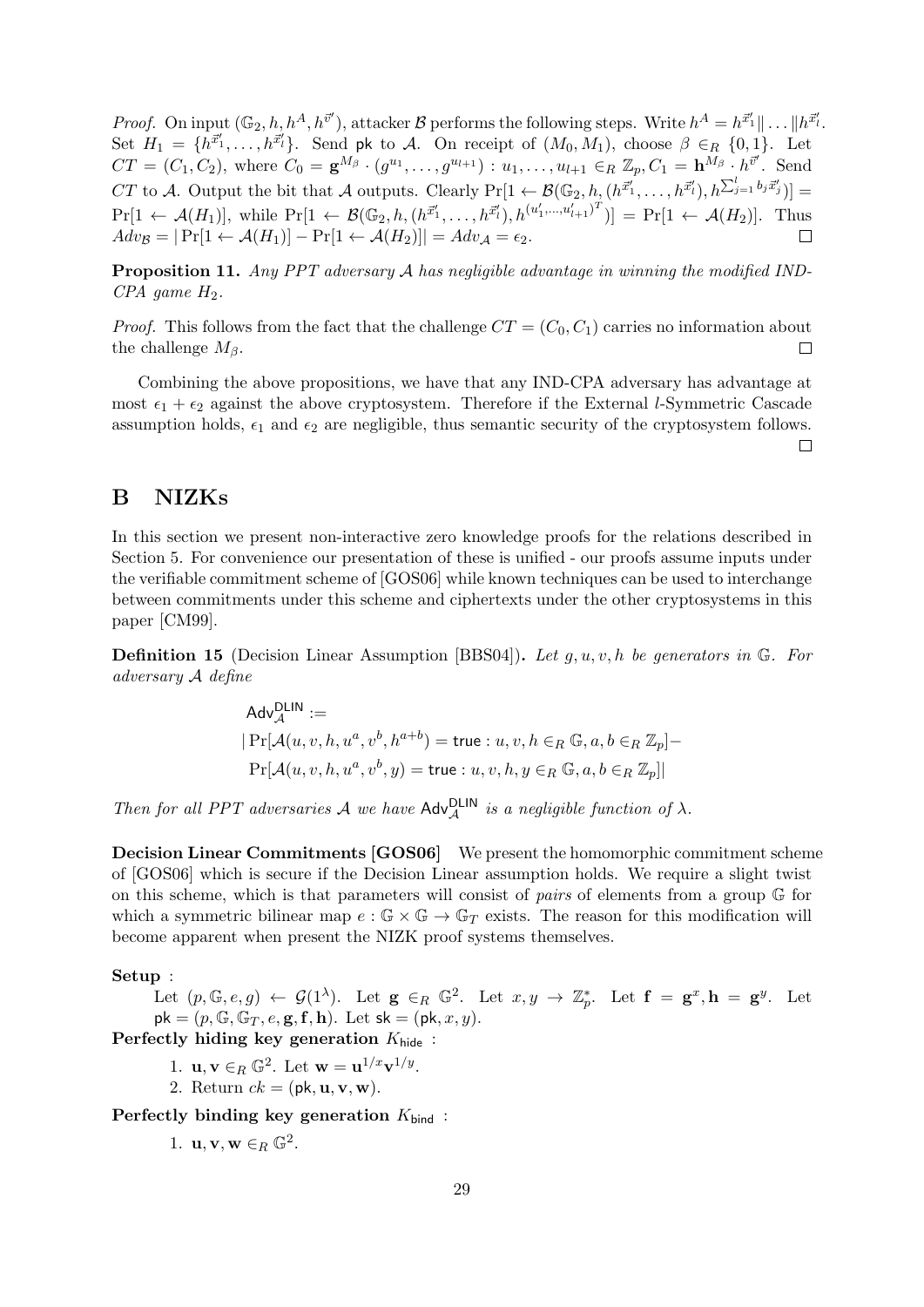*Proof.* On input $(\mathbb{G}_2, h, h^A, h^{\vec{v}'})$, attacker $\mathcal{B}$ performs the following steps. Write $h^A = h^{\vec{x}'_1} \| \dots \| h^{\vec{x}'_l}$. Set $H_1 = \{h^{\vec{x}'_1}, \dots, h^{\vec{x}'_l}\}$. Send $\mathsf{pk}$ to $\mathcal{A}$. On receipt of $(M_0, M_1)$, choose $\beta \in_R \{0,1\}$. Let $CT = (C_1, C_2)$, where $C_0 = \mathbf{g}^{M_\beta} \cdot (g^{u_1}, \dots, g^{u_{l+1}}) : u_1, \dots, u_{l+1} \in_R \mathbb{Z}_p, C_1 = \mathbf{h}^{M_\beta} \cdot h^{\vec{v}'}$. Send $CT$ to $\mathcal{A}$. Output the bit that $\mathcal{A}$ outputs. Clearly $\Pr[1 \leftarrow \mathcal{B}(\mathbb{G}_2, h, (h^{\vec{x}'_1}, \dots, h^{\vec{x}'_l}), h^{\sum_{j=1}^{l} b_j \vec{x}'_j})] = \Pr[1 \leftarrow \mathcal{A}(H_1)]$, while $\Pr[1 \leftarrow \mathcal{B}(\mathbb{G}_2, h, (h^{\vec{x}'_1}, \dots, h^{\vec{x}'_l}), h^{(u'_1, \dots, u'_{l+1})^T})] = \Pr[1 \leftarrow \mathcal{A}(H_2)]$. Thus $Adv_{\mathcal{B}} = |\Pr[1 \leftarrow \mathcal{A}(H_1)] - \Pr[1 \leftarrow \mathcal{A}(H_2)]| = Adv_{\mathcal{A}} = \epsilon_2$. □

**Proposition 11.** *Any PPT adversary $\mathcal{A}$ has negligible advantage in winning the modified IND-CPA game $H_2$.*

*Proof.* This follows from the fact that the challenge $CT = (C_0, C_1)$ carries no information about the challenge $M_\beta$. □

Combining the above propositions, we have that any IND-CPA adversary has advantage at most $\epsilon_1 + \epsilon_2$ against the above cryptosystem. Therefore if the External $l$-Symmetric Cascade assumption holds, $\epsilon_1$ and $\epsilon_2$ are negligible, thus semantic security of the cryptosystem follows. □

# B NIZKs

In this section we present non-interactive zero knowledge proofs for the relations described in Section 5. For convenience our presentation of these is unified - our proofs assume inputs under the verifiable commitment scheme of [GOS06] while known techniques can be used to interchange between commitments under this scheme and ciphertexts under the other cryptosystems in this paper [CM99].

**Definition 15** (Decision Linear Assumption [BBS04])**.** *Let $g, u, v, h$ be generators in $\mathbb{G}$. For adversary $\mathcal{A}$ define*

$$
\begin{aligned}
&\mathsf{Adv}^{\mathsf{DLIN}}_{\mathcal{A}} := \\
&|\Pr[\mathcal{A}(u, v, h, u^a, v^b, h^{a+b}) = \mathsf{true} : u, v, h \in_R \mathbb{G}, a, b \in_R \mathbb{Z}_p] - \\
&\Pr[\mathcal{A}(u, v, h, u^a, v^b, y) = \mathsf{true} : u, v, h, y \in_R \mathbb{G}, a, b \in_R \mathbb{Z}_p]|
\end{aligned}
$$

*Then for all PPT adversaries $\mathcal{A}$ we have $\mathsf{Adv}^{\mathsf{DLIN}}_{\mathcal{A}}$ is a negligible function of $\lambda$.*

**Decision Linear Commitments [GOS06]** We present the homomorphic commitment scheme of [GOS06] which is secure if the Decision Linear assumption holds. We require a slight twist on this scheme, which is that parameters will consist of *pairs* of elements from a group $\mathbb{G}$ for which a symmetric bilinear map $e : \mathbb{G} \times \mathbb{G} \to \mathbb{G}_T$ exists. The reason for this modification will become apparent when present the NIZK proof systems themselves.

**Setup** :

Let $(p, \mathbb{G}, e, g) \leftarrow \mathcal{G}(1^\lambda)$. Let $\mathbf{g} \in_R \mathbb{G}^2$. Let $x, y \to \mathbb{Z}^*_p$. Let $\mathbf{f} = \mathbf{g}^x, \mathbf{h} = \mathbf{g}^y$. Let $\mathsf{pk} = (p, \mathbb{G}, \mathbb{G}_T, e, \mathbf{g}, \mathbf{f}, \mathbf{h})$. Let $\mathsf{sk} = (\mathsf{pk}, x, y)$.

**Perfectly hiding key generation** $K_{\mathsf{hide}}$ :

1. $\mathbf{u}, \mathbf{v} \in_R \mathbb{G}^2$. Let $\mathbf{w} = \mathbf{u}^{1/x}\mathbf{v}^{1/y}$.
2. Return $ck = (\mathsf{pk}, \mathbf{u}, \mathbf{v}, \mathbf{w})$.

**Perfectly binding key generation** $K_{\mathsf{bind}}$ :

1. $\mathbf{u}, \mathbf{v}, \mathbf{w} \in_R \mathbb{G}^2$.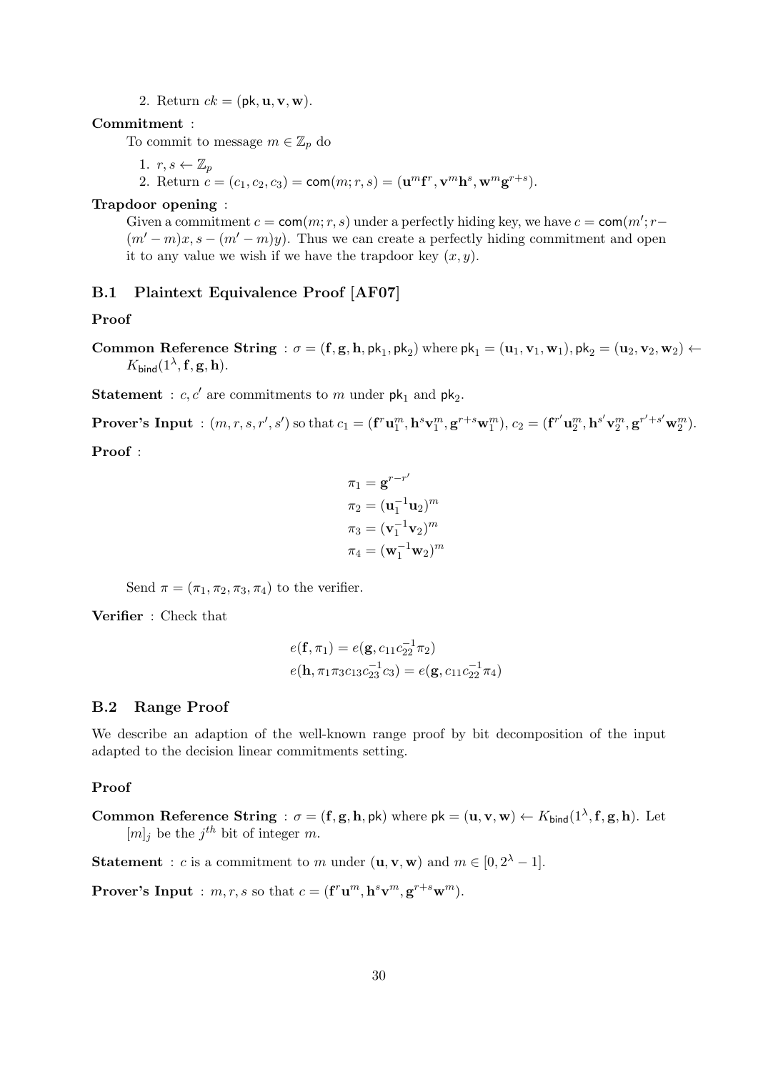2. Return $ck = (\mathsf{pk}, \mathbf{u}, \mathbf{v}, \mathbf{w})$.

**Commitment** :

To commit to message $m \in \mathbb{Z}_p$ do

1. $r, s \leftarrow \mathbb{Z}_p$
2. Return $c = (c_1, c_2, c_3) = \mathsf{com}(m; r, s) = (\mathbf{u}^m \mathbf{f}^r, \mathbf{v}^m \mathbf{h}^s, \mathbf{w}^m \mathbf{g}^{r+s})$.

**Trapdoor opening** :

Given a commitment $c = \mathsf{com}(m; r, s)$ under a perfectly hiding key, we have $c = \mathsf{com}(m'; r - (m' - m)x, s - (m' - m)y)$. Thus we can create a perfectly hiding commitment and open it to any value we wish if we have the trapdoor key $(x, y)$.

### B.1 Plaintext Equivalence Proof [AF07]

**Proof**

**Common Reference String** : $\sigma = (\mathbf{f}, \mathbf{g}, \mathbf{h}, \mathsf{pk}_1, \mathsf{pk}_2)$ where $\mathsf{pk}_1 = (\mathbf{u}_1, \mathbf{v}_1, \mathbf{w}_1), \mathsf{pk}_2 = (\mathbf{u}_2, \mathbf{v}_2, \mathbf{w}_2) \leftarrow K_{\mathsf{bind}}(1^\lambda, \mathbf{f}, \mathbf{g}, \mathbf{h})$.

**Statement** : $c, c'$ are commitments to $m$ under $\mathsf{pk}_1$ and $\mathsf{pk}_2$.

**Prover's Input** : $(m, r, s, r', s')$ so that $c_1 = (\mathbf{f}^r \mathbf{u}_1^m, \mathbf{h}^s \mathbf{v}_1^m, \mathbf{g}^{r+s} \mathbf{w}_1^m)$, $c_2 = (\mathbf{f}^{r'} \mathbf{u}_2^m, \mathbf{h}^{s'} \mathbf{v}_2^m, \mathbf{g}^{r'+s'} \mathbf{w}_2^m)$.

**Proof** :

$$
\begin{aligned}
\pi_1 &= \mathbf{g}^{r - r'} \\
\pi_2 &= (\mathbf{u}_1^{-1} \mathbf{u}_2)^m \\
\pi_3 &= (\mathbf{v}_1^{-1} \mathbf{v}_2)^m \\
\pi_4 &= (\mathbf{w}_1^{-1} \mathbf{w}_2)^m
\end{aligned}
$$

Send $\pi = (\pi_1, \pi_2, \pi_3, \pi_4)$ to the verifier.

**Verifier** : Check that

$$
\begin{aligned}
e(\mathbf{f}, \pi_1) &= e(\mathbf{g}, c_{11} c_{22}^{-1} \pi_2) \\
e(\mathbf{h}, \pi_1 \pi_3 c_{13} c_{23}^{-1} c_3) &= e(\mathbf{g}, c_{11} c_{22}^{-1} \pi_4)
\end{aligned}
$$

### B.2 Range Proof

We describe an adaption of the well-known range proof by bit decomposition of the input adapted to the decision linear commitments setting.

**Proof**

**Common Reference String** : $\sigma = (\mathbf{f}, \mathbf{g}, \mathbf{h}, \mathsf{pk})$ where $\mathsf{pk} = (\mathbf{u}, \mathbf{v}, \mathbf{w}) \leftarrow K_{\mathsf{bind}}(1^\lambda, \mathbf{f}, \mathbf{g}, \mathbf{h})$. Let $[m]_j$ be the $j^{th}$ bit of integer $m$.

**Statement** : $c$ is a commitment to $m$ under $(\mathbf{u}, \mathbf{v}, \mathbf{w})$ and $m \in [0, 2^\lambda - 1]$.

**Prover's Input** : $m, r, s$ so that $c = (\mathbf{f}^r \mathbf{u}^m, \mathbf{h}^s \mathbf{v}^m, \mathbf{g}^{r+s} \mathbf{w}^m)$.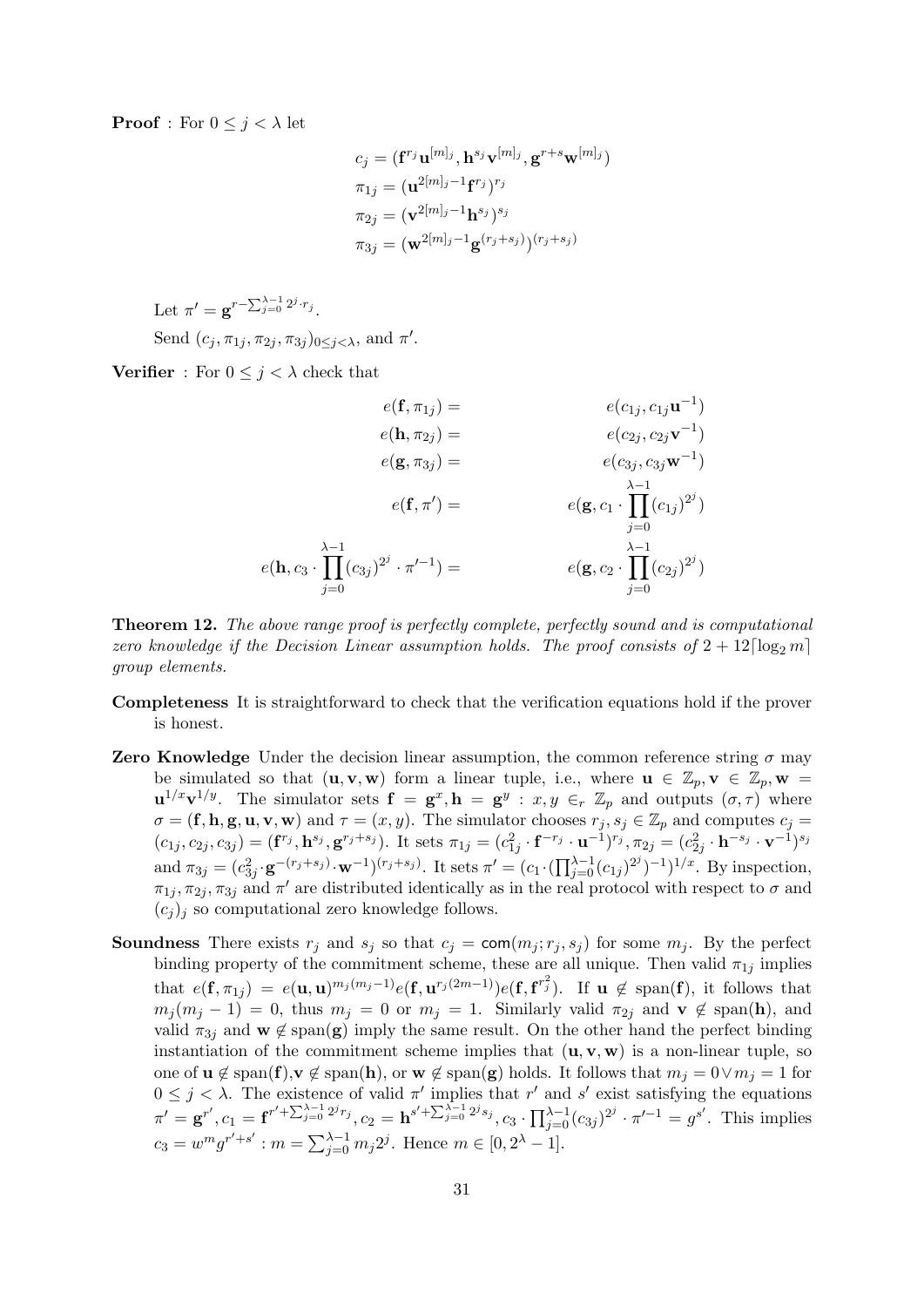**Proof** : For $0 \leq j < \lambda$ let

$$c_j = (\mathbf{f}^{r_j}\mathbf{u}^{[m]_j}, \mathbf{h}^{s_j}\mathbf{v}^{[m]_j}, \mathbf{g}^{r+s}\mathbf{w}^{[m]_j})$$
$$\pi_{1j} = (\mathbf{u}^{2[m]_j - 1}\mathbf{f}^{r_j})^{r_j}$$
$$\pi_{2j} = (\mathbf{v}^{2[m]_j - 1}\mathbf{h}^{s_j})^{s_j}$$
$$\pi_{3j} = (\mathbf{w}^{2[m]_j - 1}\mathbf{g}^{(r_j+s_j)})^{(r_j+s_j)}$$

Let $\pi' = \mathbf{g}^{r - \sum_{j=0}^{\lambda-1} 2^j \cdot r_j}$.

Send $(c_j, \pi_{1j}, \pi_{2j}, \pi_{3j})_{0 \leq j < \lambda}$, and $\pi'$.

**Verifier** : For $0 \leq j < \lambda$ check that

$$e(\mathbf{f}, \pi_{1j}) = e(c_{1j}, c_{1j}\mathbf{u}^{-1})$$
$$e(\mathbf{h}, \pi_{2j}) = e(c_{2j}, c_{2j}\mathbf{v}^{-1})$$
$$e(\mathbf{g}, \pi_{3j}) = e(c_{3j}, c_{3j}\mathbf{w}^{-1})$$
$$e(\mathbf{f}, \pi') = e(\mathbf{g}, c_1 \cdot \prod_{j=0}^{\lambda-1}(c_{1j})^{2^j})$$
$$e(\mathbf{h}, c_3 \cdot \prod_{j=0}^{\lambda-1}(c_{3j})^{2^j} \cdot \pi'^{-1}) = e(\mathbf{g}, c_2 \cdot \prod_{j=0}^{\lambda-1}(c_{2j})^{2^j})$$

**Theorem 12.** *The above range proof is perfectly complete, perfectly sound and is computational zero knowledge if the Decision Linear assumption holds. The proof consists of $2 + 12\lceil \log_2 m \rceil$ group elements.*

**Completeness** It is straightforward to check that the verification equations hold if the prover is honest.

**Zero Knowledge** Under the decision linear assumption, the common reference string $\sigma$ may be simulated so that $(\mathbf{u}, \mathbf{v}, \mathbf{w})$ form a linear tuple, i.e., where $\mathbf{u} \in \mathbb{Z}_p, \mathbf{v} \in \mathbb{Z}_p, \mathbf{w} = \mathbf{u}^{1/x}\mathbf{v}^{1/y}$. The simulator sets $\mathbf{f} = \mathbf{g}^x, \mathbf{h} = \mathbf{g}^y : x, y \in_r \mathbb{Z}_p$ and outputs $(\sigma, \tau)$ where $\sigma = (\mathbf{f}, \mathbf{h}, \mathbf{g}, \mathbf{u}, \mathbf{v}, \mathbf{w})$ and $\tau = (x, y)$. The simulator chooses $r_j, s_j \in \mathbb{Z}_p$ and computes $c_j = (c_{1j}, c_{2j}, c_{3j}) = (\mathbf{f}^{r_j}, \mathbf{h}^{s_j}, \mathbf{g}^{r_j+s_j})$. It sets $\pi_{1j} = (c_{1j}^2 \cdot \mathbf{f}^{-r_j} \cdot \mathbf{u}^{-1})^{r_j}, \pi_{2j} = (c_{2j}^2 \cdot \mathbf{h}^{-s_j} \cdot \mathbf{v}^{-1})^{s_j}$ and $\pi_{3j} = (c_{3j}^2 \cdot \mathbf{g}^{-(r_j+s_j)} \cdot \mathbf{w}^{-1})^{(r_j+s_j)}$. It sets $\pi' = (c_1 \cdot (\prod_{j=0}^{\lambda-1}(c_{1j})^{2^j})^{-1})^{1/x}$. By inspection, $\pi_{1j}, \pi_{2j}, \pi_{3j}$ and $\pi'$ are distributed identically as in the real protocol with respect to $\sigma$ and $(c_j)_j$ so computational zero knowledge follows.

**Soundness** There exists $r_j$ and $s_j$ so that $c_j = \mathsf{com}(m_j; r_j, s_j)$ for some $m_j$. By the perfect binding property of the commitment scheme, these are all unique. Then valid $\pi_{1j}$ implies that $e(\mathbf{f}, \pi_{1j}) = e(\mathbf{u}, \mathbf{u})^{m_j(m_j-1)}e(\mathbf{f}, \mathbf{u}^{r_j(2m-1)})e(\mathbf{f}, \mathbf{f}^{r_j^2})$. If $\mathbf{u} \notin \text{span}(\mathbf{f})$, it follows that $m_j(m_j - 1) = 0$, thus $m_j = 0$ or $m_j = 1$. Similarly valid $\pi_{2j}$ and $\mathbf{v} \notin \text{span}(\mathbf{h})$, and valid $\pi_{3j}$ and $\mathbf{w} \notin \text{span}(\mathbf{g})$ imply the same result. On the other hand the perfect binding instantiation of the commitment scheme implies that $(\mathbf{u}, \mathbf{v}, \mathbf{w})$ is a non-linear tuple, so one of $\mathbf{u} \notin \text{span}(\mathbf{f}), \mathbf{v} \notin \text{span}(\mathbf{h})$, or $\mathbf{w} \notin \text{span}(\mathbf{g})$ holds. It follows that $m_j = 0 \vee m_j = 1$ for $0 \leq j < \lambda$. The existence of valid $\pi'$ implies that $r'$ and $s'$ exist satisfying the equations $\pi' = \mathbf{g}^{r'}, c_1 = \mathbf{f}^{r' + \sum_{j=0}^{\lambda-1} 2^j r_j}, c_2 = \mathbf{h}^{s' + \sum_{j=0}^{\lambda-1} 2^j s_j}, c_3 \cdot \prod_{j=0}^{\lambda-1}(c_{3j})^{2^j} \cdot \pi'^{-1} = g^{s'}$. This implies $c_3 = w^m g^{r'+s'} : m = \sum_{j=0}^{\lambda-1} m_j 2^j$. Hence $m \in [0, 2^\lambda - 1]$.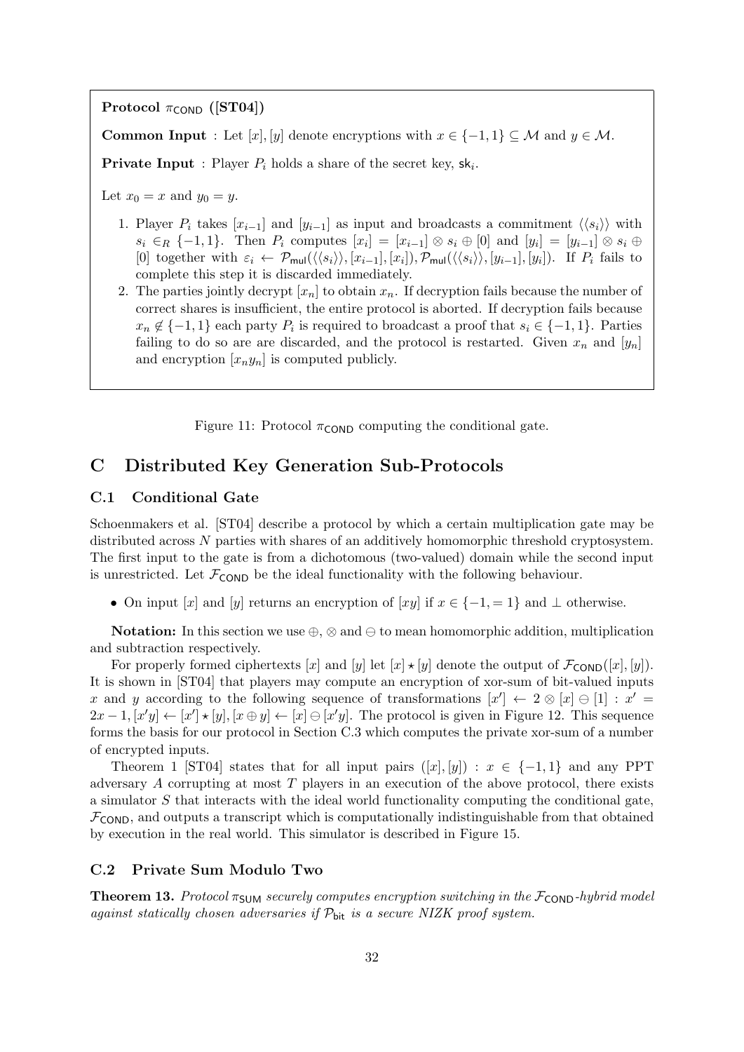**Protocol $\pi_{\mathsf{COND}}$ ([ST04])**

**Common Input** : Let $[x], [y]$ denote encryptions with $x \in \{-1, 1\} \subseteq \mathcal{M}$ and $y \in \mathcal{M}$.

**Private Input** : Player $P_i$ holds a share of the secret key, $\mathsf{sk}_i$.

Let $x_0 = x$ and $y_0 = y$.

1. Player $P_i$ takes $[x_{i-1}]$ and $[y_{i-1}]$ as input and broadcasts a commitment $\langle\langle s_i \rangle\rangle$ with $s_i \in_R \{-1, 1\}$. Then $P_i$ computes $[x_i] = [x_{i-1}] \otimes s_i \oplus [0]$ and $[y_i] = [y_{i-1}] \otimes s_i \oplus [0]$ together with $\varepsilon_i \leftarrow \mathcal{P}_{\mathsf{mul}}(\langle\langle s_i \rangle\rangle, [x_{i-1}], [x_i]), \mathcal{P}_{\mathsf{mul}}(\langle\langle s_i \rangle\rangle, [y_{i-1}], [y_i])$. If $P_i$ fails to complete this step it is discarded immediately.
2. The parties jointly decrypt $[x_n]$ to obtain $x_n$. If decryption fails because the number of correct shares is insufficient, the entire protocol is aborted. If decryption fails because $x_n \notin \{-1, 1\}$ each party $P_i$ is required to broadcast a proof that $s_i \in \{-1, 1\}$. Parties failing to do so are are discarded, and the protocol is restarted. Given $x_n$ and $[y_n]$ and encryption $[x_n y_n]$ is computed publicly.

Figure 11: Protocol $\pi_{\mathsf{COND}}$ computing the conditional gate.

## C Distributed Key Generation Sub-Protocols

### C.1 Conditional Gate

Schoenmakers et al. [ST04] describe a protocol by which a certain multiplication gate may be distributed across $N$ parties with shares of an additively homomorphic threshold cryptosystem. The first input to the gate is from a dichotomous (two-valued) domain while the second input is unrestricted. Let $\mathcal{F}_{\mathsf{COND}}$ be the ideal functionality with the following behaviour.

- On input $[x]$ and $[y]$ returns an encryption of $[xy]$ if $x \in \{-1, = 1\}$ and $\perp$ otherwise.

**Notation:** In this section we use $\oplus$, $\otimes$ and $\ominus$ to mean homomorphic addition, multiplication and subtraction respectively.

For properly formed ciphertexts $[x]$ and $[y]$ let $[x] \star [y]$ denote the output of $\mathcal{F}_{\mathsf{COND}}([x], [y])$. It is shown in [ST04] that players may compute an encryption of xor-sum of bit-valued inputs $x$ and $y$ according to the following sequence of transformations $[x'] \leftarrow 2 \otimes [x] \ominus [1] : x' = 2x - 1, [x'y] \leftarrow [x'] \star [y], [x \oplus y] \leftarrow [x] \ominus [x'y]$. The protocol is given in Figure 12. This sequence forms the basis for our protocol in Section C.3 which computes the private xor-sum of a number of encrypted inputs.

Theorem 1 [ST04] states that for all input pairs $([x], [y]) : x \in \{-1, 1\}$ and any PPT adversary $A$ corrupting at most $T$ players in an execution of the above protocol, there exists a simulator $S$ that interacts with the ideal world functionality computing the conditional gate, $\mathcal{F}_{\mathsf{COND}}$, and outputs a transcript which is computationally indistinguishable from that obtained by execution in the real world. This simulator is described in Figure 15.

### C.2 Private Sum Modulo Two

**Theorem 13.** *Protocol $\pi_{\mathsf{SUM}}$ securely computes encryption switching in the $\mathcal{F}_{\mathsf{COND}}$-hybrid model against statically chosen adversaries if $\mathcal{P}_{\mathsf{bit}}$ is a secure NIZK proof system.*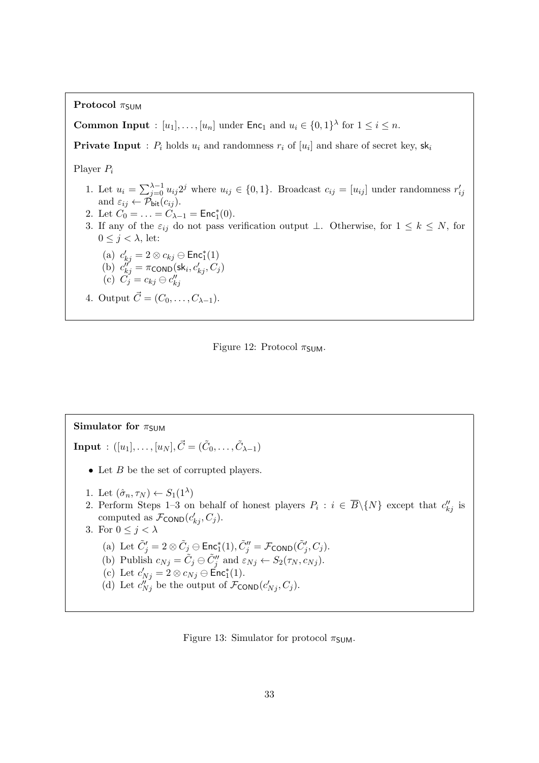**Protocol $\pi_{\mathsf{SUM}}$**

**Common Input** : $[u_1], \ldots, [u_n]$ under $\mathsf{Enc}_1$ and $u_i \in \{0,1\}^\lambda$ for $1 \le i \le n$.

**Private Input** : $P_i$ holds $u_i$ and randomness $r_i$ of $[u_i]$ and share of secret key, $\mathsf{sk}_i$

Player $P_i$

1. Let $u_i = \sum_{j=0}^{\lambda-1} u_{ij} 2^j$ where $u_{ij} \in \{0,1\}$. Broadcast $c_{ij} = [u_{ij}]$ under randomness $r'_{ij}$ and $\varepsilon_{ij} \leftarrow \mathcal{P}_{\mathsf{bit}}(c_{ij})$.
2. Let $C_0 = \ldots = C_{\lambda-1} = \mathsf{Enc}_1^*(0)$.
3. If any of the $\varepsilon_{ij}$ do not pass verification output $\perp$. Otherwise, for $1 \le k \le N$, for $0 \le j < \lambda$, let:
   (a) $c'_{kj} = 2 \otimes c_{kj} \ominus \mathsf{Enc}_1^*(1)$
   (b) $c''_{kj} = \pi_{\mathsf{COND}}(\mathsf{sk}_i, c'_{kj}, C_j)$
   (c) $C_j = c_{kj} \ominus c''_{kj}$
4. Output $\vec{C} = (C_0, \ldots, C_{\lambda-1})$.

Figure 12: Protocol $\pi_{\mathsf{SUM}}$.

**Simulator for $\pi_{\mathsf{SUM}}$**

**Input** : $([u_1], \ldots, [u_N], \vec{C} = (\tilde{C}_0, \ldots, \tilde{C}_{\lambda-1})$

- Let $B$ be the set of corrupted players.

1. Let $(\hat{\sigma}_n, \tau_N) \leftarrow S_1(1^\lambda)$
2. Perform Steps 1–3 on behalf of honest players $P_i : i \in \overline{B} \setminus \{N\}$ except that $c''_{kj}$ is computed as $\mathcal{F}_{\mathsf{COND}}(c'_{kj}, C_j)$.
3. For $0 \le j < \lambda$
   (a) Let $\tilde{C}'_j = 2 \otimes \tilde{C}_j \ominus \mathsf{Enc}_1^*(1), \tilde{C}''_j = \mathcal{F}_{\mathsf{COND}}(\tilde{C}'_j, C_j)$.
   (b) Publish $c_{Nj} = \tilde{C}_j \ominus \tilde{C}''_j$ and $\varepsilon_{Nj} \leftarrow S_2(\tau_N, c_{Nj})$.
   (c) Let $c'_{Nj} = 2 \otimes c_{Nj} \ominus \mathsf{Enc}_1^*(1)$.
   (d) Let $c''_{Nj}$ be the output of $\mathcal{F}_{\mathsf{COND}}(c'_{Nj}, C_j)$.

Figure 13: Simulator for protocol $\pi_{\mathsf{SUM}}$.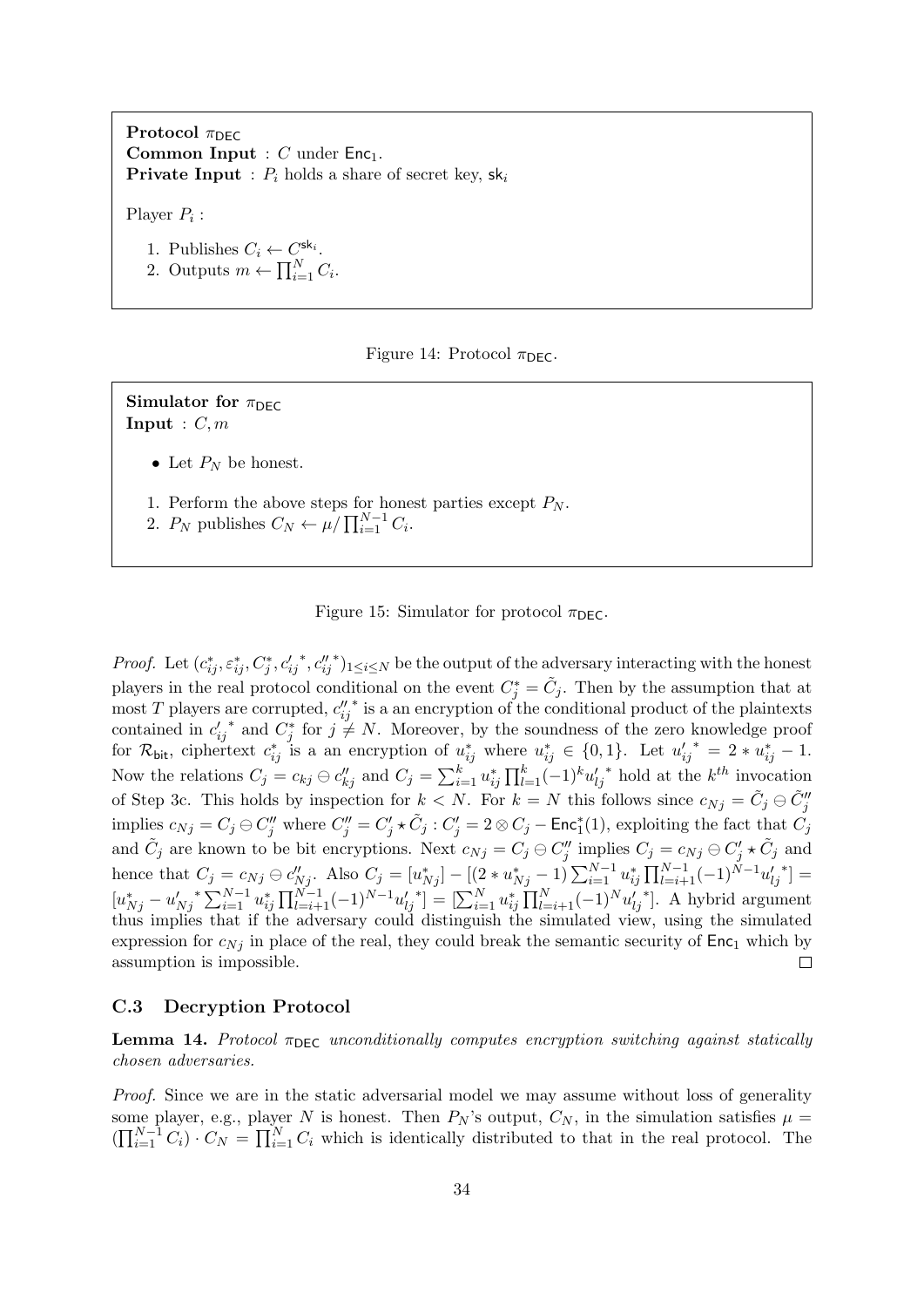**Protocol $\pi_{\mathsf{DEC}}$**
**Common Input** : $C$ under $\mathsf{Enc}_1$.
**Private Input** : $P_i$ holds a share of secret key, $\mathsf{sk}_i$

Player $P_i$ :

1. Publishes $C_i \leftarrow C^{\mathsf{sk}_i}$.
2. Outputs $m \leftarrow \prod_{i=1}^{N} C_i$.

Figure 14: Protocol $\pi_{\mathsf{DEC}}$.

**Simulator for $\pi_{\mathsf{DEC}}$**
**Input** : $C, m$

- Let $P_N$ be honest.

1. Perform the above steps for honest parties except $P_N$.
2. $P_N$ publishes $C_N \leftarrow \mu / \prod_{i=1}^{N-1} C_i$.

Figure 15: Simulator for protocol $\pi_{\mathsf{DEC}}$.

*Proof.* Let $(c^*_{ij}, \varepsilon^*_{ij}, C^*_j, {c'_{ij}}^*, {c''_{ij}}^*)_{1 \le i \le N}$ be the output of the adversary interacting with the honest players in the real protocol conditional on the event $C^*_j = \tilde{C}_j$. Then by the assumption that at most $T$ players are corrupted, ${c''_{ij}}^*$ is a an encryption of the conditional product of the plaintexts contained in ${c'_{ij}}^*$ and $C^*_j$ for $j \ne N$. Moreover, by the soundness of the zero knowledge proof for $\mathcal{R}_{\mathsf{bit}}$, ciphertext $c^*_{ij}$ is a an encryption of $u^*_{ij}$ where $u^*_{ij} \in \{0,1\}$. Let ${u'_{ij}}^* = 2 * u^*_{ij} - 1$. Now the relations $C_j = c_{kj} \ominus c''_{kj}$ and $C_j = \sum_{i=1}^{k} u^*_{ij} \prod_{l=1}^{k} (-1)^k {u'_{lj}}^*$ hold at the $k^{th}$ invocation of Step 3c. This holds by inspection for $k < N$. For $k = N$ this follows since $c_{Nj} = \tilde{C}_j \ominus \tilde{C}''_j$ implies $c_{Nj} = C_j \ominus C''_j$ where $C''_j = C'_j \star \tilde{C}_j : C'_j = 2 \otimes C_j - \mathsf{Enc}^*_1(1)$, exploiting the fact that $C_j$ and $\tilde{C}_j$ are known to be bit encryptions. Next $c_{Nj} = C_j \ominus C''_j$ implies $C_j = c_{Nj} \ominus C'_j \star \tilde{C}_j$ and hence that $C_j = c_{Nj} \ominus c''_{Nj}$. Also $C_j = [u^*_{Nj}] - [(2 * u^*_{Nj} - 1) \sum_{i=1}^{N-1} u^*_{ij} \prod_{l=i+1}^{N-1} (-1)^{N-1} {u'_{lj}}^*] = [u^*_{Nj} - {u'_{Nj}}^* \sum_{i=1}^{N-1} u^*_{ij} \prod_{l=i+1}^{N-1} (-1)^{N-1} {u'_{lj}}^*] = [\sum_{i=1}^{N} u^*_{ij} \prod_{l=i+1}^{N} (-1)^N {u'_{lj}}^*]$. A hybrid argument thus implies that if the adversary could distinguish the simulated view, using the simulated expression for $c_{Nj}$ in place of the real, they could break the semantic security of $\mathsf{Enc}_1$ which by assumption is impossible. $\square$

### C.3 Decryption Protocol

**Lemma 14.** *Protocol $\pi_{\mathsf{DEC}}$ unconditionally computes encryption switching against statically chosen adversaries.*

*Proof.* Since we are in the static adversarial model we may assume without loss of generality some player, e.g., player $N$ is honest. Then $P_N$'s output, $C_N$, in the simulation satisfies $\mu = (\prod_{i=1}^{N-1} C_i) \cdot C_N = \prod_{i=1}^{N} C_i$ which is identically distributed to that in the real protocol. The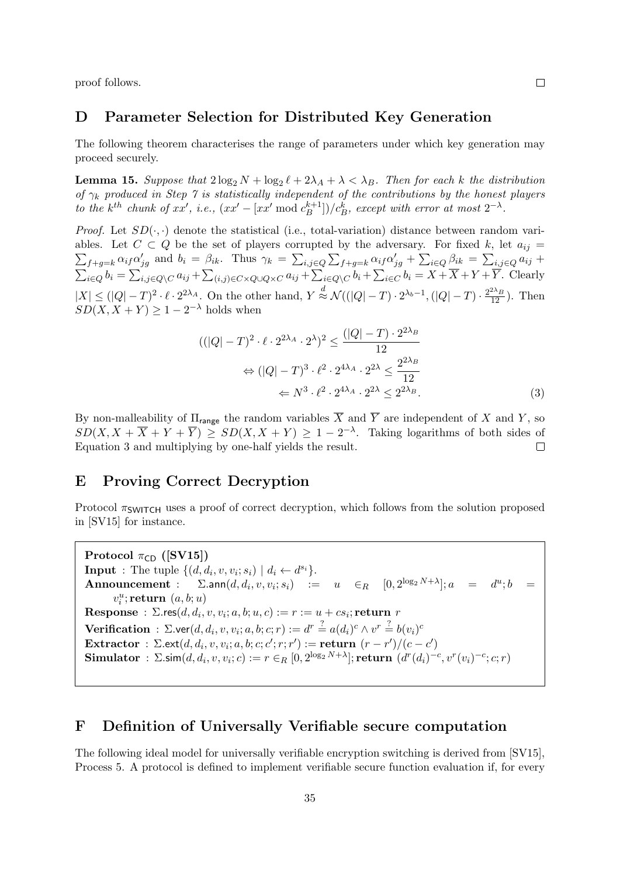proof follows. □

## D Parameter Selection for Distributed Key Generation

The following theorem characterises the range of parameters under which key generation may proceed securely.

**Lemma 15.** *Suppose that $2\log_2 N + \log_2 \ell + 2\lambda_A + \lambda < \lambda_B$. Then for each $k$ the distribution of $\gamma_k$ produced in Step 7 is statistically independent of the contributions by the honest players to the $k^{th}$ chunk of $xx'$, i.e., $(xx' - [xx' \bmod c_B^{k+1}])/c_B^k$, except with error at most $2^{-\lambda}$.*

*Proof.* Let $SD(\cdot,\cdot)$ denote the statistical (i.e., total-variation) distance between random variables. Let $C \subset Q$ be the set of players corrupted by the adversary. For fixed $k$, let $a_{ij} = \sum_{f+g=k} \alpha_{if}\alpha'_{jg}$ and $b_i = \beta_{ik}$. Thus $\gamma_k = \sum_{i,j\in Q}\sum_{f+g=k} \alpha_{if}\alpha'_{jg} + \sum_{i\in Q}\beta_{ik} = \sum_{i,j\in Q} a_{ij} + \sum_{i\in Q} b_i = \sum_{i,j\in Q\setminus C} a_{ij} + \sum_{(i,j)\in C\times Q\cup Q\times C} a_{ij} + \sum_{i\in Q\setminus C} b_i + \sum_{i\in C} b_i = X + \overline{X} + Y + \overline{Y}$. Clearly $|X| \le (|Q|-T)^2 \cdot \ell \cdot 2^{2\lambda_A}$. On the other hand, $Y \overset{d}{\approx} \mathcal{N}((|Q|-T)\cdot 2^{\lambda_b - 1}, (|Q|-T)\cdot \frac{2^{2\lambda_B}}{12})$. Then $SD(X, X+Y) \ge 1 - 2^{-\lambda}$ holds when

$$
\begin{aligned}
((|Q|-T)^2 \cdot \ell \cdot 2^{2\lambda_A} \cdot 2^{\lambda})^2 &\le \frac{(|Q|-T)\cdot 2^{2\lambda_B}}{12} \\
\Leftrightarrow (|Q|-T)^3 \cdot \ell^2 \cdot 2^{4\lambda_A} \cdot 2^{2\lambda} &\le \frac{2^{2\lambda_B}}{12} \\
\Leftarrow N^3 \cdot \ell^2 \cdot 2^{4\lambda_A} \cdot 2^{2\lambda} &\le 2^{2\lambda_B}. \qquad (3)
\end{aligned}
$$

By non-malleability of $\Pi_{\mathsf{range}}$ the random variables $\overline{X}$ and $\overline{Y}$ are independent of $X$ and $Y$, so $SD(X, X + \overline{X} + Y + \overline{Y}) \ge SD(X, X+Y) \ge 1 - 2^{-\lambda}$. Taking logarithms of both sides of Equation 3 and multiplying by one-half yields the result. □

## E Proving Correct Decryption

Protocol $\pi_{\mathsf{SWITCH}}$ uses a proof of correct decryption, which follows from the solution proposed in [SV15] for instance.

**Protocol $\pi_{\mathsf{CD}}$ ([SV15])**
**Input** : The tuple $\{(d, d_i, v, v_i; s_i) \mid d_i \leftarrow d^{s_i}\}$.
**Announcement** : $\Sigma.\mathsf{ann}(d, d_i, v, v_i; s_i) := u \in_R [0, 2^{\log_2 N + \lambda}]; a = d^u; b = v_i^u;$ **return** $(a, b; u)$
**Response** : $\Sigma.\mathsf{res}(d, d_i, v, v_i; a, b; u, c) := r := u + cs_i;$ **return** $r$
**Verification** : $\Sigma.\mathsf{ver}(d, d_i, v, v_i; a, b; c; r) := d^r \overset{?}{=} a(d_i)^c \wedge v^r \overset{?}{=} b(v_i)^c$
**Extractor** : $\Sigma.\mathsf{ext}(d, d_i, v, v_i; a, b; c; c'; r; r') :=$ **return** $(r - r')/(c - c')$
**Simulator** : $\Sigma.\mathsf{sim}(d, d_i, v, v_i; c) := r \in_R [0, 2^{\log_2 N + \lambda}];$ **return** $(d^r(d_i)^{-c}, v^r(v_i)^{-c}; c; r)$

## F Definition of Universally Verifiable secure computation

The following ideal model for universally verifiable encryption switching is derived from [SV15], Process 5. A protocol is defined to implement verifiable secure function evaluation if, for every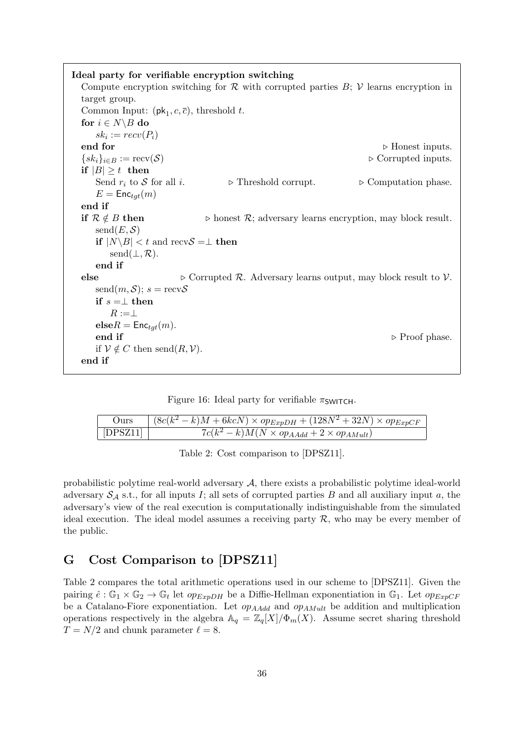**Ideal party for verifiable encryption switching**

Compute encryption switching for $\mathcal{R}$ with corrupted parties $B$; $\mathcal{V}$ learns encryption in target group.

Common Input: $(\mathsf{pk}_1, c, \overline{c})$, threshold $t$.

```
for i ∈ N\B do
    sk_i := recv(P_i)
end for                                                        ▷ Honest inputs.
{sk_i}_{i∈B} := recv(S)                                        ▷ Corrupted inputs.
if |B| ≥ t then
    Send r_i to S for all i.        ▷ Threshold corrupt.       ▷ Computation phase.
    E = Enc_tgt(m)
end if
if R ∉ B then          ▷ honest R; adversary learns encryption, may block result.
    send(E, S)
    if |N\B| < t and recvS =⊥ then
        send(⊥, R).
    end if
else                   ▷ Corrupted R. Adversary learns output, may block result to V.
    send(m, S); s = recvS
    if s =⊥ then
        R :=⊥
    elseR = Enc_tgt(m).
    end if                                                     ▷ Proof phase.
    if V ∉ C then send(R, V).
end if
```

Figure 16: Ideal party for verifiable $\pi_{\mathsf{SWITCH}}$.

| | |
|---|---|
| Ours | $(8c(k^2-k)M + 6kcN) \times op_{ExpDH} + (128N^2 + 32N) \times op_{ExpCF}$ |
| [DPSZ11] | $7c(k^2-k)M(N \times op_{AAdd} + 2 \times op_{AMult})$ |

Table 2: Cost comparison to [DPSZ11].

probabilistic polytime real-world adversary $\mathcal{A}$, there exists a probabilistic polytime ideal-world adversary $\mathcal{S}_{\mathcal{A}}$ s.t., for all inputs $I$; all sets of corrupted parties $B$ and all auxiliary input $a$, the adversary's view of the real execution is computationally indistinguishable from the simulated ideal execution. The ideal model assumes a receiving party $\mathcal{R}$, who may be every member of the public.

## G Cost Comparison to [DPSZ11]

Table 2 compares the total arithmetic operations used in our scheme to [DPSZ11]. Given the pairing $\hat{e} : \mathbb{G}_1 \times \mathbb{G}_2 \rightarrow \mathbb{G}_t$ let $op_{ExpDH}$ be a Diffie-Hellman exponentiation in $\mathbb{G}_1$. Let $op_{ExpCF}$ be a Catalano-Fiore exponentiation. Let $op_{AAdd}$ and $op_{AMult}$ be addition and multiplication operations respectively in the algebra $\mathbb{A}_q = \mathbb{Z}_q[X]/\Phi_m(X)$. Assume secret sharing threshold $T = N/2$ and chunk parameter $\ell = 8$.